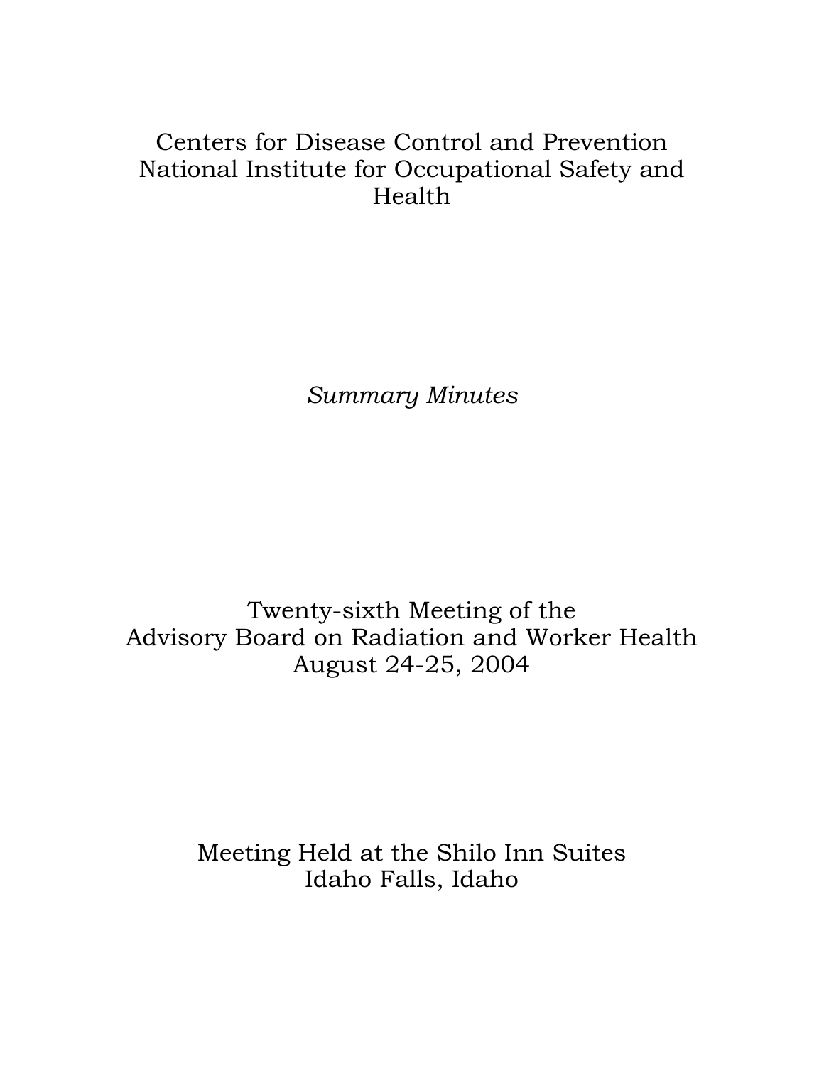Centers for Disease Control and Prevention
National Institute for Occupational Safety and Health

*Summary Minutes*

Twenty-sixth Meeting of the
Advisory Board on Radiation and Worker Health
August 24-25, 2004

Meeting Held at the Shilo Inn Suites
Idaho Falls, Idaho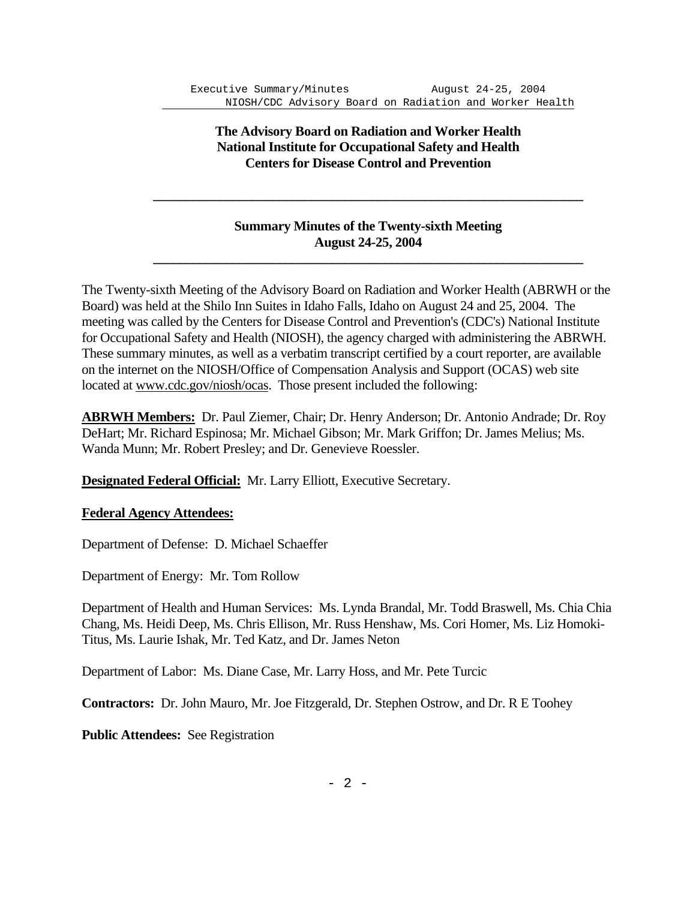# The Advisory Board on Radiation and Worker Health
# National Institute for Occupational Safety and Health
# Centers for Disease Control and Prevention

---

## Summary Minutes of the Twenty-sixth Meeting
## August 24-25, 2004

---

The Twenty-sixth Meeting of the Advisory Board on Radiation and Worker Health (ABRWH or the Board) was held at the Shilo Inn Suites in Idaho Falls, Idaho on August 24 and 25, 2004. The meeting was called by the Centers for Disease Control and Prevention's (CDC's) National Institute for Occupational Safety and Health (NIOSH), the agency charged with administering the ABRWH. These summary minutes, as well as a verbatim transcript certified by a court reporter, are available on the internet on the NIOSH/Office of Compensation Analysis and Support (OCAS) web site located at www.cdc.gov/niosh/ocas. Those present included the following:

**ABRWH Members:** Dr. Paul Ziemer, Chair; Dr. Henry Anderson; Dr. Antonio Andrade; Dr. Roy DeHart; Mr. Richard Espinosa; Mr. Michael Gibson; Mr. Mark Griffon; Dr. James Melius; Ms. Wanda Munn; Mr. Robert Presley; and Dr. Genevieve Roessler.

**Designated Federal Official:** Mr. Larry Elliott, Executive Secretary.

**Federal Agency Attendees:**

Department of Defense: D. Michael Schaeffer

Department of Energy: Mr. Tom Rollow

Department of Health and Human Services: Ms. Lynda Brandal, Mr. Todd Braswell, Ms. Chia Chia Chang, Ms. Heidi Deep, Ms. Chris Ellison, Mr. Russ Henshaw, Ms. Cori Homer, Ms. Liz Homoki-Titus, Ms. Laurie Ishak, Mr. Ted Katz, and Dr. James Neton

Department of Labor: Ms. Diane Case, Mr. Larry Hoss, and Mr. Pete Turcic

**Contractors:** Dr. John Mauro, Mr. Joe Fitzgerald, Dr. Stephen Ostrow, and Dr. R E Toohey

**Public Attendees:** See Registration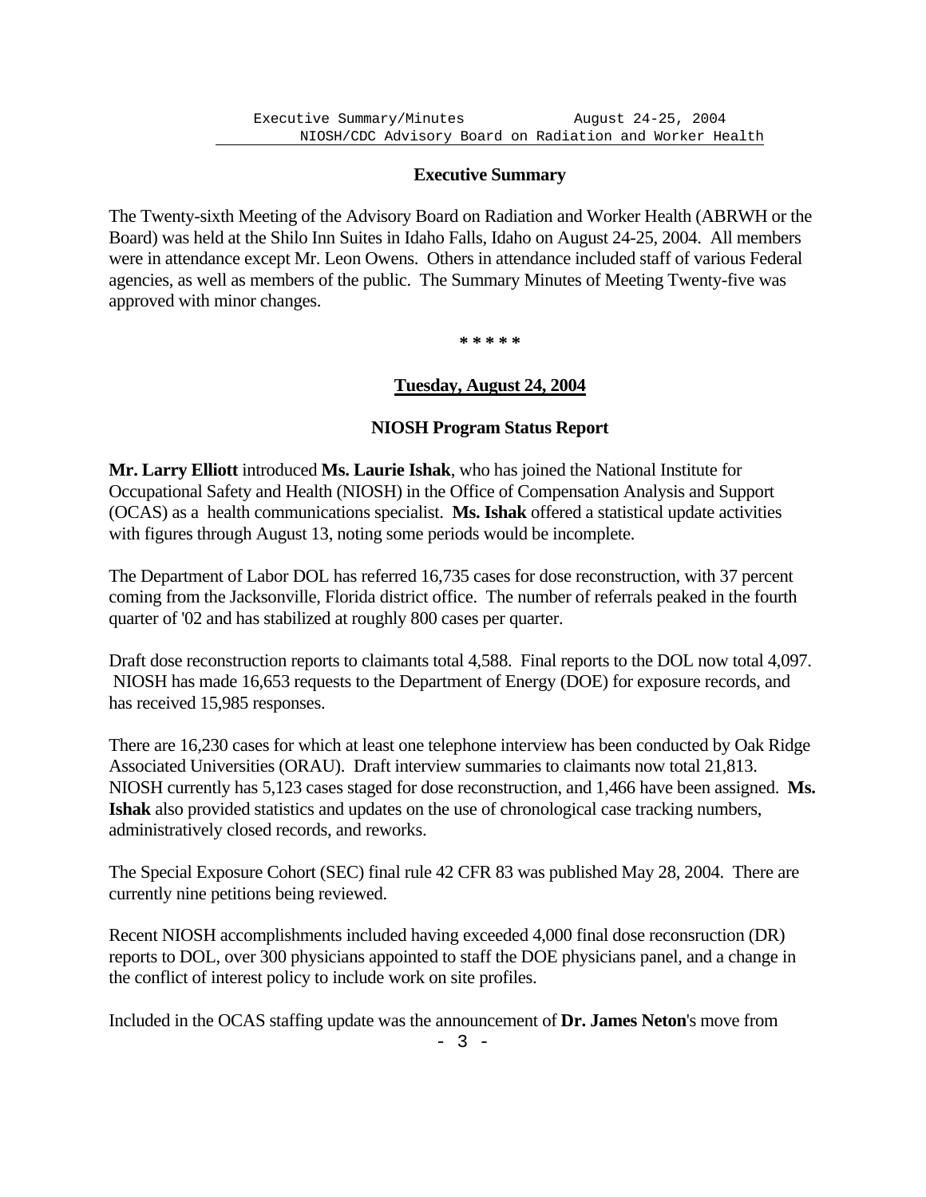## Executive Summary

The Twenty-sixth Meeting of the Advisory Board on Radiation and Worker Health (ABRWH or the Board) was held at the Shilo Inn Suites in Idaho Falls, Idaho on August 24-25, 2004. All members were in attendance except Mr. Leon Owens. Others in attendance included staff of various Federal agencies, as well as members of the public. The Summary Minutes of Meeting Twenty-five was approved with minor changes.

* * * * *

### Tuesday, August 24, 2004

### NIOSH Program Status Report

**Mr. Larry Elliott** introduced **Ms. Laurie Ishak**, who has joined the National Institute for Occupational Safety and Health (NIOSH) in the Office of Compensation Analysis and Support (OCAS) as a health communications specialist. **Ms. Ishak** offered a statistical update activities with figures through August 13, noting some periods would be incomplete.

The Department of Labor DOL has referred 16,735 cases for dose reconstruction, with 37 percent coming from the Jacksonville, Florida district office. The number of referrals peaked in the fourth quarter of '02 and has stabilized at roughly 800 cases per quarter.

Draft dose reconstruction reports to claimants total 4,588. Final reports to the DOL now total 4,097. NIOSH has made 16,653 requests to the Department of Energy (DOE) for exposure records, and has received 15,985 responses.

There are 16,230 cases for which at least one telephone interview has been conducted by Oak Ridge Associated Universities (ORAU). Draft interview summaries to claimants now total 21,813. NIOSH currently has 5,123 cases staged for dose reconstruction, and 1,466 have been assigned. **Ms. Ishak** also provided statistics and updates on the use of chronological case tracking numbers, administratively closed records, and reworks.

The Special Exposure Cohort (SEC) final rule 42 CFR 83 was published May 28, 2004. There are currently nine petitions being reviewed.

Recent NIOSH accomplishments included having exceeded 4,000 final dose reconsruction (DR) reports to DOL, over 300 physicians appointed to staff the DOE physicians panel, and a change in the conflict of interest policy to include work on site profiles.

Included in the OCAS staffing update was the announcement of **Dr. James Neton**'s move from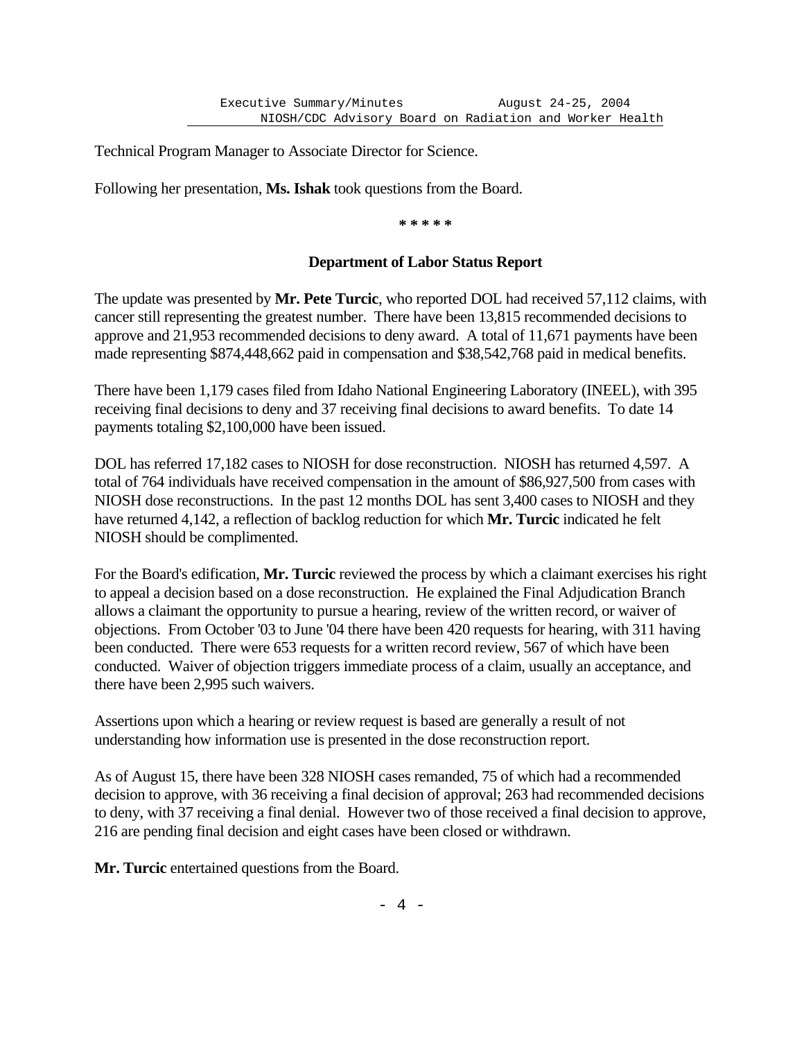Technical Program Manager to Associate Director for Science.

Following her presentation, **Ms. Ishak** took questions from the Board.

\* \* \* \* \*

### Department of Labor Status Report

The update was presented by **Mr. Pete Turcic**, who reported DOL had received 57,112 claims, with cancer still representing the greatest number. There have been 13,815 recommended decisions to approve and 21,953 recommended decisions to deny award. A total of 11,671 payments have been made representing $874,448,662 paid in compensation and $38,542,768 paid in medical benefits.

There have been 1,179 cases filed from Idaho National Engineering Laboratory (INEEL), with 395 receiving final decisions to deny and 37 receiving final decisions to award benefits. To date 14 payments totaling $2,100,000 have been issued.

DOL has referred 17,182 cases to NIOSH for dose reconstruction. NIOSH has returned 4,597. A total of 764 individuals have received compensation in the amount of $86,927,500 from cases with NIOSH dose reconstructions. In the past 12 months DOL has sent 3,400 cases to NIOSH and they have returned 4,142, a reflection of backlog reduction for which **Mr. Turcic** indicated he felt NIOSH should be complimented.

For the Board's edification, **Mr. Turcic** reviewed the process by which a claimant exercises his right to appeal a decision based on a dose reconstruction. He explained the Final Adjudication Branch allows a claimant the opportunity to pursue a hearing, review of the written record, or waiver of objections. From October '03 to June '04 there have been 420 requests for hearing, with 311 having been conducted. There were 653 requests for a written record review, 567 of which have been conducted. Waiver of objection triggers immediate process of a claim, usually an acceptance, and there have been 2,995 such waivers.

Assertions upon which a hearing or review request is based are generally a result of not understanding how information use is presented in the dose reconstruction report.

As of August 15, there have been 328 NIOSH cases remanded, 75 of which had a recommended decision to approve, with 36 receiving a final decision of approval; 263 had recommended decisions to deny, with 37 receiving a final denial. However two of those received a final decision to approve, 216 are pending final decision and eight cases have been closed or withdrawn.

**Mr. Turcic** entertained questions from the Board.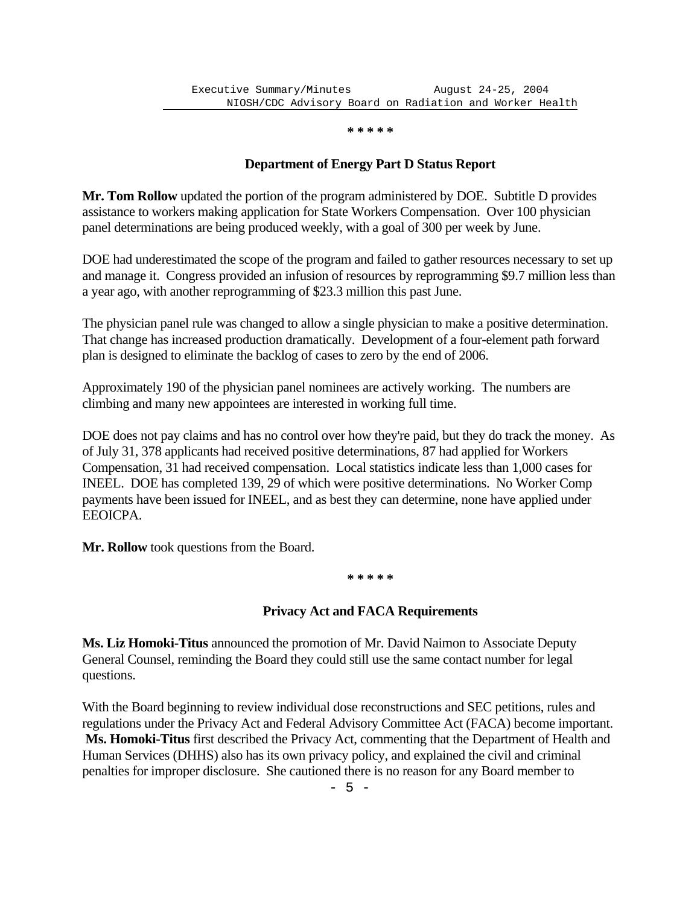\* \* \* \* \*

## Department of Energy Part D Status Report

**Mr. Tom Rollow** updated the portion of the program administered by DOE. Subtitle D provides assistance to workers making application for State Workers Compensation. Over 100 physician panel determinations are being produced weekly, with a goal of 300 per week by June.

DOE had underestimated the scope of the program and failed to gather resources necessary to set up and manage it. Congress provided an infusion of resources by reprogramming $9.7 million less than a year ago, with another reprogramming of $23.3 million this past June.

The physician panel rule was changed to allow a single physician to make a positive determination. That change has increased production dramatically. Development of a four-element path forward plan is designed to eliminate the backlog of cases to zero by the end of 2006.

Approximately 190 of the physician panel nominees are actively working. The numbers are climbing and many new appointees are interested in working full time.

DOE does not pay claims and has no control over how they're paid, but they do track the money. As of July 31, 378 applicants had received positive determinations, 87 had applied for Workers Compensation, 31 had received compensation. Local statistics indicate less than 1,000 cases for INEEL. DOE has completed 139, 29 of which were positive determinations. No Worker Comp payments have been issued for INEEL, and as best they can determine, none have applied under EEOICPA.

**Mr. Rollow** took questions from the Board.

\* \* \* \* \*

## Privacy Act and FACA Requirements

**Ms. Liz Homoki-Titus** announced the promotion of Mr. David Naimon to Associate Deputy General Counsel, reminding the Board they could still use the same contact number for legal questions.

With the Board beginning to review individual dose reconstructions and SEC petitions, rules and regulations under the Privacy Act and Federal Advisory Committee Act (FACA) become important. **Ms. Homoki-Titus** first described the Privacy Act, commenting that the Department of Health and Human Services (DHHS) also has its own privacy policy, and explained the civil and criminal penalties for improper disclosure. She cautioned there is no reason for any Board member to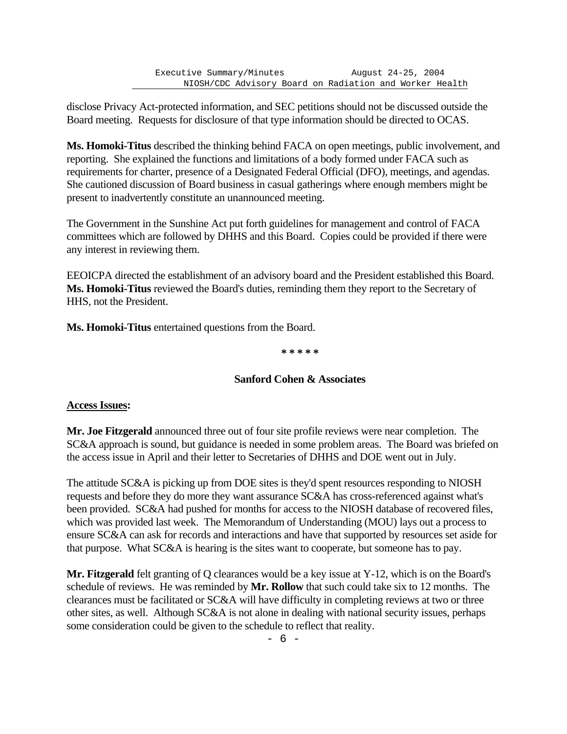disclose Privacy Act-protected information, and SEC petitions should not be discussed outside the Board meeting. Requests for disclosure of that type information should be directed to OCAS.

**Ms. Homoki-Titus** described the thinking behind FACA on open meetings, public involvement, and reporting. She explained the functions and limitations of a body formed under FACA such as requirements for charter, presence of a Designated Federal Official (DFO), meetings, and agendas. She cautioned discussion of Board business in casual gatherings where enough members might be present to inadvertently constitute an unannounced meeting.

The Government in the Sunshine Act put forth guidelines for management and control of FACA committees which are followed by DHHS and this Board. Copies could be provided if there were any interest in reviewing them.

EEOICPA directed the establishment of an advisory board and the President established this Board. **Ms. Homoki-Titus** reviewed the Board's duties, reminding them they report to the Secretary of HHS, not the President.

**Ms. Homoki-Titus** entertained questions from the Board.

\* \* \* \* \*

### Sanford Cohen & Associates

**Access Issues:**

**Mr. Joe Fitzgerald** announced three out of four site profile reviews were near completion. The SC&A approach is sound, but guidance is needed in some problem areas. The Board was briefed on the access issue in April and their letter to Secretaries of DHHS and DOE went out in July.

The attitude SC&A is picking up from DOE sites is they'd spent resources responding to NIOSH requests and before they do more they want assurance SC&A has cross-referenced against what's been provided. SC&A had pushed for months for access to the NIOSH database of recovered files, which was provided last week. The Memorandum of Understanding (MOU) lays out a process to ensure SC&A can ask for records and interactions and have that supported by resources set aside for that purpose. What SC&A is hearing is the sites want to cooperate, but someone has to pay.

**Mr. Fitzgerald** felt granting of Q clearances would be a key issue at Y-12, which is on the Board's schedule of reviews. He was reminded by **Mr. Rollow** that such could take six to 12 months. The clearances must be facilitated or SC&A will have difficulty in completing reviews at two or three other sites, as well. Although SC&A is not alone in dealing with national security issues, perhaps some consideration could be given to the schedule to reflect that reality.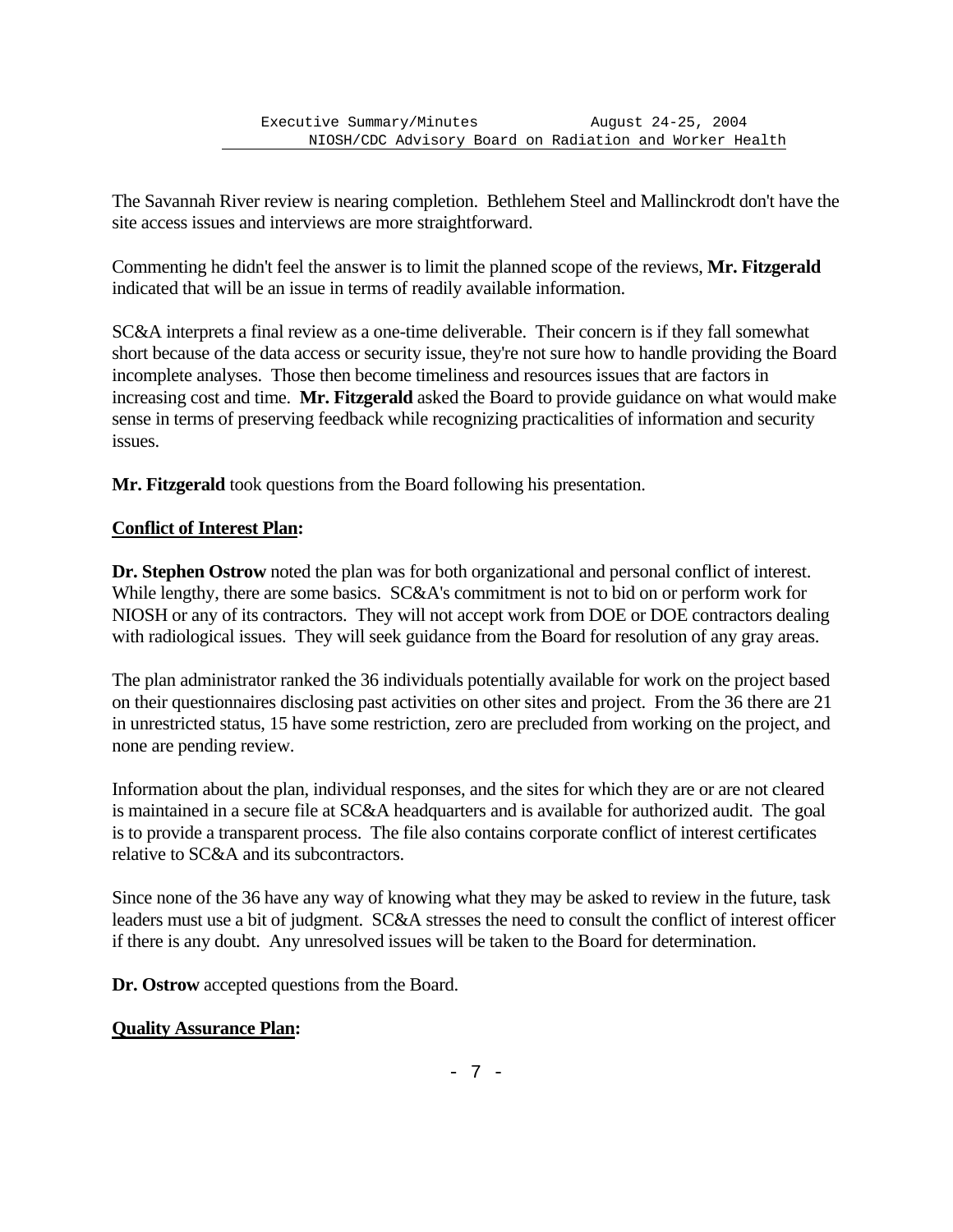The Savannah River review is nearing completion. Bethlehem Steel and Mallinckrodt don't have the site access issues and interviews are more straightforward.

Commenting he didn't feel the answer is to limit the planned scope of the reviews, **Mr. Fitzgerald** indicated that will be an issue in terms of readily available information.

SC&A interprets a final review as a one-time deliverable. Their concern is if they fall somewhat short because of the data access or security issue, they're not sure how to handle providing the Board incomplete analyses. Those then become timeliness and resources issues that are factors in increasing cost and time. **Mr. Fitzgerald** asked the Board to provide guidance on what would make sense in terms of preserving feedback while recognizing practicalities of information and security issues.

**Mr. Fitzgerald** took questions from the Board following his presentation.

**<u>Conflict of Interest Plan</u>:**

**Dr. Stephen Ostrow** noted the plan was for both organizational and personal conflict of interest. While lengthy, there are some basics. SC&A's commitment is not to bid on or perform work for NIOSH or any of its contractors. They will not accept work from DOE or DOE contractors dealing with radiological issues. They will seek guidance from the Board for resolution of any gray areas.

The plan administrator ranked the 36 individuals potentially available for work on the project based on their questionnaires disclosing past activities on other sites and project. From the 36 there are 21 in unrestricted status, 15 have some restriction, zero are precluded from working on the project, and none are pending review.

Information about the plan, individual responses, and the sites for which they are or are not cleared is maintained in a secure file at SC&A headquarters and is available for authorized audit. The goal is to provide a transparent process. The file also contains corporate conflict of interest certificates relative to SC&A and its subcontractors.

Since none of the 36 have any way of knowing what they may be asked to review in the future, task leaders must use a bit of judgment. SC&A stresses the need to consult the conflict of interest officer if there is any doubt. Any unresolved issues will be taken to the Board for determination.

**Dr. Ostrow** accepted questions from the Board.

**<u>Quality Assurance Plan</u>:**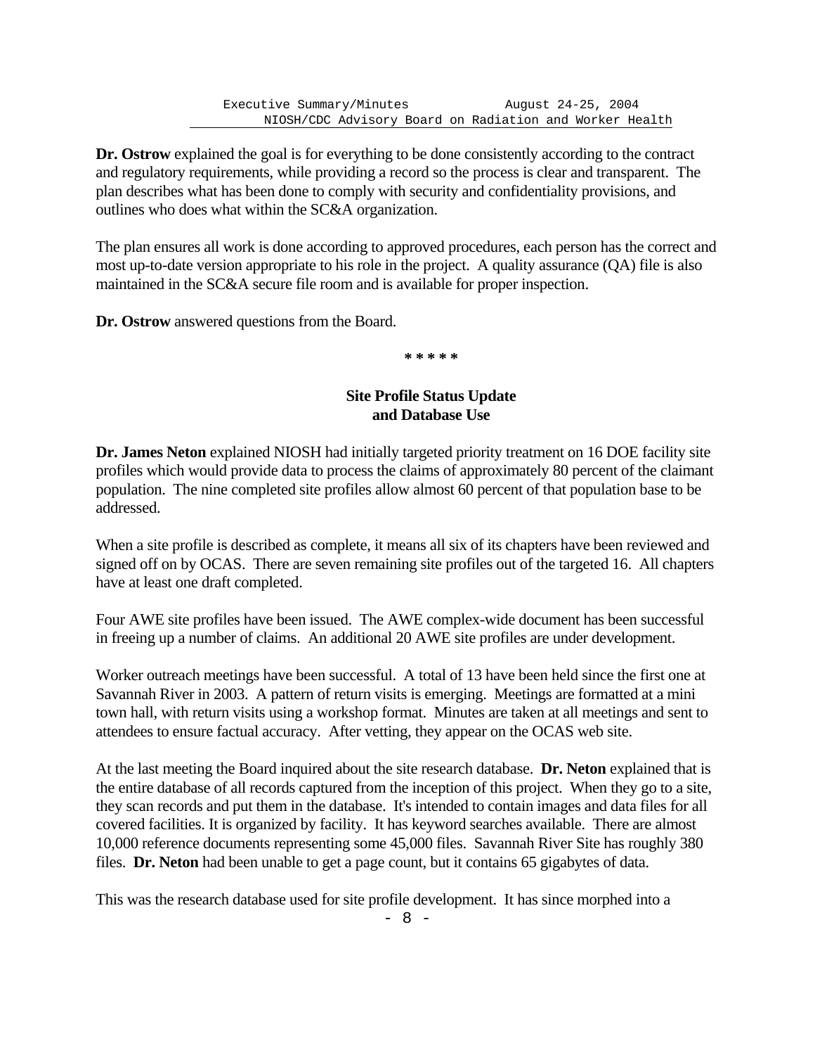**Dr. Ostrow** explained the goal is for everything to be done consistently according to the contract and regulatory requirements, while providing a record so the process is clear and transparent. The plan describes what has been done to comply with security and confidentiality provisions, and outlines who does what within the SC&A organization.

The plan ensures all work is done according to approved procedures, each person has the correct and most up-to-date version appropriate to his role in the project. A quality assurance (QA) file is also maintained in the SC&A secure file room and is available for proper inspection.

**Dr. Ostrow** answered questions from the Board.

\* \* \* \* \*

## Site Profile Status Update and Database Use

**Dr. James Neton** explained NIOSH had initially targeted priority treatment on 16 DOE facility site profiles which would provide data to process the claims of approximately 80 percent of the claimant population. The nine completed site profiles allow almost 60 percent of that population base to be addressed.

When a site profile is described as complete, it means all six of its chapters have been reviewed and signed off on by OCAS. There are seven remaining site profiles out of the targeted 16. All chapters have at least one draft completed.

Four AWE site profiles have been issued. The AWE complex-wide document has been successful in freeing up a number of claims. An additional 20 AWE site profiles are under development.

Worker outreach meetings have been successful. A total of 13 have been held since the first one at Savannah River in 2003. A pattern of return visits is emerging. Meetings are formatted at a mini town hall, with return visits using a workshop format. Minutes are taken at all meetings and sent to attendees to ensure factual accuracy. After vetting, they appear on the OCAS web site.

At the last meeting the Board inquired about the site research database. **Dr. Neton** explained that is the entire database of all records captured from the inception of this project. When they go to a site, they scan records and put them in the database. It's intended to contain images and data files for all covered facilities. It is organized by facility. It has keyword searches available. There are almost 10,000 reference documents representing some 45,000 files. Savannah River Site has roughly 380 files. **Dr. Neton** had been unable to get a page count, but it contains 65 gigabytes of data.

This was the research database used for site profile development. It has since morphed into a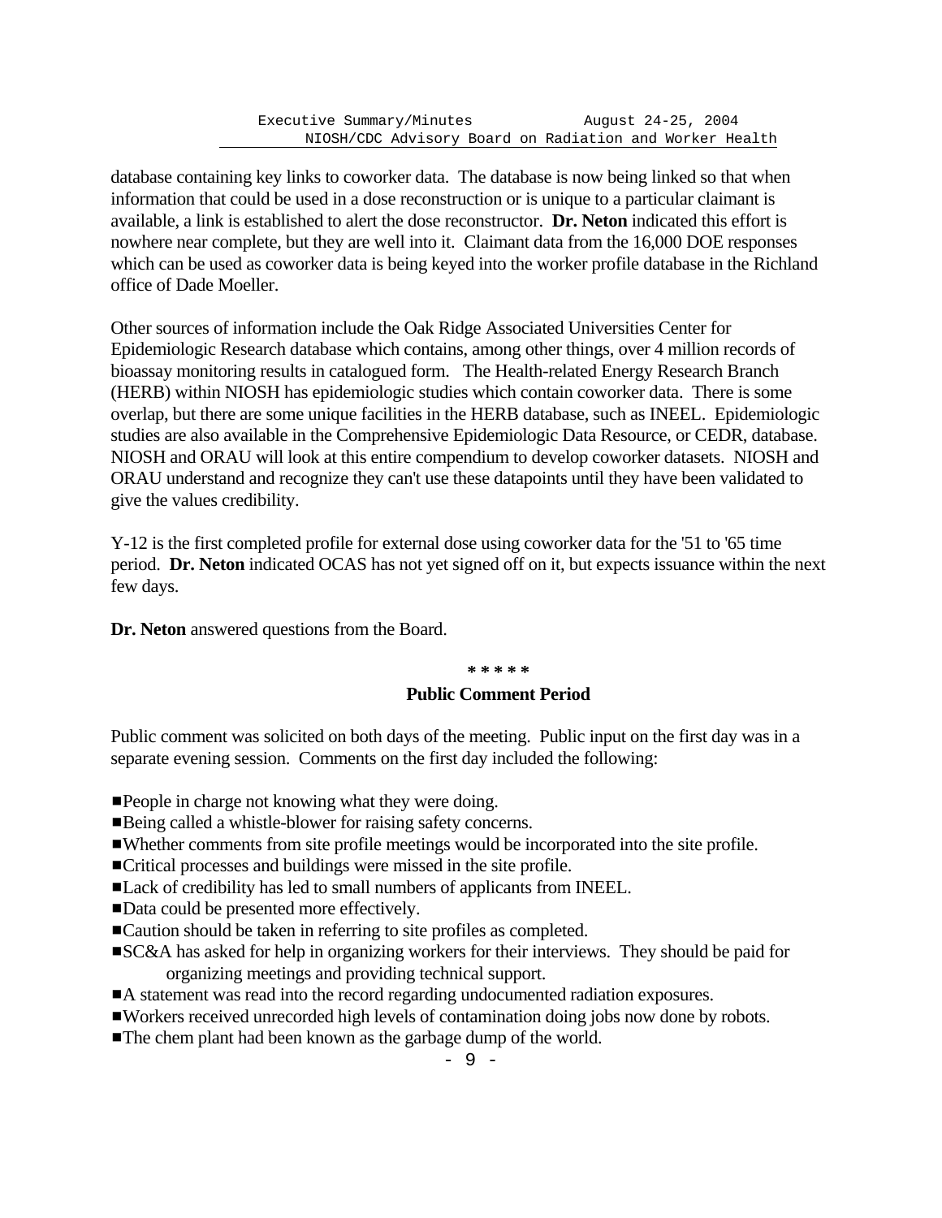database containing key links to coworker data. The database is now being linked so that when information that could be used in a dose reconstruction or is unique to a particular claimant is available, a link is established to alert the dose reconstructor. **Dr. Neton** indicated this effort is nowhere near complete, but they are well into it. Claimant data from the 16,000 DOE responses which can be used as coworker data is being keyed into the worker profile database in the Richland office of Dade Moeller.

Other sources of information include the Oak Ridge Associated Universities Center for Epidemiologic Research database which contains, among other things, over 4 million records of bioassay monitoring results in catalogued form. The Health-related Energy Research Branch (HERB) within NIOSH has epidemiologic studies which contain coworker data. There is some overlap, but there are some unique facilities in the HERB database, such as INEEL. Epidemiologic studies are also available in the Comprehensive Epidemiologic Data Resource, or CEDR, database. NIOSH and ORAU will look at this entire compendium to develop coworker datasets. NIOSH and ORAU understand and recognize they can't use these datapoints until they have been validated to give the values credibility.

Y-12 is the first completed profile for external dose using coworker data for the '51 to '65 time period. **Dr. Neton** indicated OCAS has not yet signed off on it, but expects issuance within the next few days.

**Dr. Neton** answered questions from the Board.

**\* \* \* \* \***

## Public Comment Period

Public comment was solicited on both days of the meeting. Public input on the first day was in a separate evening session. Comments on the first day included the following:

- People in charge not knowing what they were doing.
- Being called a whistle-blower for raising safety concerns.
- Whether comments from site profile meetings would be incorporated into the site profile.
- Critical processes and buildings were missed in the site profile.
- Lack of credibility has led to small numbers of applicants from INEEL.
- Data could be presented more effectively.
- Caution should be taken in referring to site profiles as completed.
- SC&A has asked for help in organizing workers for their interviews. They should be paid for organizing meetings and providing technical support.
- A statement was read into the record regarding undocumented radiation exposures.
- Workers received unrecorded high levels of contamination doing jobs now done by robots.
- The chem plant had been known as the garbage dump of the world.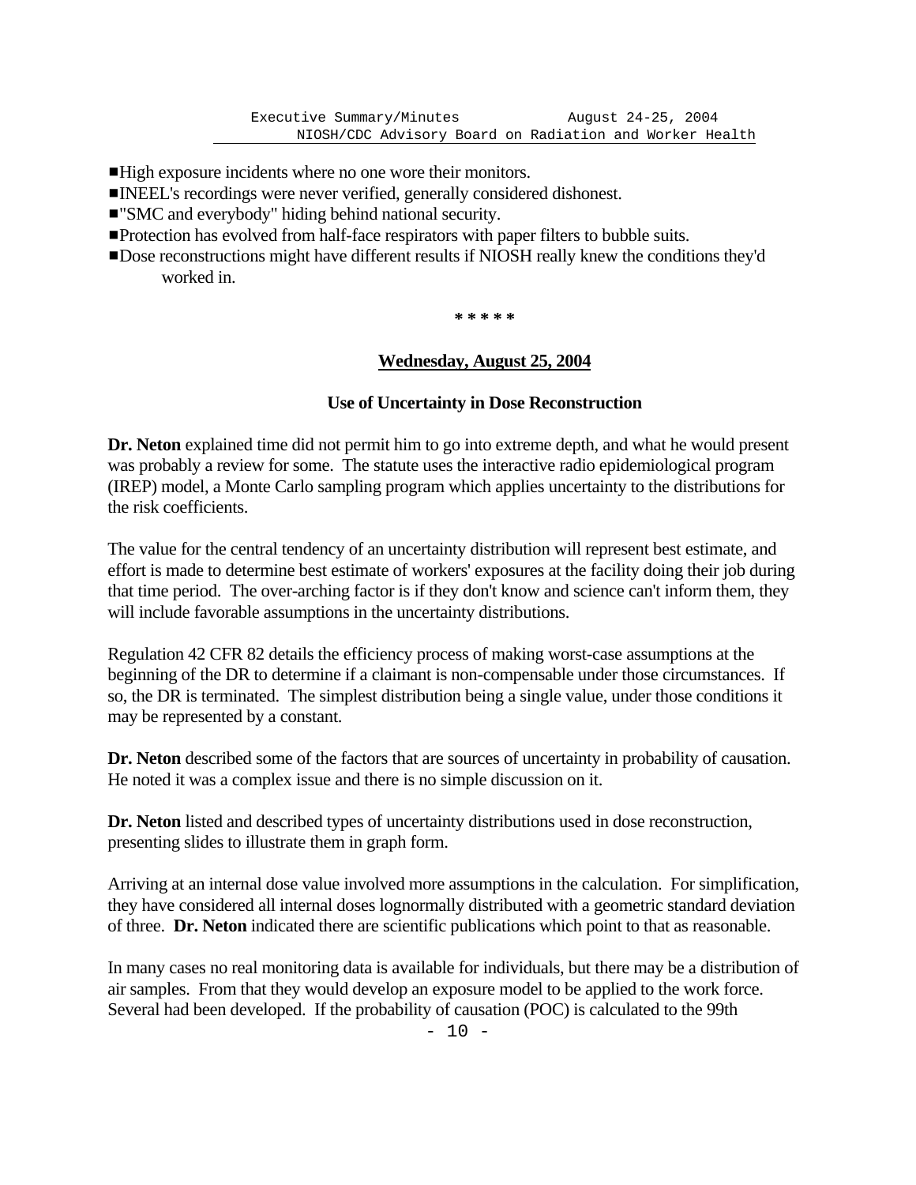- High exposure incidents where no one wore their monitors.
- INEEL's recordings were never verified, generally considered dishonest.
- "SMC and everybody" hiding behind national security.
- Protection has evolved from half-face respirators with paper filters to bubble suits.
- Dose reconstructions might have different results if NIOSH really knew the conditions they'd worked in.

\* \* \* \* \*

## Wednesday, August 25, 2004

### Use of Uncertainty in Dose Reconstruction

**Dr. Neton** explained time did not permit him to go into extreme depth, and what he would present was probably a review for some. The statute uses the interactive radio epidemiological program (IREP) model, a Monte Carlo sampling program which applies uncertainty to the distributions for the risk coefficients.

The value for the central tendency of an uncertainty distribution will represent best estimate, and effort is made to determine best estimate of workers' exposures at the facility doing their job during that time period. The over-arching factor is if they don't know and science can't inform them, they will include favorable assumptions in the uncertainty distributions.

Regulation 42 CFR 82 details the efficiency process of making worst-case assumptions at the beginning of the DR to determine if a claimant is non-compensable under those circumstances. If so, the DR is terminated. The simplest distribution being a single value, under those conditions it may be represented by a constant.

**Dr. Neton** described some of the factors that are sources of uncertainty in probability of causation. He noted it was a complex issue and there is no simple discussion on it.

**Dr. Neton** listed and described types of uncertainty distributions used in dose reconstruction, presenting slides to illustrate them in graph form.

Arriving at an internal dose value involved more assumptions in the calculation. For simplification, they have considered all internal doses lognormally distributed with a geometric standard deviation of three. **Dr. Neton** indicated there are scientific publications which point to that as reasonable.

In many cases no real monitoring data is available for individuals, but there may be a distribution of air samples. From that they would develop an exposure model to be applied to the work force. Several had been developed. If the probability of causation (POC) is calculated to the 99th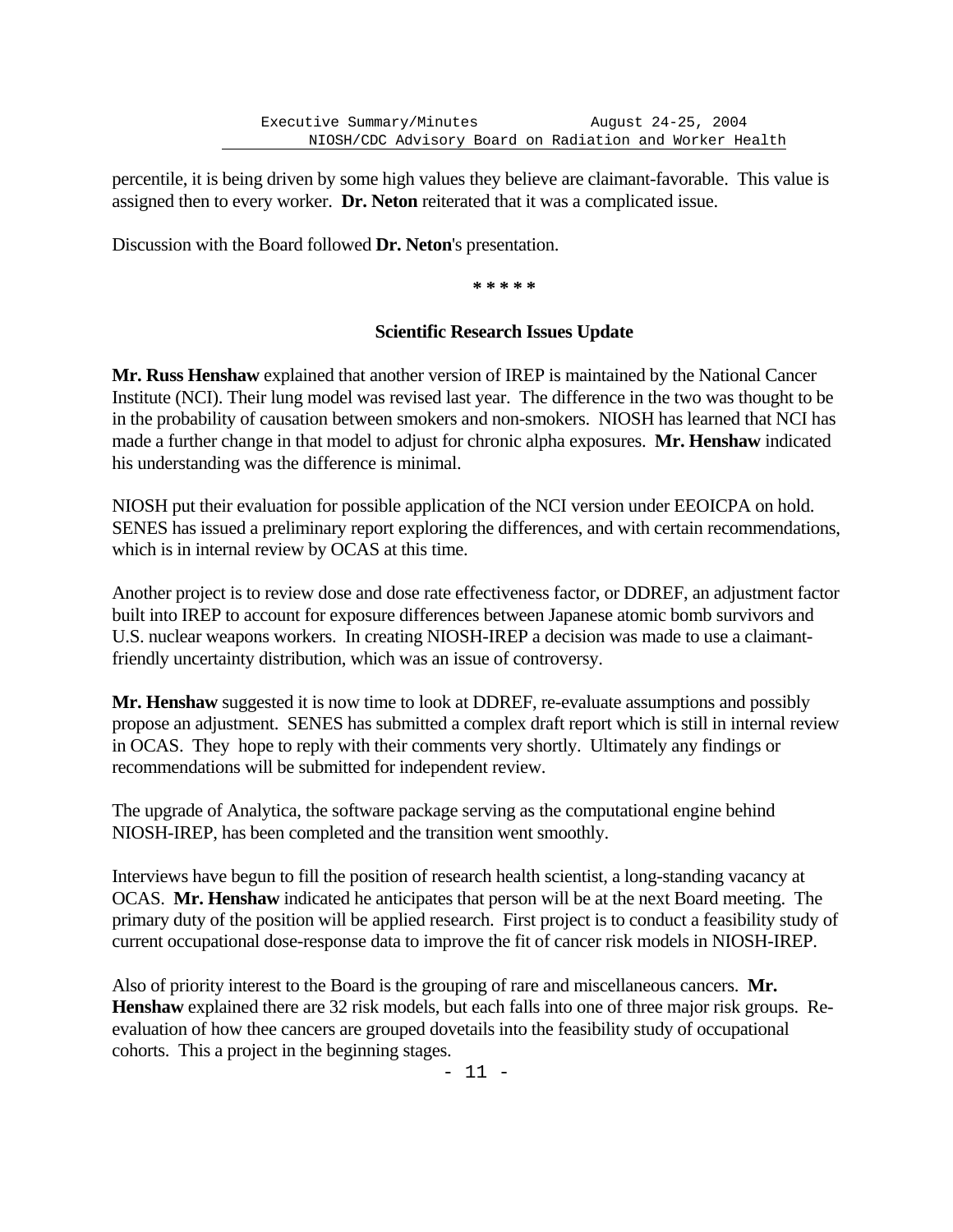percentile, it is being driven by some high values they believe are claimant-favorable. This value is assigned then to every worker. **Dr. Neton** reiterated that it was a complicated issue.

Discussion with the Board followed **Dr. Neton**'s presentation.

\* \* \* \* \*

### Scientific Research Issues Update

**Mr. Russ Henshaw** explained that another version of IREP is maintained by the National Cancer Institute (NCI). Their lung model was revised last year. The difference in the two was thought to be in the probability of causation between smokers and non-smokers. NIOSH has learned that NCI has made a further change in that model to adjust for chronic alpha exposures. **Mr. Henshaw** indicated his understanding was the difference is minimal.

NIOSH put their evaluation for possible application of the NCI version under EEOICPA on hold. SENES has issued a preliminary report exploring the differences, and with certain recommendations, which is in internal review by OCAS at this time.

Another project is to review dose and dose rate effectiveness factor, or DDREF, an adjustment factor built into IREP to account for exposure differences between Japanese atomic bomb survivors and U.S. nuclear weapons workers. In creating NIOSH-IREP a decision was made to use a claimant-friendly uncertainty distribution, which was an issue of controversy.

**Mr. Henshaw** suggested it is now time to look at DDREF, re-evaluate assumptions and possibly propose an adjustment. SENES has submitted a complex draft report which is still in internal review in OCAS. They hope to reply with their comments very shortly. Ultimately any findings or recommendations will be submitted for independent review.

The upgrade of Analytica, the software package serving as the computational engine behind NIOSH-IREP, has been completed and the transition went smoothly.

Interviews have begun to fill the position of research health scientist, a long-standing vacancy at OCAS. **Mr. Henshaw** indicated he anticipates that person will be at the next Board meeting. The primary duty of the position will be applied research. First project is to conduct a feasibility study of current occupational dose-response data to improve the fit of cancer risk models in NIOSH-IREP.

Also of priority interest to the Board is the grouping of rare and miscellaneous cancers. **Mr. Henshaw** explained there are 32 risk models, but each falls into one of three major risk groups. Re-evaluation of how thee cancers are grouped dovetails into the feasibility study of occupational cohorts. This a project in the beginning stages.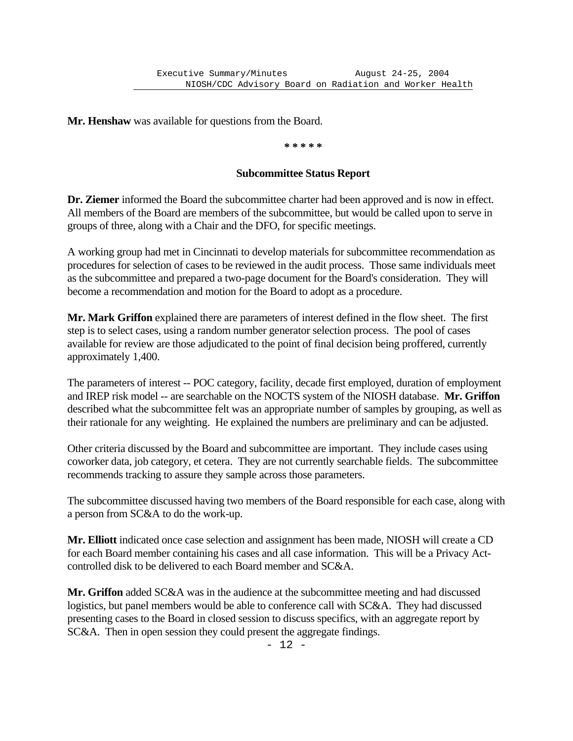**Mr. Henshaw** was available for questions from the Board.

\* \* \* \* \*

### Subcommittee Status Report

**Dr. Ziemer** informed the Board the subcommittee charter had been approved and is now in effect. All members of the Board are members of the subcommittee, but would be called upon to serve in groups of three, along with a Chair and the DFO, for specific meetings.

A working group had met in Cincinnati to develop materials for subcommittee recommendation as procedures for selection of cases to be reviewed in the audit process. Those same individuals meet as the subcommittee and prepared a two-page document for the Board's consideration. They will become a recommendation and motion for the Board to adopt as a procedure.

**Mr. Mark Griffon** explained there are parameters of interest defined in the flow sheet. The first step is to select cases, using a random number generator selection process. The pool of cases available for review are those adjudicated to the point of final decision being proffered, currently approximately 1,400.

The parameters of interest -- POC category, facility, decade first employed, duration of employment and IREP risk model -- are searchable on the NOCTS system of the NIOSH database. **Mr. Griffon** described what the subcommittee felt was an appropriate number of samples by grouping, as well as their rationale for any weighting. He explained the numbers are preliminary and can be adjusted.

Other criteria discussed by the Board and subcommittee are important. They include cases using coworker data, job category, et cetera. They are not currently searchable fields. The subcommittee recommends tracking to assure they sample across those parameters.

The subcommittee discussed having two members of the Board responsible for each case, along with a person from SC&A to do the work-up.

**Mr. Elliott** indicated once case selection and assignment has been made, NIOSH will create a CD for each Board member containing his cases and all case information. This will be a Privacy Act-controlled disk to be delivered to each Board member and SC&A.

**Mr. Griffon** added SC&A was in the audience at the subcommittee meeting and had discussed logistics, but panel members would be able to conference call with SC&A. They had discussed presenting cases to the Board in closed session to discuss specifics, with an aggregate report by SC&A. Then in open session they could present the aggregate findings.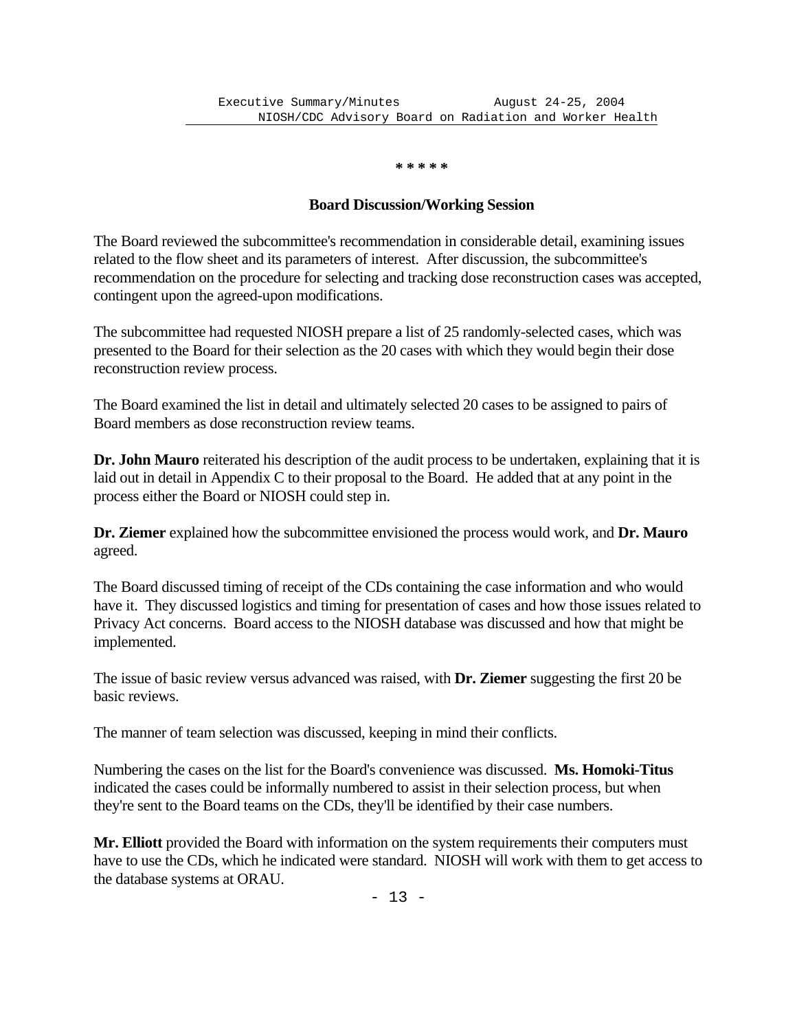\* \* \* \* \*

## Board Discussion/Working Session

The Board reviewed the subcommittee's recommendation in considerable detail, examining issues related to the flow sheet and its parameters of interest. After discussion, the subcommittee's recommendation on the procedure for selecting and tracking dose reconstruction cases was accepted, contingent upon the agreed-upon modifications.

The subcommittee had requested NIOSH prepare a list of 25 randomly-selected cases, which was presented to the Board for their selection as the 20 cases with which they would begin their dose reconstruction review process.

The Board examined the list in detail and ultimately selected 20 cases to be assigned to pairs of Board members as dose reconstruction review teams.

**Dr. John Mauro** reiterated his description of the audit process to be undertaken, explaining that it is laid out in detail in Appendix C to their proposal to the Board. He added that at any point in the process either the Board or NIOSH could step in.

**Dr. Ziemer** explained how the subcommittee envisioned the process would work, and **Dr. Mauro** agreed.

The Board discussed timing of receipt of the CDs containing the case information and who would have it. They discussed logistics and timing for presentation of cases and how those issues related to Privacy Act concerns. Board access to the NIOSH database was discussed and how that might be implemented.

The issue of basic review versus advanced was raised, with **Dr. Ziemer** suggesting the first 20 be basic reviews.

The manner of team selection was discussed, keeping in mind their conflicts.

Numbering the cases on the list for the Board's convenience was discussed. **Ms. Homoki-Titus** indicated the cases could be informally numbered to assist in their selection process, but when they're sent to the Board teams on the CDs, they'll be identified by their case numbers.

**Mr. Elliott** provided the Board with information on the system requirements their computers must have to use the CDs, which he indicated were standard. NIOSH will work with them to get access to the database systems at ORAU.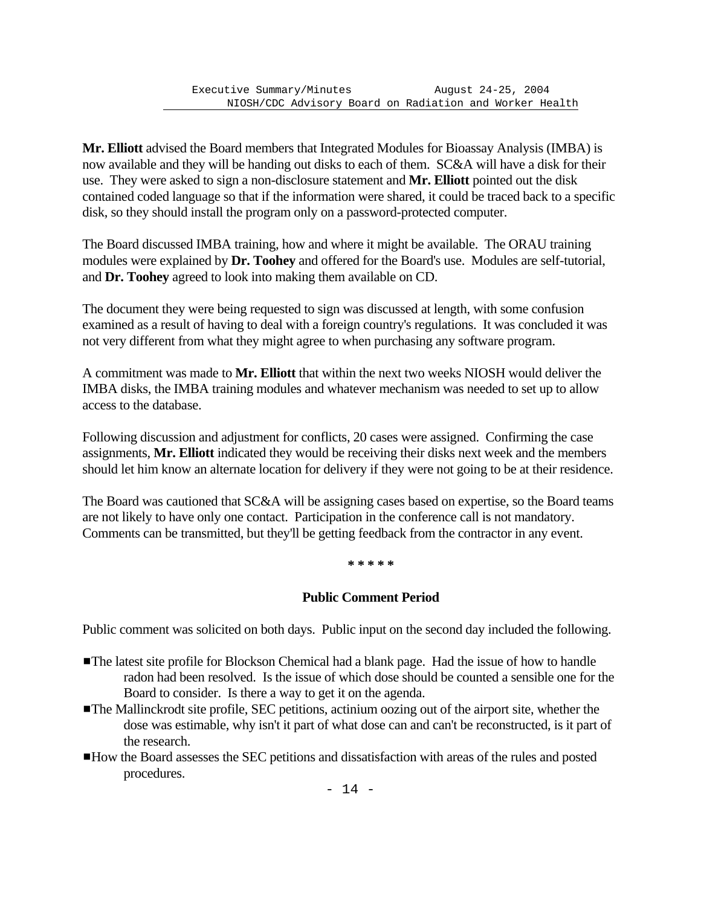**Mr. Elliott** advised the Board members that Integrated Modules for Bioassay Analysis (IMBA) is now available and they will be handing out disks to each of them. SC&A will have a disk for their use. They were asked to sign a non-disclosure statement and **Mr. Elliott** pointed out the disk contained coded language so that if the information were shared, it could be traced back to a specific disk, so they should install the program only on a password-protected computer.

The Board discussed IMBA training, how and where it might be available. The ORAU training modules were explained by **Dr. Toohey** and offered for the Board's use. Modules are self-tutorial, and **Dr. Toohey** agreed to look into making them available on CD.

The document they were being requested to sign was discussed at length, with some confusion examined as a result of having to deal with a foreign country's regulations. It was concluded it was not very different from what they might agree to when purchasing any software program.

A commitment was made to **Mr. Elliott** that within the next two weeks NIOSH would deliver the IMBA disks, the IMBA training modules and whatever mechanism was needed to set up to allow access to the database.

Following discussion and adjustment for conflicts, 20 cases were assigned. Confirming the case assignments, **Mr. Elliott** indicated they would be receiving their disks next week and the members should let him know an alternate location for delivery if they were not going to be at their residence.

The Board was cautioned that SC&A will be assigning cases based on expertise, so the Board teams are not likely to have only one contact. Participation in the conference call is not mandatory. Comments can be transmitted, but they'll be getting feedback from the contractor in any event.

* * * * *

## Public Comment Period

Public comment was solicited on both days. Public input on the second day included the following.

- The latest site profile for Blockson Chemical had a blank page. Had the issue of how to handle radon had been resolved. Is the issue of which dose should be counted a sensible one for the Board to consider. Is there a way to get it on the agenda.
- The Mallinckrodt site profile, SEC petitions, actinium oozing out of the airport site, whether the dose was estimable, why isn't it part of what dose can and can't be reconstructed, is it part of the research.
- How the Board assesses the SEC petitions and dissatisfaction with areas of the rules and posted procedures.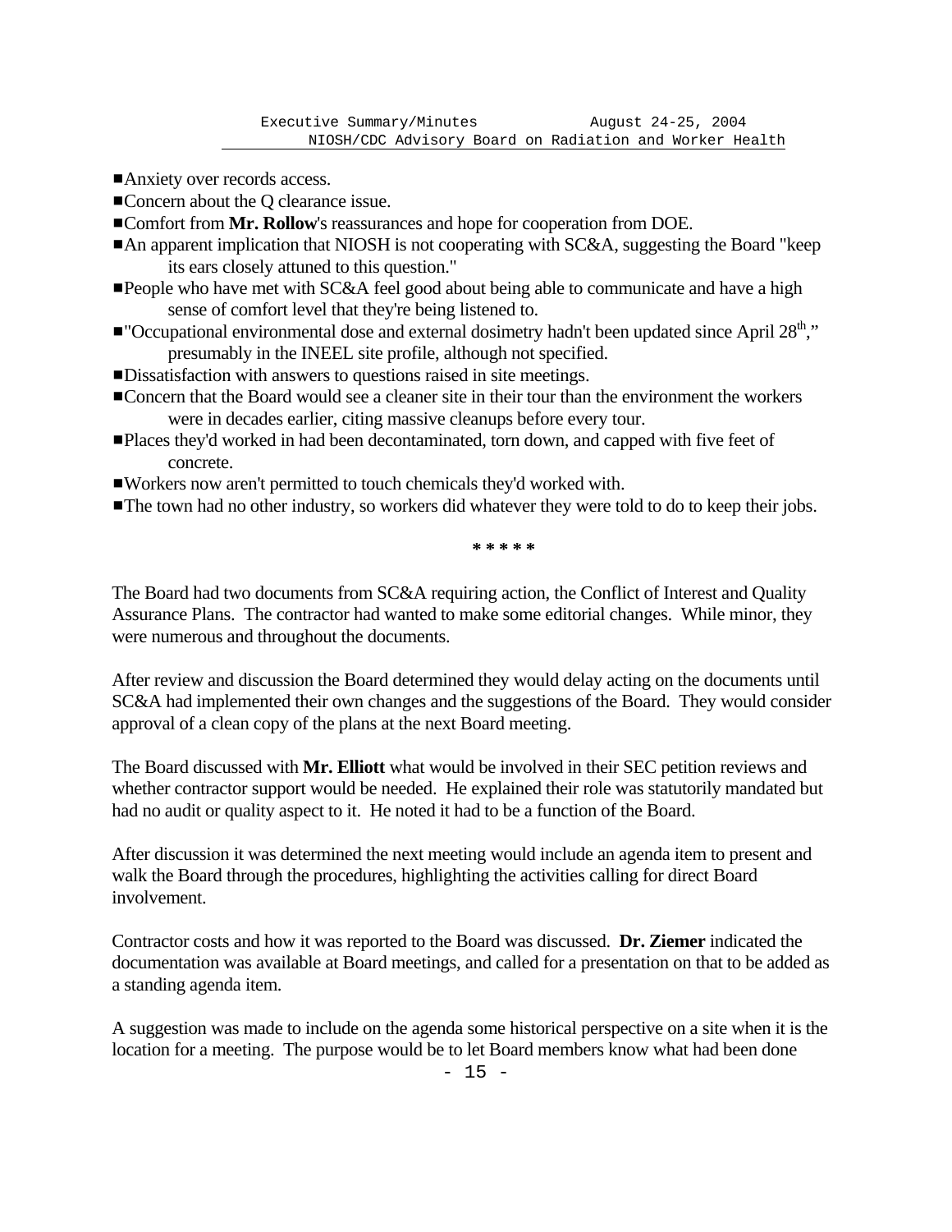- Anxiety over records access.
- Concern about the Q clearance issue.
- Comfort from **Mr. Rollow**'s reassurances and hope for cooperation from DOE.
- An apparent implication that NIOSH is not cooperating with SC&A, suggesting the Board "keep its ears closely attuned to this question."
- People who have met with SC&A feel good about being able to communicate and have a high sense of comfort level that they're being listened to.
- "Occupational environmental dose and external dosimetry hadn't been updated since April 28th," presumably in the INEEL site profile, although not specified.
- Dissatisfaction with answers to questions raised in site meetings.
- Concern that the Board would see a cleaner site in their tour than the environment the workers were in decades earlier, citing massive cleanups before every tour.
- Places they'd worked in had been decontaminated, torn down, and capped with five feet of concrete.
- Workers now aren't permitted to touch chemicals they'd worked with.
- The town had no other industry, so workers did whatever they were told to do to keep their jobs.

\* \* \* \* \*

The Board had two documents from SC&A requiring action, the Conflict of Interest and Quality Assurance Plans. The contractor had wanted to make some editorial changes. While minor, they were numerous and throughout the documents.

After review and discussion the Board determined they would delay acting on the documents until SC&A had implemented their own changes and the suggestions of the Board. They would consider approval of a clean copy of the plans at the next Board meeting.

The Board discussed with **Mr. Elliott** what would be involved in their SEC petition reviews and whether contractor support would be needed. He explained their role was statutorily mandated but had no audit or quality aspect to it. He noted it had to be a function of the Board.

After discussion it was determined the next meeting would include an agenda item to present and walk the Board through the procedures, highlighting the activities calling for direct Board involvement.

Contractor costs and how it was reported to the Board was discussed. **Dr. Ziemer** indicated the documentation was available at Board meetings, and called for a presentation on that to be added as a standing agenda item.

A suggestion was made to include on the agenda some historical perspective on a site when it is the location for a meeting. The purpose would be to let Board members know what had been done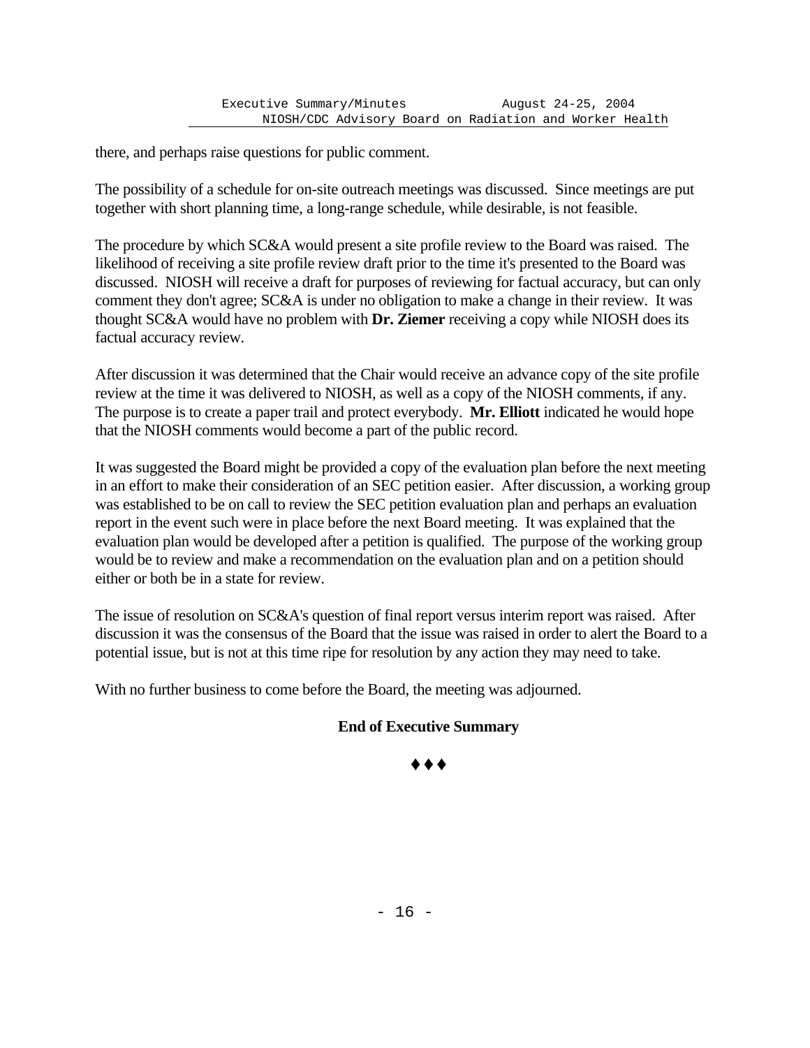there, and perhaps raise questions for public comment.

The possibility of a schedule for on-site outreach meetings was discussed. Since meetings are put together with short planning time, a long-range schedule, while desirable, is not feasible.

The procedure by which SC&A would present a site profile review to the Board was raised. The likelihood of receiving a site profile review draft prior to the time it's presented to the Board was discussed. NIOSH will receive a draft for purposes of reviewing for factual accuracy, but can only comment they don't agree; SC&A is under no obligation to make a change in their review. It was thought SC&A would have no problem with **Dr. Ziemer** receiving a copy while NIOSH does its factual accuracy review.

After discussion it was determined that the Chair would receive an advance copy of the site profile review at the time it was delivered to NIOSH, as well as a copy of the NIOSH comments, if any. The purpose is to create a paper trail and protect everybody. **Mr. Elliott** indicated he would hope that the NIOSH comments would become a part of the public record.

It was suggested the Board might be provided a copy of the evaluation plan before the next meeting in an effort to make their consideration of an SEC petition easier. After discussion, a working group was established to be on call to review the SEC petition evaluation plan and perhaps an evaluation report in the event such were in place before the next Board meeting. It was explained that the evaluation plan would be developed after a petition is qualified. The purpose of the working group would be to review and make a recommendation on the evaluation plan and on a petition should either or both be in a state for review.

The issue of resolution on SC&A's question of final report versus interim report was raised. After discussion it was the consensus of the Board that the issue was raised in order to alert the Board to a potential issue, but is not at this time ripe for resolution by any action they may need to take.

With no further business to come before the Board, the meeting was adjourned.

**End of Executive Summary**

♦♦♦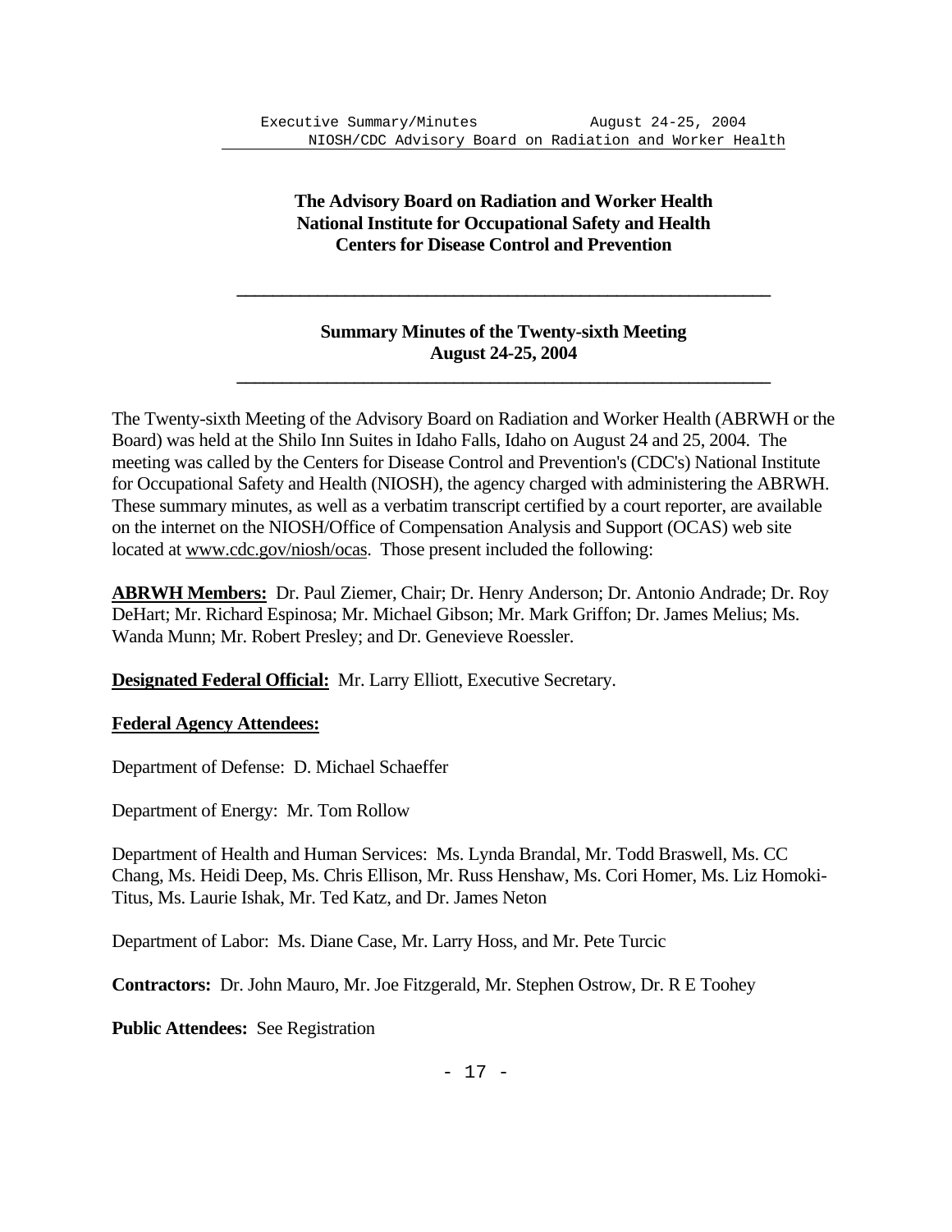**The Advisory Board on Radiation and Worker Health**
**National Institute for Occupational Safety and Health**
**Centers for Disease Control and Prevention**

---

**Summary Minutes of the Twenty-sixth Meeting**
**August 24-25, 2004**

---

The Twenty-sixth Meeting of the Advisory Board on Radiation and Worker Health (ABRWH or the Board) was held at the Shilo Inn Suites in Idaho Falls, Idaho on August 24 and 25, 2004. The meeting was called by the Centers for Disease Control and Prevention's (CDC's) National Institute for Occupational Safety and Health (NIOSH), the agency charged with administering the ABRWH. These summary minutes, as well as a verbatim transcript certified by a court reporter, are available on the internet on the NIOSH/Office of Compensation Analysis and Support (OCAS) web site located at www.cdc.gov/niosh/ocas. Those present included the following:

**ABRWH Members:** Dr. Paul Ziemer, Chair; Dr. Henry Anderson; Dr. Antonio Andrade; Dr. Roy DeHart; Mr. Richard Espinosa; Mr. Michael Gibson; Mr. Mark Griffon; Dr. James Melius; Ms. Wanda Munn; Mr. Robert Presley; and Dr. Genevieve Roessler.

**Designated Federal Official:** Mr. Larry Elliott, Executive Secretary.

**Federal Agency Attendees:**

Department of Defense: D. Michael Schaeffer

Department of Energy: Mr. Tom Rollow

Department of Health and Human Services: Ms. Lynda Brandal, Mr. Todd Braswell, Ms. CC Chang, Ms. Heidi Deep, Ms. Chris Ellison, Mr. Russ Henshaw, Ms. Cori Homer, Ms. Liz Homoki-Titus, Ms. Laurie Ishak, Mr. Ted Katz, and Dr. James Neton

Department of Labor: Ms. Diane Case, Mr. Larry Hoss, and Mr. Pete Turcic

**Contractors:** Dr. John Mauro, Mr. Joe Fitzgerald, Mr. Stephen Ostrow, Dr. R E Toohey

**Public Attendees:** See Registration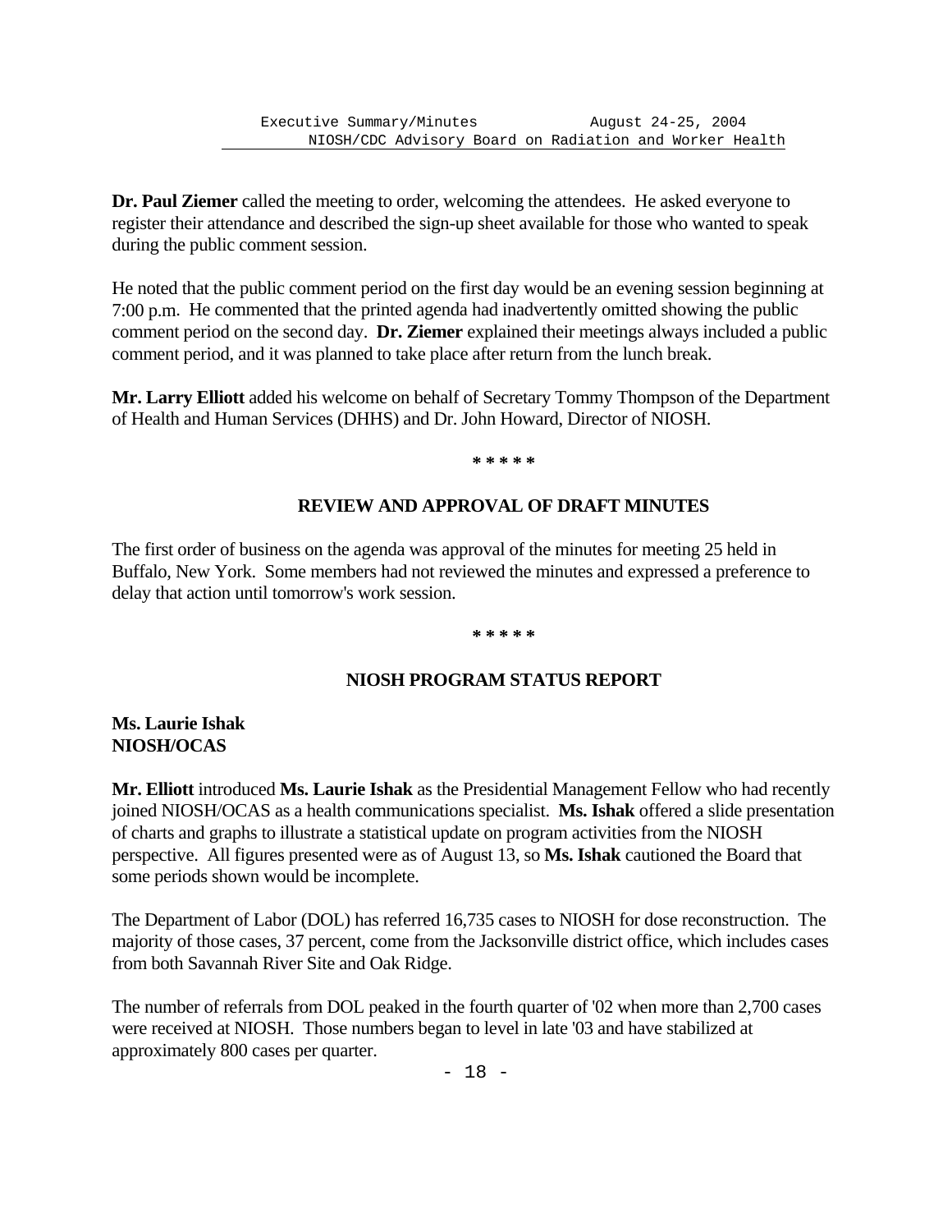**Dr. Paul Ziemer** called the meeting to order, welcoming the attendees. He asked everyone to register their attendance and described the sign-up sheet available for those who wanted to speak during the public comment session.

He noted that the public comment period on the first day would be an evening session beginning at 7:00 p.m. He commented that the printed agenda had inadvertently omitted showing the public comment period on the second day. **Dr. Ziemer** explained their meetings always included a public comment period, and it was planned to take place after return from the lunch break.

**Mr. Larry Elliott** added his welcome on behalf of Secretary Tommy Thompson of the Department of Health and Human Services (DHHS) and Dr. John Howard, Director of NIOSH.

* * * * *

## REVIEW AND APPROVAL OF DRAFT MINUTES

The first order of business on the agenda was approval of the minutes for meeting 25 held in Buffalo, New York. Some members had not reviewed the minutes and expressed a preference to delay that action until tomorrow's work session.

* * * * *

## NIOSH PROGRAM STATUS REPORT

**Ms. Laurie Ishak**
**NIOSH/OCAS**

**Mr. Elliott** introduced **Ms. Laurie Ishak** as the Presidential Management Fellow who had recently joined NIOSH/OCAS as a health communications specialist. **Ms. Ishak** offered a slide presentation of charts and graphs to illustrate a statistical update on program activities from the NIOSH perspective. All figures presented were as of August 13, so **Ms. Ishak** cautioned the Board that some periods shown would be incomplete.

The Department of Labor (DOL) has referred 16,735 cases to NIOSH for dose reconstruction. The majority of those cases, 37 percent, come from the Jacksonville district office, which includes cases from both Savannah River Site and Oak Ridge.

The number of referrals from DOL peaked in the fourth quarter of '02 when more than 2,700 cases were received at NIOSH. Those numbers began to level in late '03 and have stabilized at approximately 800 cases per quarter.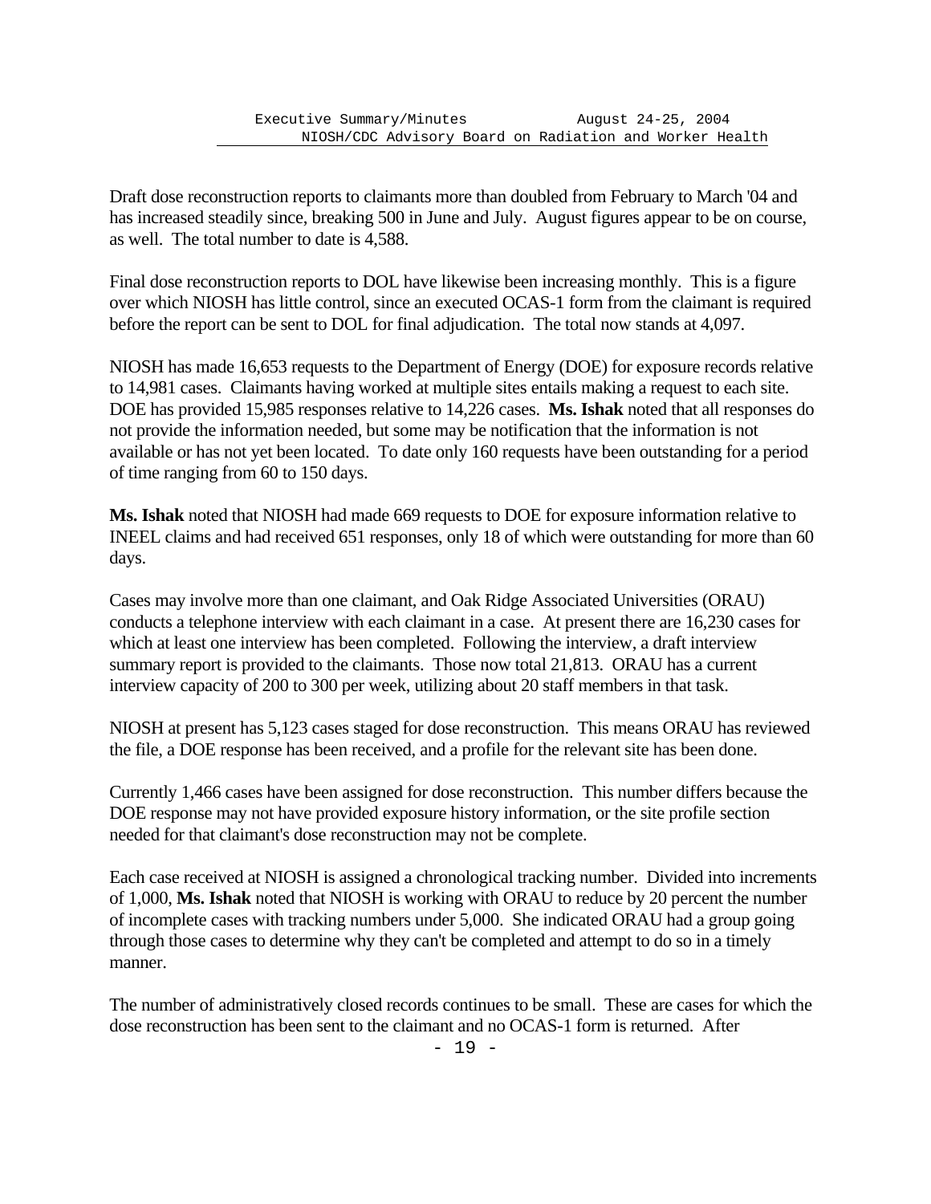Draft dose reconstruction reports to claimants more than doubled from February to March '04 and has increased steadily since, breaking 500 in June and July. August figures appear to be on course, as well. The total number to date is 4,588.

Final dose reconstruction reports to DOL have likewise been increasing monthly. This is a figure over which NIOSH has little control, since an executed OCAS-1 form from the claimant is required before the report can be sent to DOL for final adjudication. The total now stands at 4,097.

NIOSH has made 16,653 requests to the Department of Energy (DOE) for exposure records relative to 14,981 cases. Claimants having worked at multiple sites entails making a request to each site. DOE has provided 15,985 responses relative to 14,226 cases. **Ms. Ishak** noted that all responses do not provide the information needed, but some may be notification that the information is not available or has not yet been located. To date only 160 requests have been outstanding for a period of time ranging from 60 to 150 days.

**Ms. Ishak** noted that NIOSH had made 669 requests to DOE for exposure information relative to INEEL claims and had received 651 responses, only 18 of which were outstanding for more than 60 days.

Cases may involve more than one claimant, and Oak Ridge Associated Universities (ORAU) conducts a telephone interview with each claimant in a case. At present there are 16,230 cases for which at least one interview has been completed. Following the interview, a draft interview summary report is provided to the claimants. Those now total 21,813. ORAU has a current interview capacity of 200 to 300 per week, utilizing about 20 staff members in that task.

NIOSH at present has 5,123 cases staged for dose reconstruction. This means ORAU has reviewed the file, a DOE response has been received, and a profile for the relevant site has been done.

Currently 1,466 cases have been assigned for dose reconstruction. This number differs because the DOE response may not have provided exposure history information, or the site profile section needed for that claimant's dose reconstruction may not be complete.

Each case received at NIOSH is assigned a chronological tracking number. Divided into increments of 1,000, **Ms. Ishak** noted that NIOSH is working with ORAU to reduce by 20 percent the number of incomplete cases with tracking numbers under 5,000. She indicated ORAU had a group going through those cases to determine why they can't be completed and attempt to do so in a timely manner.

The number of administratively closed records continues to be small. These are cases for which the dose reconstruction has been sent to the claimant and no OCAS-1 form is returned. After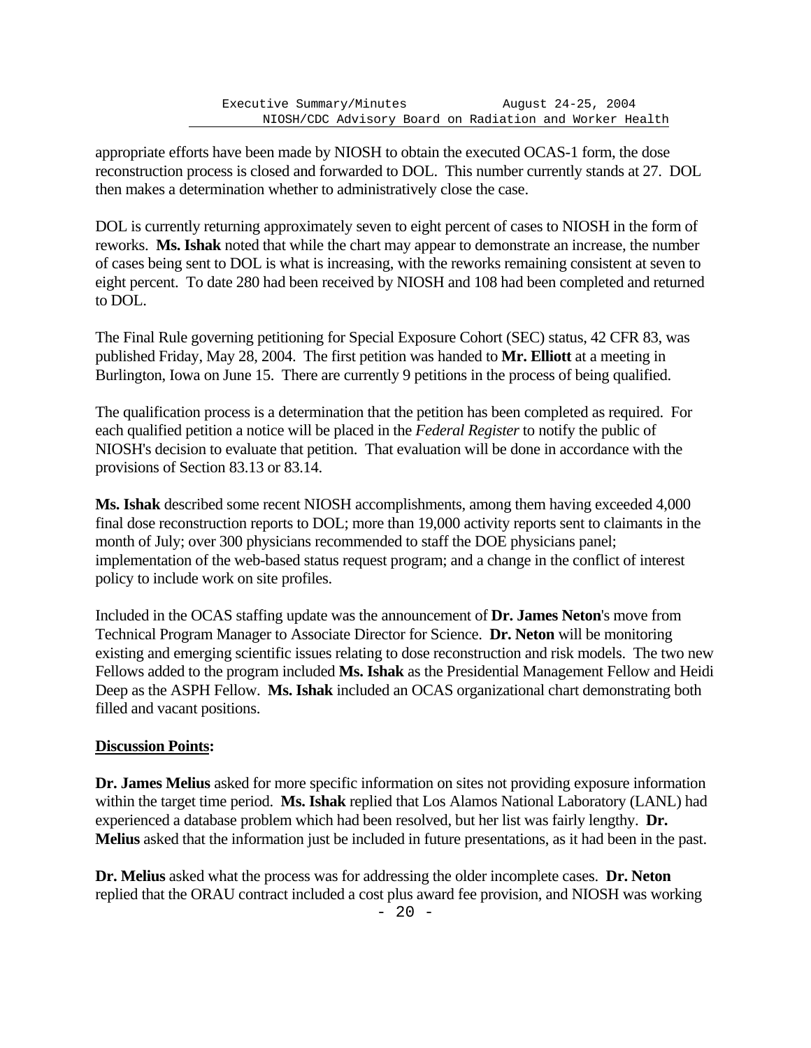appropriate efforts have been made by NIOSH to obtain the executed OCAS-1 form, the dose reconstruction process is closed and forwarded to DOL. This number currently stands at 27. DOL then makes a determination whether to administratively close the case.

DOL is currently returning approximately seven to eight percent of cases to NIOSH in the form of reworks. **Ms. Ishak** noted that while the chart may appear to demonstrate an increase, the number of cases being sent to DOL is what is increasing, with the reworks remaining consistent at seven to eight percent. To date 280 had been received by NIOSH and 108 had been completed and returned to DOL.

The Final Rule governing petitioning for Special Exposure Cohort (SEC) status, 42 CFR 83, was published Friday, May 28, 2004. The first petition was handed to **Mr. Elliott** at a meeting in Burlington, Iowa on June 15. There are currently 9 petitions in the process of being qualified.

The qualification process is a determination that the petition has been completed as required. For each qualified petition a notice will be placed in the *Federal Register* to notify the public of NIOSH's decision to evaluate that petition. That evaluation will be done in accordance with the provisions of Section 83.13 or 83.14.

**Ms. Ishak** described some recent NIOSH accomplishments, among them having exceeded 4,000 final dose reconstruction reports to DOL; more than 19,000 activity reports sent to claimants in the month of July; over 300 physicians recommended to staff the DOE physicians panel; implementation of the web-based status request program; and a change in the conflict of interest policy to include work on site profiles.

Included in the OCAS staffing update was the announcement of **Dr. James Neton**'s move from Technical Program Manager to Associate Director for Science. **Dr. Neton** will be monitoring existing and emerging scientific issues relating to dose reconstruction and risk models. The two new Fellows added to the program included **Ms. Ishak** as the Presidential Management Fellow and Heidi Deep as the ASPH Fellow. **Ms. Ishak** included an OCAS organizational chart demonstrating both filled and vacant positions.

**<u>Discussion Points</u>:**

**Dr. James Melius** asked for more specific information on sites not providing exposure information within the target time period. **Ms. Ishak** replied that Los Alamos National Laboratory (LANL) had experienced a database problem which had been resolved, but her list was fairly lengthy. **Dr. Melius** asked that the information just be included in future presentations, as it had been in the past.

**Dr. Melius** asked what the process was for addressing the older incomplete cases. **Dr. Neton** replied that the ORAU contract included a cost plus award fee provision, and NIOSH was working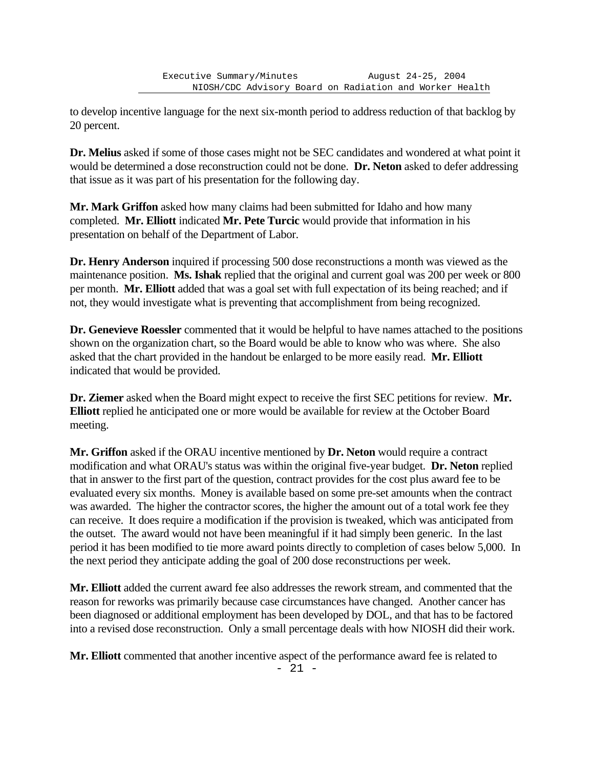to develop incentive language for the next six-month period to address reduction of that backlog by 20 percent.

**Dr. Melius** asked if some of those cases might not be SEC candidates and wondered at what point it would be determined a dose reconstruction could not be done. **Dr. Neton** asked to defer addressing that issue as it was part of his presentation for the following day.

**Mr. Mark Griffon** asked how many claims had been submitted for Idaho and how many completed. **Mr. Elliott** indicated **Mr. Pete Turcic** would provide that information in his presentation on behalf of the Department of Labor.

**Dr. Henry Anderson** inquired if processing 500 dose reconstructions a month was viewed as the maintenance position. **Ms. Ishak** replied that the original and current goal was 200 per week or 800 per month. **Mr. Elliott** added that was a goal set with full expectation of its being reached; and if not, they would investigate what is preventing that accomplishment from being recognized.

**Dr. Genevieve Roessler** commented that it would be helpful to have names attached to the positions shown on the organization chart, so the Board would be able to know who was where. She also asked that the chart provided in the handout be enlarged to be more easily read. **Mr. Elliott** indicated that would be provided.

**Dr. Ziemer** asked when the Board might expect to receive the first SEC petitions for review. **Mr. Elliott** replied he anticipated one or more would be available for review at the October Board meeting.

**Mr. Griffon** asked if the ORAU incentive mentioned by **Dr. Neton** would require a contract modification and what ORAU's status was within the original five-year budget. **Dr. Neton** replied that in answer to the first part of the question, contract provides for the cost plus award fee to be evaluated every six months. Money is available based on some pre-set amounts when the contract was awarded. The higher the contractor scores, the higher the amount out of a total work fee they can receive. It does require a modification if the provision is tweaked, which was anticipated from the outset. The award would not have been meaningful if it had simply been generic. In the last period it has been modified to tie more award points directly to completion of cases below 5,000. In the next period they anticipate adding the goal of 200 dose reconstructions per week.

**Mr. Elliott** added the current award fee also addresses the rework stream, and commented that the reason for reworks was primarily because case circumstances have changed. Another cancer has been diagnosed or additional employment has been developed by DOL, and that has to be factored into a revised dose reconstruction. Only a small percentage deals with how NIOSH did their work.

**Mr. Elliott** commented that another incentive aspect of the performance award fee is related to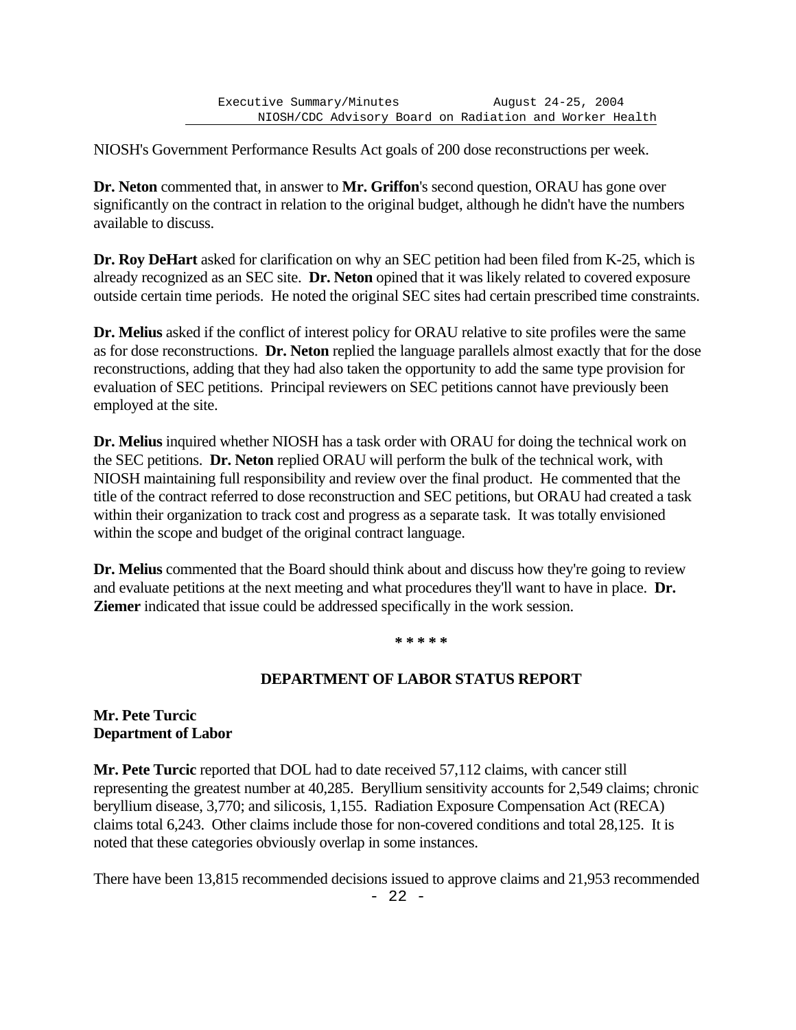NIOSH's Government Performance Results Act goals of 200 dose reconstructions per week.

**Dr. Neton** commented that, in answer to **Mr. Griffon**'s second question, ORAU has gone over significantly on the contract in relation to the original budget, although he didn't have the numbers available to discuss.

**Dr. Roy DeHart** asked for clarification on why an SEC petition had been filed from K-25, which is already recognized as an SEC site. **Dr. Neton** opined that it was likely related to covered exposure outside certain time periods. He noted the original SEC sites had certain prescribed time constraints.

**Dr. Melius** asked if the conflict of interest policy for ORAU relative to site profiles were the same as for dose reconstructions. **Dr. Neton** replied the language parallels almost exactly that for the dose reconstructions, adding that they had also taken the opportunity to add the same type provision for evaluation of SEC petitions. Principal reviewers on SEC petitions cannot have previously been employed at the site.

**Dr. Melius** inquired whether NIOSH has a task order with ORAU for doing the technical work on the SEC petitions. **Dr. Neton** replied ORAU will perform the bulk of the technical work, with NIOSH maintaining full responsibility and review over the final product. He commented that the title of the contract referred to dose reconstruction and SEC petitions, but ORAU had created a task within their organization to track cost and progress as a separate task. It was totally envisioned within the scope and budget of the original contract language.

**Dr. Melius** commented that the Board should think about and discuss how they're going to review and evaluate petitions at the next meeting and what procedures they'll want to have in place. **Dr. Ziemer** indicated that issue could be addressed specifically in the work session.

*****

## DEPARTMENT OF LABOR STATUS REPORT

**Mr. Pete Turcic**
**Department of Labor**

**Mr. Pete Turcic** reported that DOL had to date received 57,112 claims, with cancer still representing the greatest number at 40,285. Beryllium sensitivity accounts for 2,549 claims; chronic beryllium disease, 3,770; and silicosis, 1,155. Radiation Exposure Compensation Act (RECA) claims total 6,243. Other claims include those for non-covered conditions and total 28,125. It is noted that these categories obviously overlap in some instances.

There have been 13,815 recommended decisions issued to approve claims and 21,953 recommended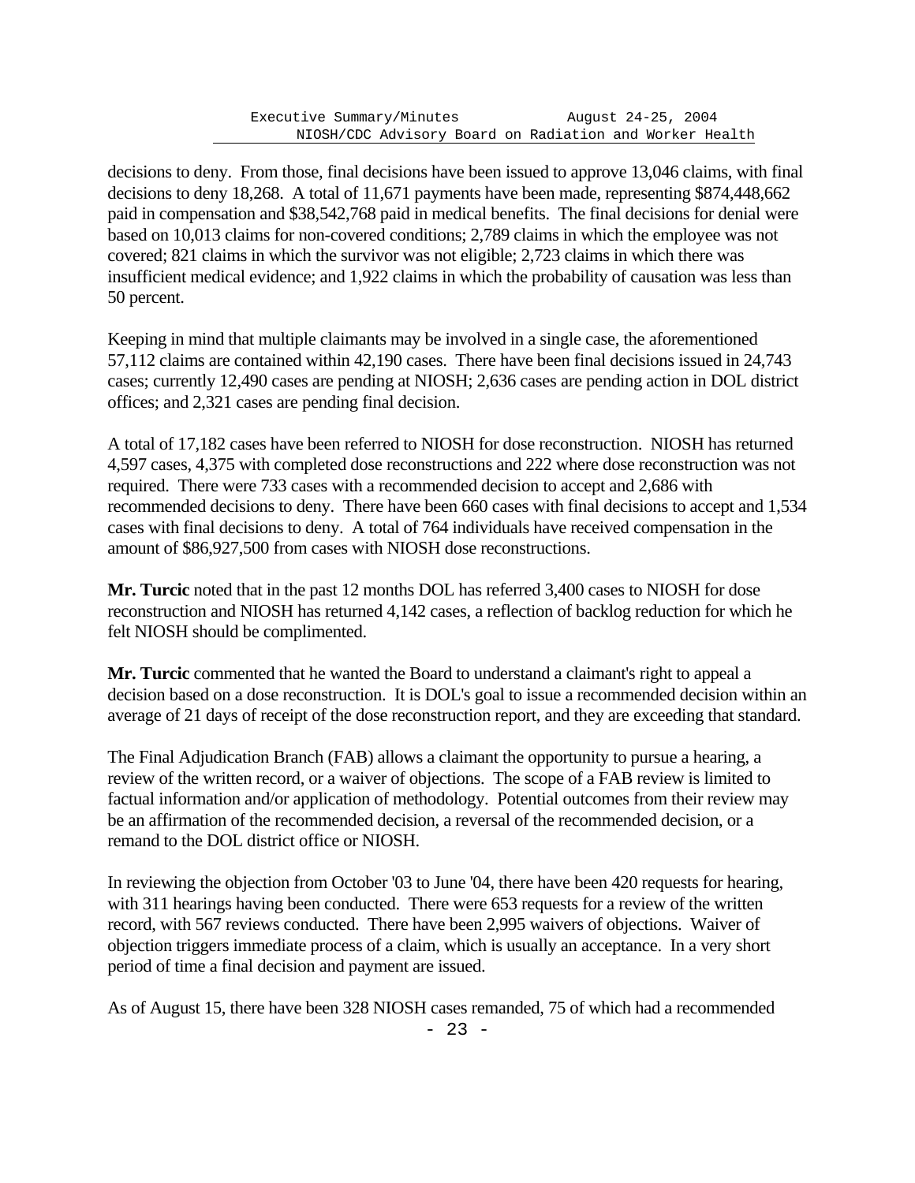decisions to deny. From those, final decisions have been issued to approve 13,046 claims, with final decisions to deny 18,268. A total of 11,671 payments have been made, representing $874,448,662 paid in compensation and $38,542,768 paid in medical benefits. The final decisions for denial were based on 10,013 claims for non-covered conditions; 2,789 claims in which the employee was not covered; 821 claims in which the survivor was not eligible; 2,723 claims in which there was insufficient medical evidence; and 1,922 claims in which the probability of causation was less than 50 percent.

Keeping in mind that multiple claimants may be involved in a single case, the aforementioned 57,112 claims are contained within 42,190 cases. There have been final decisions issued in 24,743 cases; currently 12,490 cases are pending at NIOSH; 2,636 cases are pending action in DOL district offices; and 2,321 cases are pending final decision.

A total of 17,182 cases have been referred to NIOSH for dose reconstruction. NIOSH has returned 4,597 cases, 4,375 with completed dose reconstructions and 222 where dose reconstruction was not required. There were 733 cases with a recommended decision to accept and 2,686 with recommended decisions to deny. There have been 660 cases with final decisions to accept and 1,534 cases with final decisions to deny. A total of 764 individuals have received compensation in the amount of $86,927,500 from cases with NIOSH dose reconstructions.

**Mr. Turcic** noted that in the past 12 months DOL has referred 3,400 cases to NIOSH for dose reconstruction and NIOSH has returned 4,142 cases, a reflection of backlog reduction for which he felt NIOSH should be complimented.

**Mr. Turcic** commented that he wanted the Board to understand a claimant's right to appeal a decision based on a dose reconstruction. It is DOL's goal to issue a recommended decision within an average of 21 days of receipt of the dose reconstruction report, and they are exceeding that standard.

The Final Adjudication Branch (FAB) allows a claimant the opportunity to pursue a hearing, a review of the written record, or a waiver of objections. The scope of a FAB review is limited to factual information and/or application of methodology. Potential outcomes from their review may be an affirmation of the recommended decision, a reversal of the recommended decision, or a remand to the DOL district office or NIOSH.

In reviewing the objection from October '03 to June '04, there have been 420 requests for hearing, with 311 hearings having been conducted. There were 653 requests for a review of the written record, with 567 reviews conducted. There have been 2,995 waivers of objections. Waiver of objection triggers immediate process of a claim, which is usually an acceptance. In a very short period of time a final decision and payment are issued.

As of August 15, there have been 328 NIOSH cases remanded, 75 of which had a recommended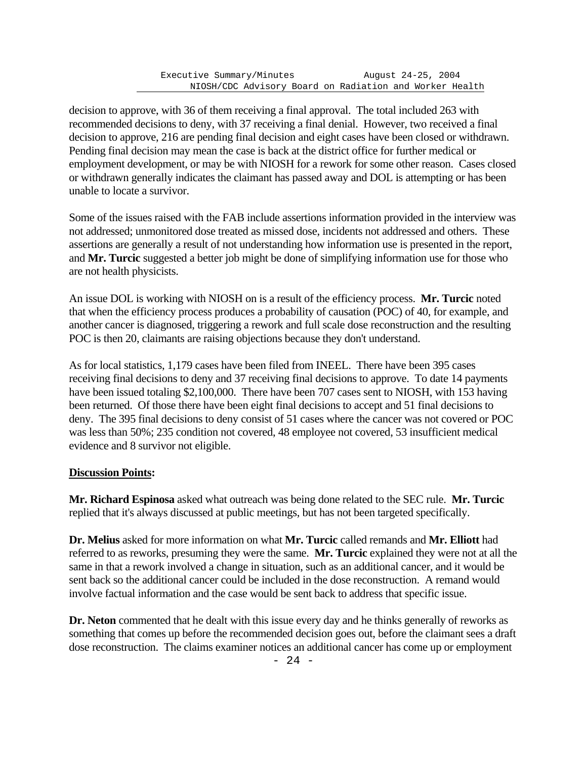decision to approve, with 36 of them receiving a final approval. The total included 263 with recommended decisions to deny, with 37 receiving a final denial. However, two received a final decision to approve, 216 are pending final decision and eight cases have been closed or withdrawn. Pending final decision may mean the case is back at the district office for further medical or employment development, or may be with NIOSH for a rework for some other reason. Cases closed or withdrawn generally indicates the claimant has passed away and DOL is attempting or has been unable to locate a survivor.

Some of the issues raised with the FAB include assertions information provided in the interview was not addressed; unmonitored dose treated as missed dose, incidents not addressed and others. These assertions are generally a result of not understanding how information use is presented in the report, and **Mr. Turcic** suggested a better job might be done of simplifying information use for those who are not health physicists.

An issue DOL is working with NIOSH on is a result of the efficiency process. **Mr. Turcic** noted that when the efficiency process produces a probability of causation (POC) of 40, for example, and another cancer is diagnosed, triggering a rework and full scale dose reconstruction and the resulting POC is then 20, claimants are raising objections because they don't understand.

As for local statistics, 1,179 cases have been filed from INEEL. There have been 395 cases receiving final decisions to deny and 37 receiving final decisions to approve. To date 14 payments have been issued totaling $2,100,000. There have been 707 cases sent to NIOSH, with 153 having been returned. Of those there have been eight final decisions to accept and 51 final decisions to deny. The 395 final decisions to deny consist of 51 cases where the cancer was not covered or POC was less than 50%; 235 condition not covered, 48 employee not covered, 53 insufficient medical evidence and 8 survivor not eligible.

**Discussion Points:**

**Mr. Richard Espinosa** asked what outreach was being done related to the SEC rule. **Mr. Turcic** replied that it's always discussed at public meetings, but has not been targeted specifically.

**Dr. Melius** asked for more information on what **Mr. Turcic** called remands and **Mr. Elliott** had referred to as reworks, presuming they were the same. **Mr. Turcic** explained they were not at all the same in that a rework involved a change in situation, such as an additional cancer, and it would be sent back so the additional cancer could be included in the dose reconstruction. A remand would involve factual information and the case would be sent back to address that specific issue.

**Dr. Neton** commented that he dealt with this issue every day and he thinks generally of reworks as something that comes up before the recommended decision goes out, before the claimant sees a draft dose reconstruction. The claims examiner notices an additional cancer has come up or employment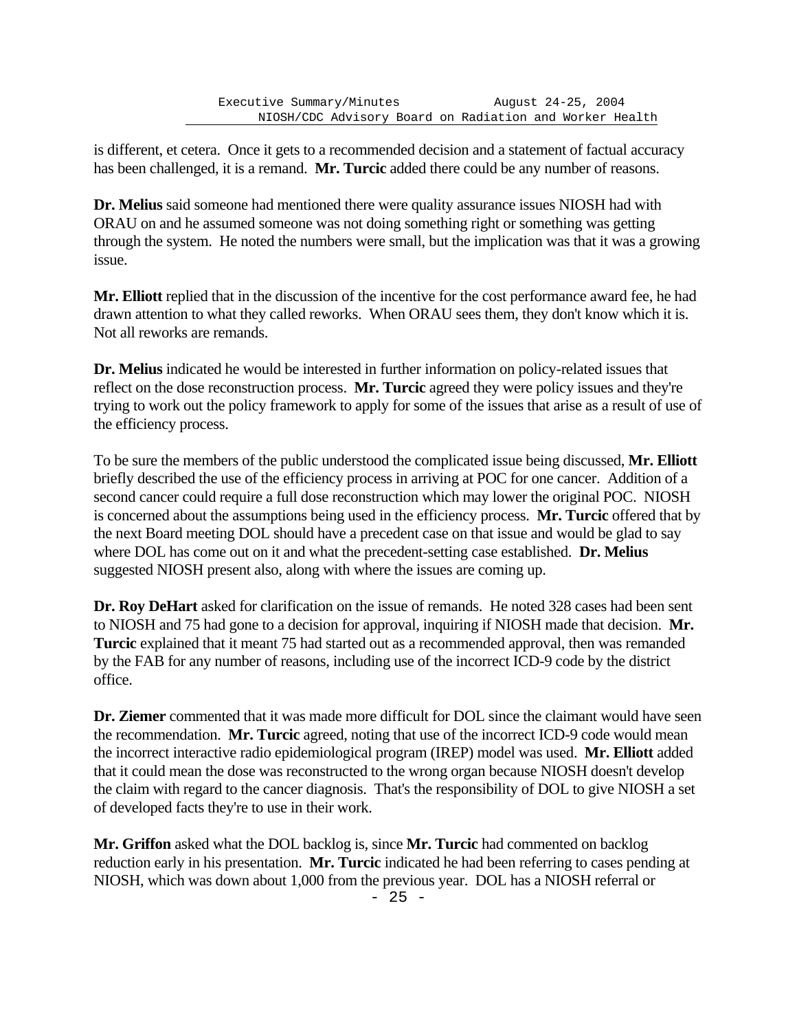is different, et cetera. Once it gets to a recommended decision and a statement of factual accuracy has been challenged, it is a remand. **Mr. Turcic** added there could be any number of reasons.

**Dr. Melius** said someone had mentioned there were quality assurance issues NIOSH had with ORAU on and he assumed someone was not doing something right or something was getting through the system. He noted the numbers were small, but the implication was that it was a growing issue.

**Mr. Elliott** replied that in the discussion of the incentive for the cost performance award fee, he had drawn attention to what they called reworks. When ORAU sees them, they don't know which it is. Not all reworks are remands.

**Dr. Melius** indicated he would be interested in further information on policy-related issues that reflect on the dose reconstruction process. **Mr. Turcic** agreed they were policy issues and they're trying to work out the policy framework to apply for some of the issues that arise as a result of use of the efficiency process.

To be sure the members of the public understood the complicated issue being discussed, **Mr. Elliott** briefly described the use of the efficiency process in arriving at POC for one cancer. Addition of a second cancer could require a full dose reconstruction which may lower the original POC. NIOSH is concerned about the assumptions being used in the efficiency process. **Mr. Turcic** offered that by the next Board meeting DOL should have a precedent case on that issue and would be glad to say where DOL has come out on it and what the precedent-setting case established. **Dr. Melius** suggested NIOSH present also, along with where the issues are coming up.

**Dr. Roy DeHart** asked for clarification on the issue of remands. He noted 328 cases had been sent to NIOSH and 75 had gone to a decision for approval, inquiring if NIOSH made that decision. **Mr. Turcic** explained that it meant 75 had started out as a recommended approval, then was remanded by the FAB for any number of reasons, including use of the incorrect ICD-9 code by the district office.

**Dr. Ziemer** commented that it was made more difficult for DOL since the claimant would have seen the recommendation. **Mr. Turcic** agreed, noting that use of the incorrect ICD-9 code would mean the incorrect interactive radio epidemiological program (IREP) model was used. **Mr. Elliott** added that it could mean the dose was reconstructed to the wrong organ because NIOSH doesn't develop the claim with regard to the cancer diagnosis. That's the responsibility of DOL to give NIOSH a set of developed facts they're to use in their work.

**Mr. Griffon** asked what the DOL backlog is, since **Mr. Turcic** had commented on backlog reduction early in his presentation. **Mr. Turcic** indicated he had been referring to cases pending at NIOSH, which was down about 1,000 from the previous year. DOL has a NIOSH referral or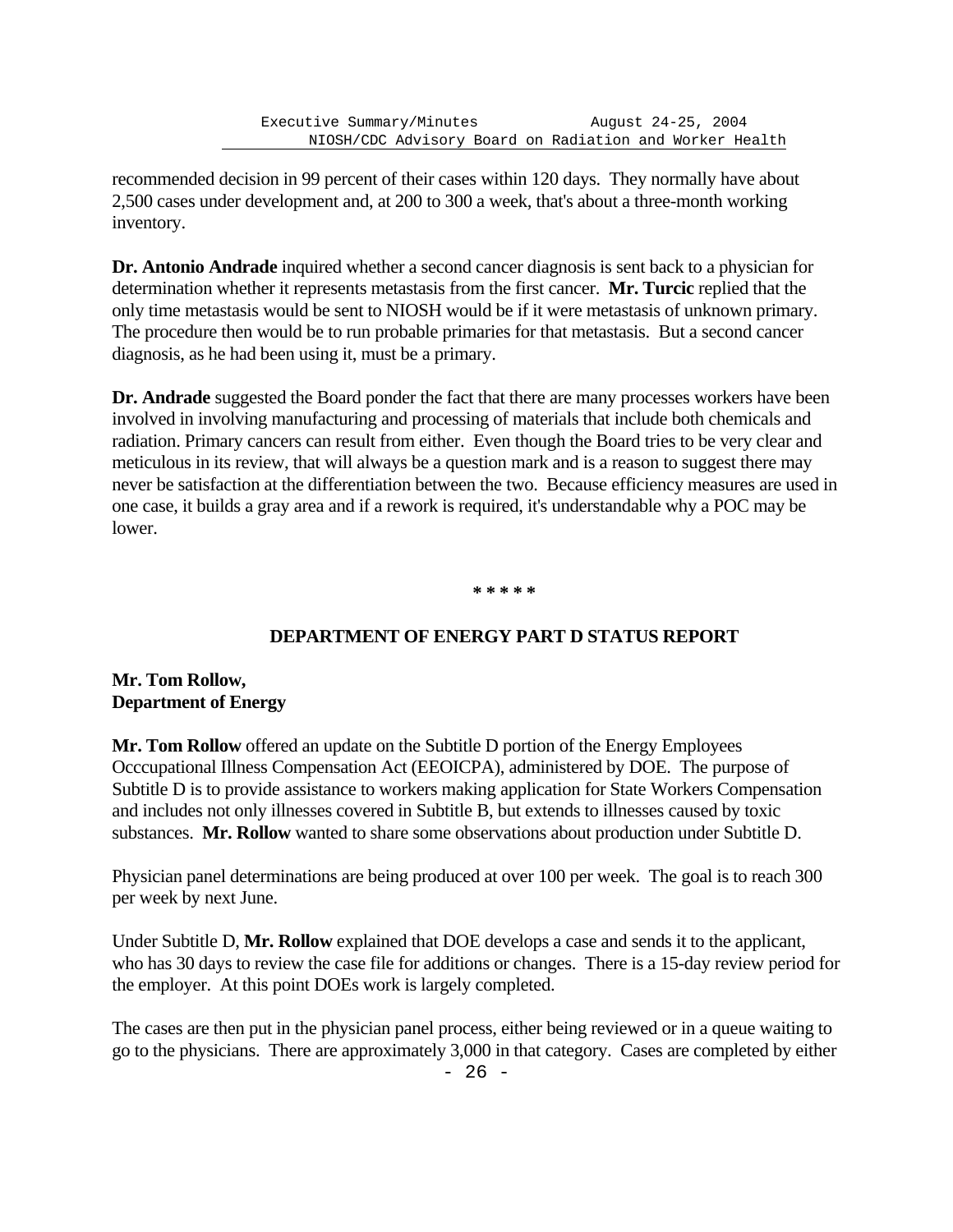recommended decision in 99 percent of their cases within 120 days. They normally have about 2,500 cases under development and, at 200 to 300 a week, that's about a three-month working inventory.

**Dr. Antonio Andrade** inquired whether a second cancer diagnosis is sent back to a physician for determination whether it represents metastasis from the first cancer. **Mr. Turcic** replied that the only time metastasis would be sent to NIOSH would be if it were metastasis of unknown primary. The procedure then would be to run probable primaries for that metastasis. But a second cancer diagnosis, as he had been using it, must be a primary.

**Dr. Andrade** suggested the Board ponder the fact that there are many processes workers have been involved in involving manufacturing and processing of materials that include both chemicals and radiation. Primary cancers can result from either. Even though the Board tries to be very clear and meticulous in its review, that will always be a question mark and is a reason to suggest there may never be satisfaction at the differentiation between the two. Because efficiency measures are used in one case, it builds a gray area and if a rework is required, it's understandable why a POC may be lower.

**\* \* \* \* \***

## DEPARTMENT OF ENERGY PART D STATUS REPORT

**Mr. Tom Rollow,**
**Department of Energy**

**Mr. Tom Rollow** offered an update on the Subtitle D portion of the Energy Employees Occcupational Illness Compensation Act (EEOICPA), administered by DOE. The purpose of Subtitle D is to provide assistance to workers making application for State Workers Compensation and includes not only illnesses covered in Subtitle B, but extends to illnesses caused by toxic substances. **Mr. Rollow** wanted to share some observations about production under Subtitle D.

Physician panel determinations are being produced at over 100 per week. The goal is to reach 300 per week by next June.

Under Subtitle D, **Mr. Rollow** explained that DOE develops a case and sends it to the applicant, who has 30 days to review the case file for additions or changes. There is a 15-day review period for the employer. At this point DOEs work is largely completed.

The cases are then put in the physician panel process, either being reviewed or in a queue waiting to go to the physicians. There are approximately 3,000 in that category. Cases are completed by either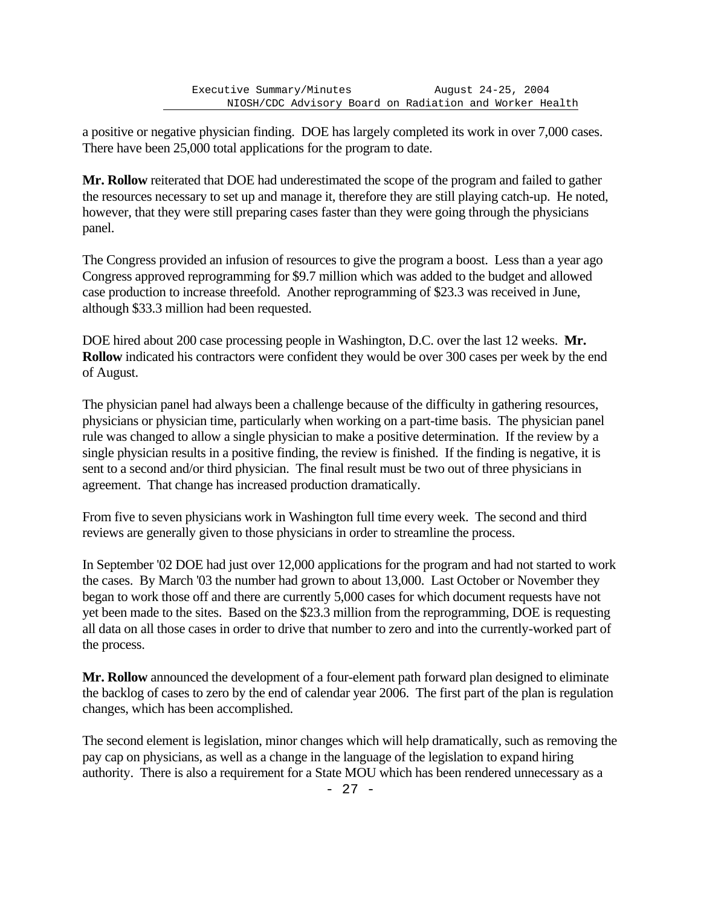a positive or negative physician finding. DOE has largely completed its work in over 7,000 cases. There have been 25,000 total applications for the program to date.

**Mr. Rollow** reiterated that DOE had underestimated the scope of the program and failed to gather the resources necessary to set up and manage it, therefore they are still playing catch-up. He noted, however, that they were still preparing cases faster than they were going through the physicians panel.

The Congress provided an infusion of resources to give the program a boost. Less than a year ago Congress approved reprogramming for $9.7 million which was added to the budget and allowed case production to increase threefold. Another reprogramming of $23.3 was received in June, although $33.3 million had been requested.

DOE hired about 200 case processing people in Washington, D.C. over the last 12 weeks. **Mr. Rollow** indicated his contractors were confident they would be over 300 cases per week by the end of August.

The physician panel had always been a challenge because of the difficulty in gathering resources, physicians or physician time, particularly when working on a part-time basis. The physician panel rule was changed to allow a single physician to make a positive determination. If the review by a single physician results in a positive finding, the review is finished. If the finding is negative, it is sent to a second and/or third physician. The final result must be two out of three physicians in agreement. That change has increased production dramatically.

From five to seven physicians work in Washington full time every week. The second and third reviews are generally given to those physicians in order to streamline the process.

In September '02 DOE had just over 12,000 applications for the program and had not started to work the cases. By March '03 the number had grown to about 13,000. Last October or November they began to work those off and there are currently 5,000 cases for which document requests have not yet been made to the sites. Based on the $23.3 million from the reprogramming, DOE is requesting all data on all those cases in order to drive that number to zero and into the currently-worked part of the process.

**Mr. Rollow** announced the development of a four-element path forward plan designed to eliminate the backlog of cases to zero by the end of calendar year 2006. The first part of the plan is regulation changes, which has been accomplished.

The second element is legislation, minor changes which will help dramatically, such as removing the pay cap on physicians, as well as a change in the language of the legislation to expand hiring authority. There is also a requirement for a State MOU which has been rendered unnecessary as a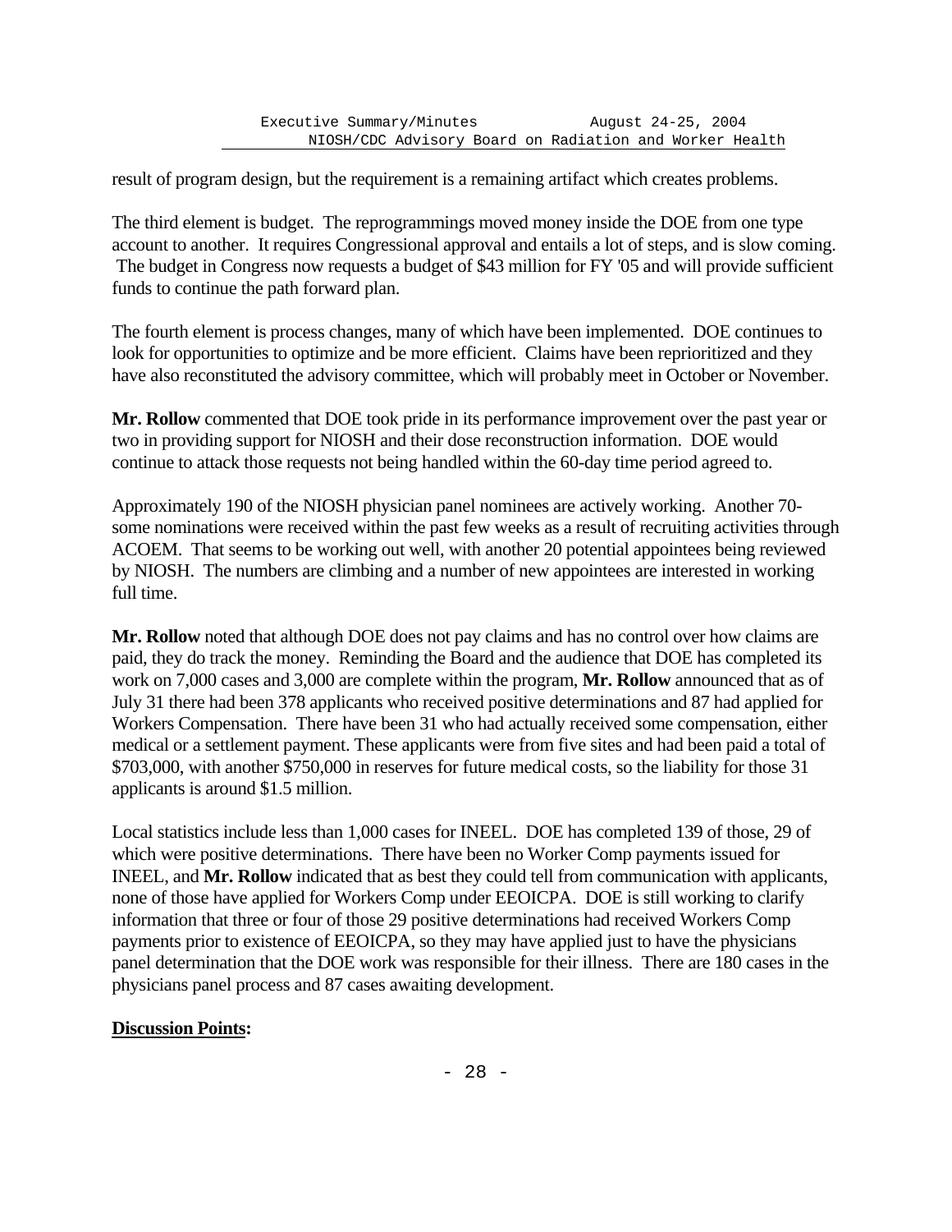result of program design, but the requirement is a remaining artifact which creates problems.

The third element is budget. The reprogrammings moved money inside the DOE from one type account to another. It requires Congressional approval and entails a lot of steps, and is slow coming. The budget in Congress now requests a budget of $43 million for FY '05 and will provide sufficient funds to continue the path forward plan.

The fourth element is process changes, many of which have been implemented. DOE continues to look for opportunities to optimize and be more efficient. Claims have been reprioritized and they have also reconstituted the advisory committee, which will probably meet in October or November.

**Mr. Rollow** commented that DOE took pride in its performance improvement over the past year or two in providing support for NIOSH and their dose reconstruction information. DOE would continue to attack those requests not being handled within the 60-day time period agreed to.

Approximately 190 of the NIOSH physician panel nominees are actively working. Another 70-some nominations were received within the past few weeks as a result of recruiting activities through ACOEM. That seems to be working out well, with another 20 potential appointees being reviewed by NIOSH. The numbers are climbing and a number of new appointees are interested in working full time.

**Mr. Rollow** noted that although DOE does not pay claims and has no control over how claims are paid, they do track the money. Reminding the Board and the audience that DOE has completed its work on 7,000 cases and 3,000 are complete within the program, **Mr. Rollow** announced that as of July 31 there had been 378 applicants who received positive determinations and 87 had applied for Workers Compensation. There have been 31 who had actually received some compensation, either medical or a settlement payment. These applicants were from five sites and had been paid a total of $703,000, with another $750,000 in reserves for future medical costs, so the liability for those 31 applicants is around $1.5 million.

Local statistics include less than 1,000 cases for INEEL. DOE has completed 139 of those, 29 of which were positive determinations. There have been no Worker Comp payments issued for INEEL, and **Mr. Rollow** indicated that as best they could tell from communication with applicants, none of those have applied for Workers Comp under EEOICPA. DOE is still working to clarify information that three or four of those 29 positive determinations had received Workers Comp payments prior to existence of EEOICPA, so they may have applied just to have the physicians panel determination that the DOE work was responsible for their illness. There are 180 cases in the physicians panel process and 87 cases awaiting development.

**Discussion Points:**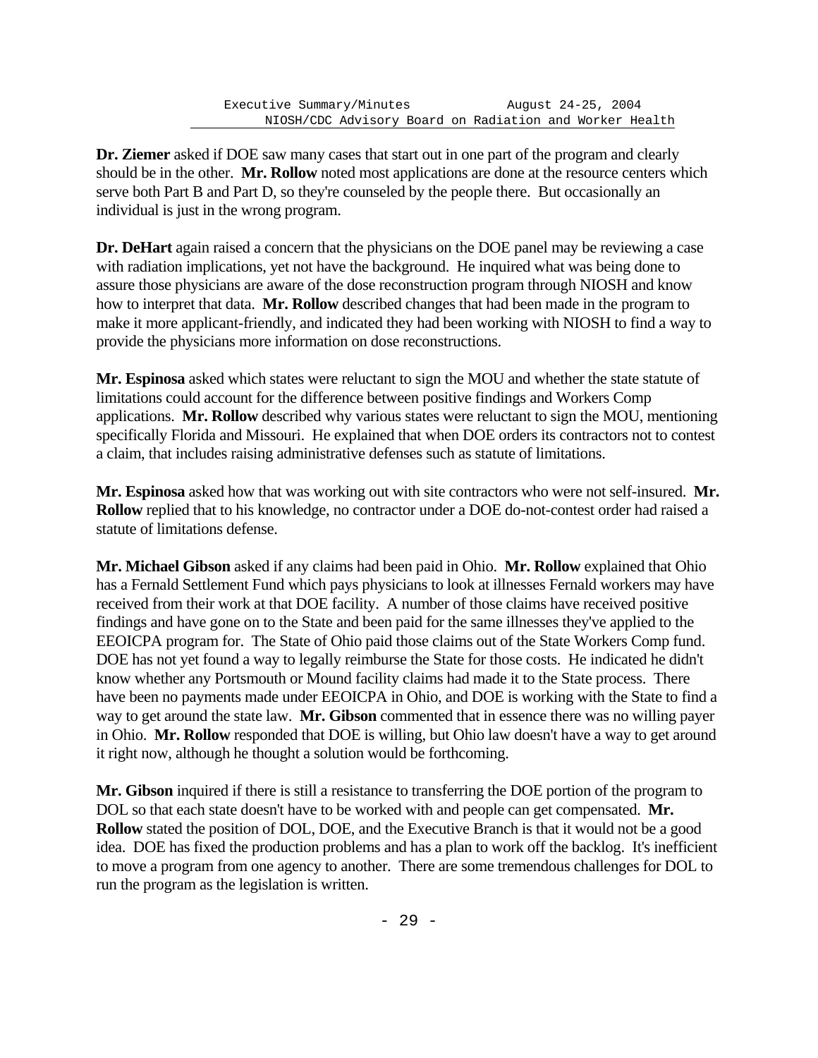**Dr. Ziemer** asked if DOE saw many cases that start out in one part of the program and clearly should be in the other. **Mr. Rollow** noted most applications are done at the resource centers which serve both Part B and Part D, so they're counseled by the people there. But occasionally an individual is just in the wrong program.

**Dr. DeHart** again raised a concern that the physicians on the DOE panel may be reviewing a case with radiation implications, yet not have the background. He inquired what was being done to assure those physicians are aware of the dose reconstruction program through NIOSH and know how to interpret that data. **Mr. Rollow** described changes that had been made in the program to make it more applicant-friendly, and indicated they had been working with NIOSH to find a way to provide the physicians more information on dose reconstructions.

**Mr. Espinosa** asked which states were reluctant to sign the MOU and whether the state statute of limitations could account for the difference between positive findings and Workers Comp applications. **Mr. Rollow** described why various states were reluctant to sign the MOU, mentioning specifically Florida and Missouri. He explained that when DOE orders its contractors not to contest a claim, that includes raising administrative defenses such as statute of limitations.

**Mr. Espinosa** asked how that was working out with site contractors who were not self-insured. **Mr. Rollow** replied that to his knowledge, no contractor under a DOE do-not-contest order had raised a statute of limitations defense.

**Mr. Michael Gibson** asked if any claims had been paid in Ohio. **Mr. Rollow** explained that Ohio has a Fernald Settlement Fund which pays physicians to look at illnesses Fernald workers may have received from their work at that DOE facility. A number of those claims have received positive findings and have gone on to the State and been paid for the same illnesses they've applied to the EEOICPA program for. The State of Ohio paid those claims out of the State Workers Comp fund. DOE has not yet found a way to legally reimburse the State for those costs. He indicated he didn't know whether any Portsmouth or Mound facility claims had made it to the State process. There have been no payments made under EEOICPA in Ohio, and DOE is working with the State to find a way to get around the state law. **Mr. Gibson** commented that in essence there was no willing payer in Ohio. **Mr. Rollow** responded that DOE is willing, but Ohio law doesn't have a way to get around it right now, although he thought a solution would be forthcoming.

**Mr. Gibson** inquired if there is still a resistance to transferring the DOE portion of the program to DOL so that each state doesn't have to be worked with and people can get compensated. **Mr. Rollow** stated the position of DOL, DOE, and the Executive Branch is that it would not be a good idea. DOE has fixed the production problems and has a plan to work off the backlog. It's inefficient to move a program from one agency to another. There are some tremendous challenges for DOL to run the program as the legislation is written.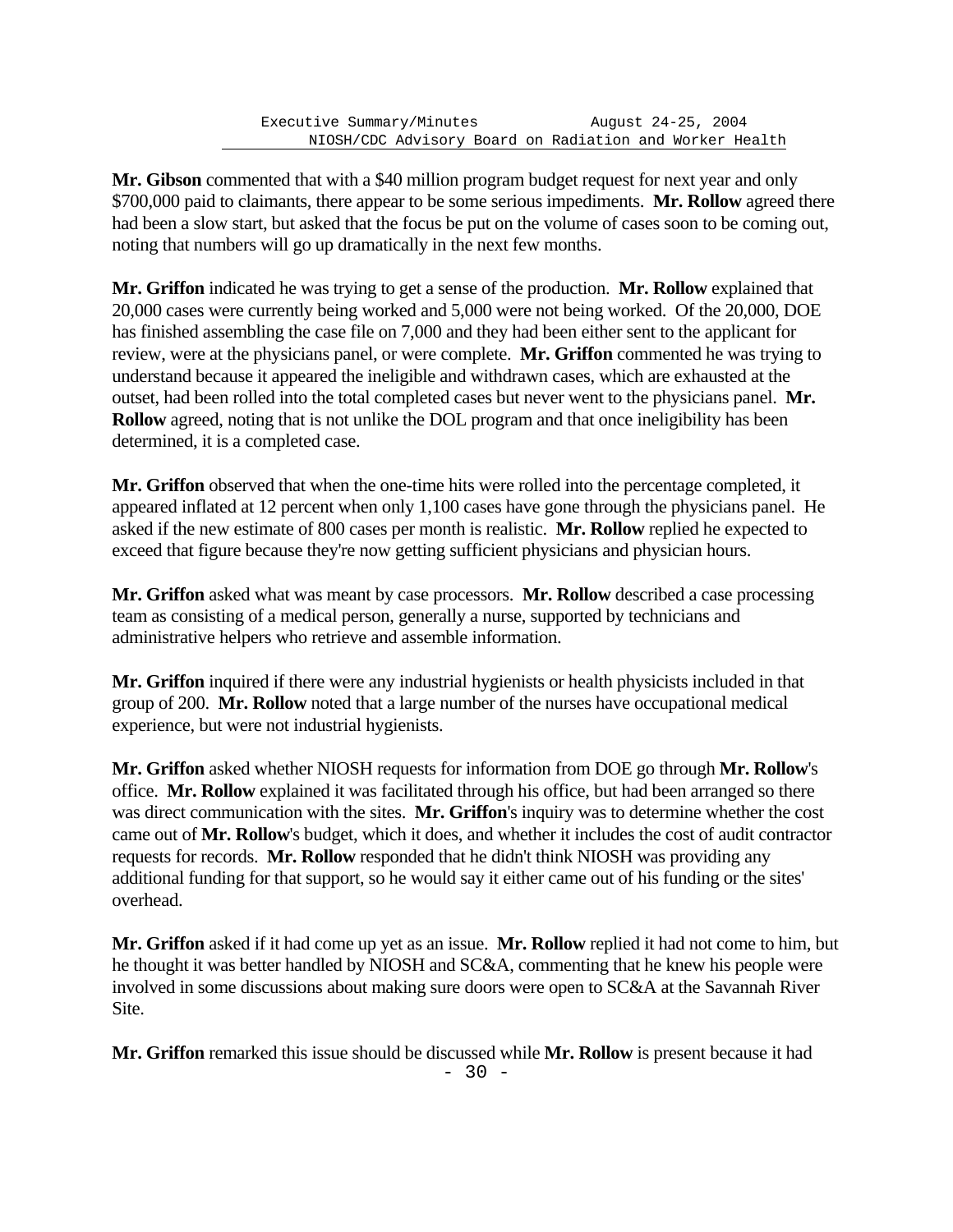**Mr. Gibson** commented that with a $40 million program budget request for next year and only $700,000 paid to claimants, there appear to be some serious impediments. **Mr. Rollow** agreed there had been a slow start, but asked that the focus be put on the volume of cases soon to be coming out, noting that numbers will go up dramatically in the next few months.

**Mr. Griffon** indicated he was trying to get a sense of the production. **Mr. Rollow** explained that 20,000 cases were currently being worked and 5,000 were not being worked. Of the 20,000, DOE has finished assembling the case file on 7,000 and they had been either sent to the applicant for review, were at the physicians panel, or were complete. **Mr. Griffon** commented he was trying to understand because it appeared the ineligible and withdrawn cases, which are exhausted at the outset, had been rolled into the total completed cases but never went to the physicians panel. **Mr. Rollow** agreed, noting that is not unlike the DOL program and that once ineligibility has been determined, it is a completed case.

**Mr. Griffon** observed that when the one-time hits were rolled into the percentage completed, it appeared inflated at 12 percent when only 1,100 cases have gone through the physicians panel. He asked if the new estimate of 800 cases per month is realistic. **Mr. Rollow** replied he expected to exceed that figure because they're now getting sufficient physicians and physician hours.

**Mr. Griffon** asked what was meant by case processors. **Mr. Rollow** described a case processing team as consisting of a medical person, generally a nurse, supported by technicians and administrative helpers who retrieve and assemble information.

**Mr. Griffon** inquired if there were any industrial hygienists or health physicists included in that group of 200. **Mr. Rollow** noted that a large number of the nurses have occupational medical experience, but were not industrial hygienists.

**Mr. Griffon** asked whether NIOSH requests for information from DOE go through **Mr. Rollow**'s office. **Mr. Rollow** explained it was facilitated through his office, but had been arranged so there was direct communication with the sites. **Mr. Griffon**'s inquiry was to determine whether the cost came out of **Mr. Rollow**'s budget, which it does, and whether it includes the cost of audit contractor requests for records. **Mr. Rollow** responded that he didn't think NIOSH was providing any additional funding for that support, so he would say it either came out of his funding or the sites' overhead.

**Mr. Griffon** asked if it had come up yet as an issue. **Mr. Rollow** replied it had not come to him, but he thought it was better handled by NIOSH and SC&A, commenting that he knew his people were involved in some discussions about making sure doors were open to SC&A at the Savannah River Site.

**Mr. Griffon** remarked this issue should be discussed while **Mr. Rollow** is present because it had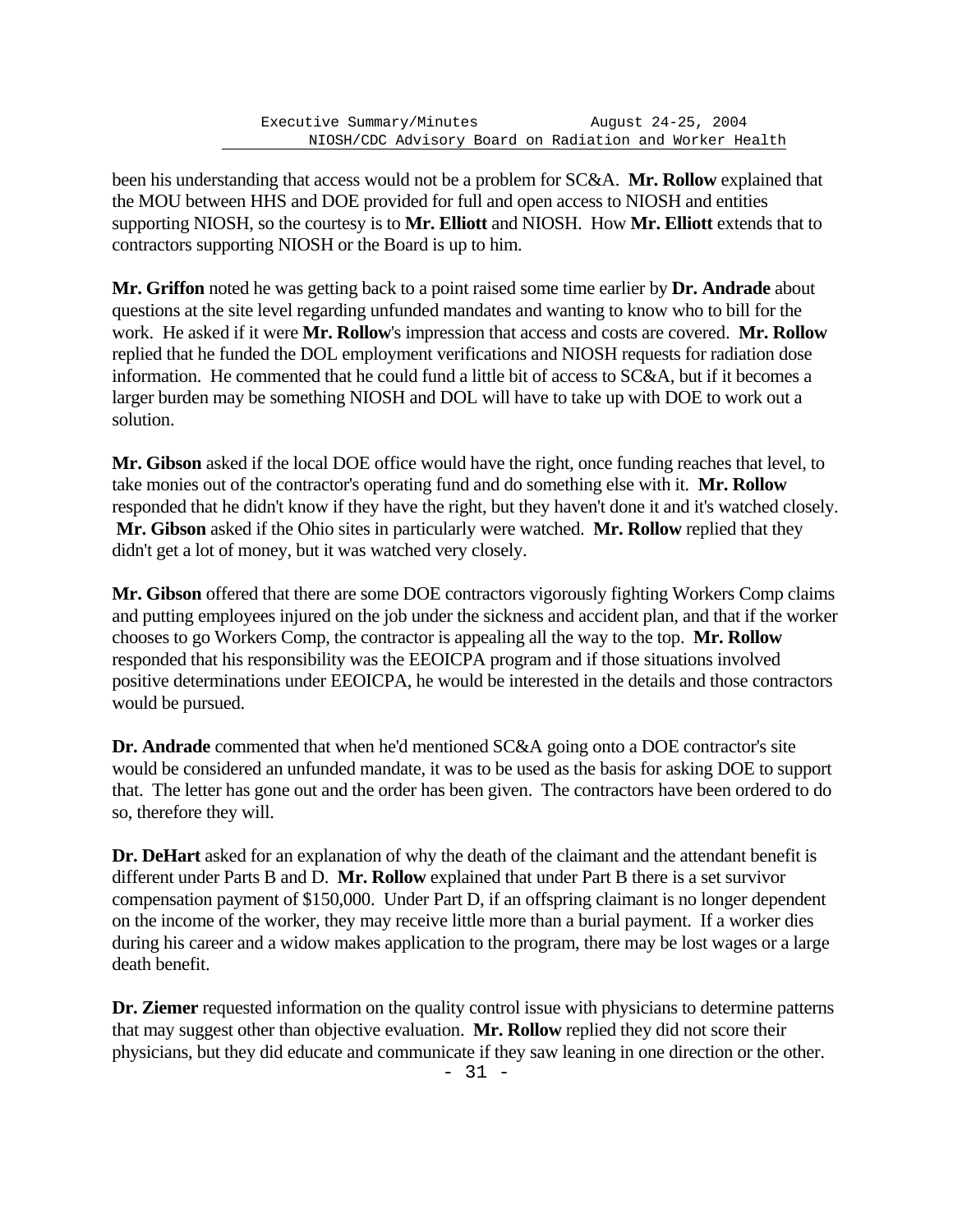been his understanding that access would not be a problem for SC&A. **Mr. Rollow** explained that the MOU between HHS and DOE provided for full and open access to NIOSH and entities supporting NIOSH, so the courtesy is to **Mr. Elliott** and NIOSH. How **Mr. Elliott** extends that to contractors supporting NIOSH or the Board is up to him.

**Mr. Griffon** noted he was getting back to a point raised some time earlier by **Dr. Andrade** about questions at the site level regarding unfunded mandates and wanting to know who to bill for the work. He asked if it were **Mr. Rollow**'s impression that access and costs are covered. **Mr. Rollow** replied that he funded the DOL employment verifications and NIOSH requests for radiation dose information. He commented that he could fund a little bit of access to SC&A, but if it becomes a larger burden may be something NIOSH and DOL will have to take up with DOE to work out a solution.

**Mr. Gibson** asked if the local DOE office would have the right, once funding reaches that level, to take monies out of the contractor's operating fund and do something else with it. **Mr. Rollow** responded that he didn't know if they have the right, but they haven't done it and it's watched closely. **Mr. Gibson** asked if the Ohio sites in particularly were watched. **Mr. Rollow** replied that they didn't get a lot of money, but it was watched very closely.

**Mr. Gibson** offered that there are some DOE contractors vigorously fighting Workers Comp claims and putting employees injured on the job under the sickness and accident plan, and that if the worker chooses to go Workers Comp, the contractor is appealing all the way to the top. **Mr. Rollow** responded that his responsibility was the EEOICPA program and if those situations involved positive determinations under EEOICPA, he would be interested in the details and those contractors would be pursued.

**Dr. Andrade** commented that when he'd mentioned SC&A going onto a DOE contractor's site would be considered an unfunded mandate, it was to be used as the basis for asking DOE to support that. The letter has gone out and the order has been given. The contractors have been ordered to do so, therefore they will.

**Dr. DeHart** asked for an explanation of why the death of the claimant and the attendant benefit is different under Parts B and D. **Mr. Rollow** explained that under Part B there is a set survivor compensation payment of $150,000. Under Part D, if an offspring claimant is no longer dependent on the income of the worker, they may receive little more than a burial payment. If a worker dies during his career and a widow makes application to the program, there may be lost wages or a large death benefit.

**Dr. Ziemer** requested information on the quality control issue with physicians to determine patterns that may suggest other than objective evaluation. **Mr. Rollow** replied they did not score their physicians, but they did educate and communicate if they saw leaning in one direction or the other.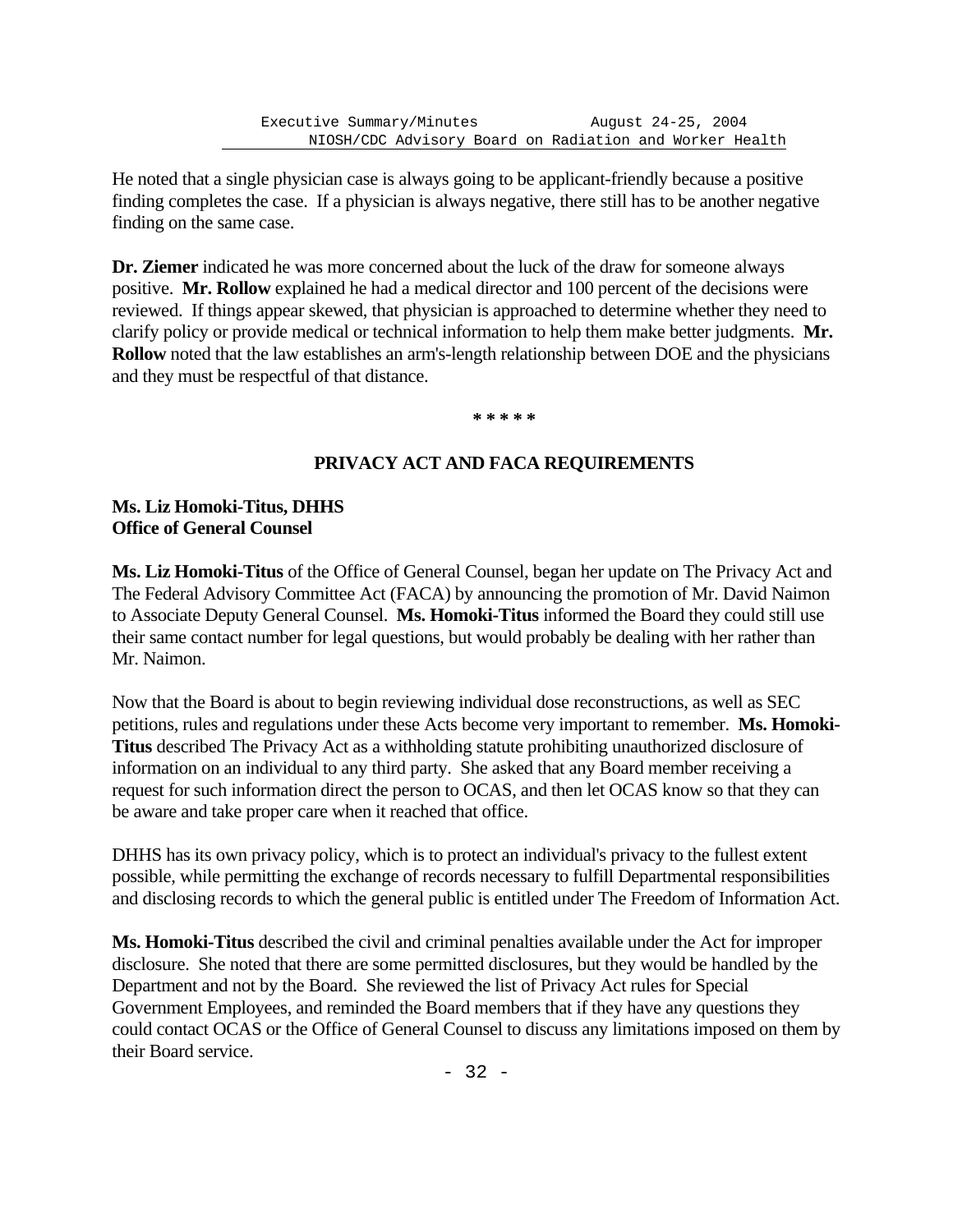He noted that a single physician case is always going to be applicant-friendly because a positive finding completes the case. If a physician is always negative, there still has to be another negative finding on the same case.

**Dr. Ziemer** indicated he was more concerned about the luck of the draw for someone always positive. **Mr. Rollow** explained he had a medical director and 100 percent of the decisions were reviewed. If things appear skewed, that physician is approached to determine whether they need to clarify policy or provide medical or technical information to help them make better judgments. **Mr. Rollow** noted that the law establishes an arm's-length relationship between DOE and the physicians and they must be respectful of that distance.

\* \* \* \* \*

## PRIVACY ACT AND FACA REQUIREMENTS

**Ms. Liz Homoki-Titus, DHHS**
**Office of General Counsel**

**Ms. Liz Homoki-Titus** of the Office of General Counsel, began her update on The Privacy Act and The Federal Advisory Committee Act (FACA) by announcing the promotion of Mr. David Naimon to Associate Deputy General Counsel. **Ms. Homoki-Titus** informed the Board they could still use their same contact number for legal questions, but would probably be dealing with her rather than Mr. Naimon.

Now that the Board is about to begin reviewing individual dose reconstructions, as well as SEC petitions, rules and regulations under these Acts become very important to remember. **Ms. Homoki-Titus** described The Privacy Act as a withholding statute prohibiting unauthorized disclosure of information on an individual to any third party. She asked that any Board member receiving a request for such information direct the person to OCAS, and then let OCAS know so that they can be aware and take proper care when it reached that office.

DHHS has its own privacy policy, which is to protect an individual's privacy to the fullest extent possible, while permitting the exchange of records necessary to fulfill Departmental responsibilities and disclosing records to which the general public is entitled under The Freedom of Information Act.

**Ms. Homoki-Titus** described the civil and criminal penalties available under the Act for improper disclosure. She noted that there are some permitted disclosures, but they would be handled by the Department and not by the Board. She reviewed the list of Privacy Act rules for Special Government Employees, and reminded the Board members that if they have any questions they could contact OCAS or the Office of General Counsel to discuss any limitations imposed on them by their Board service.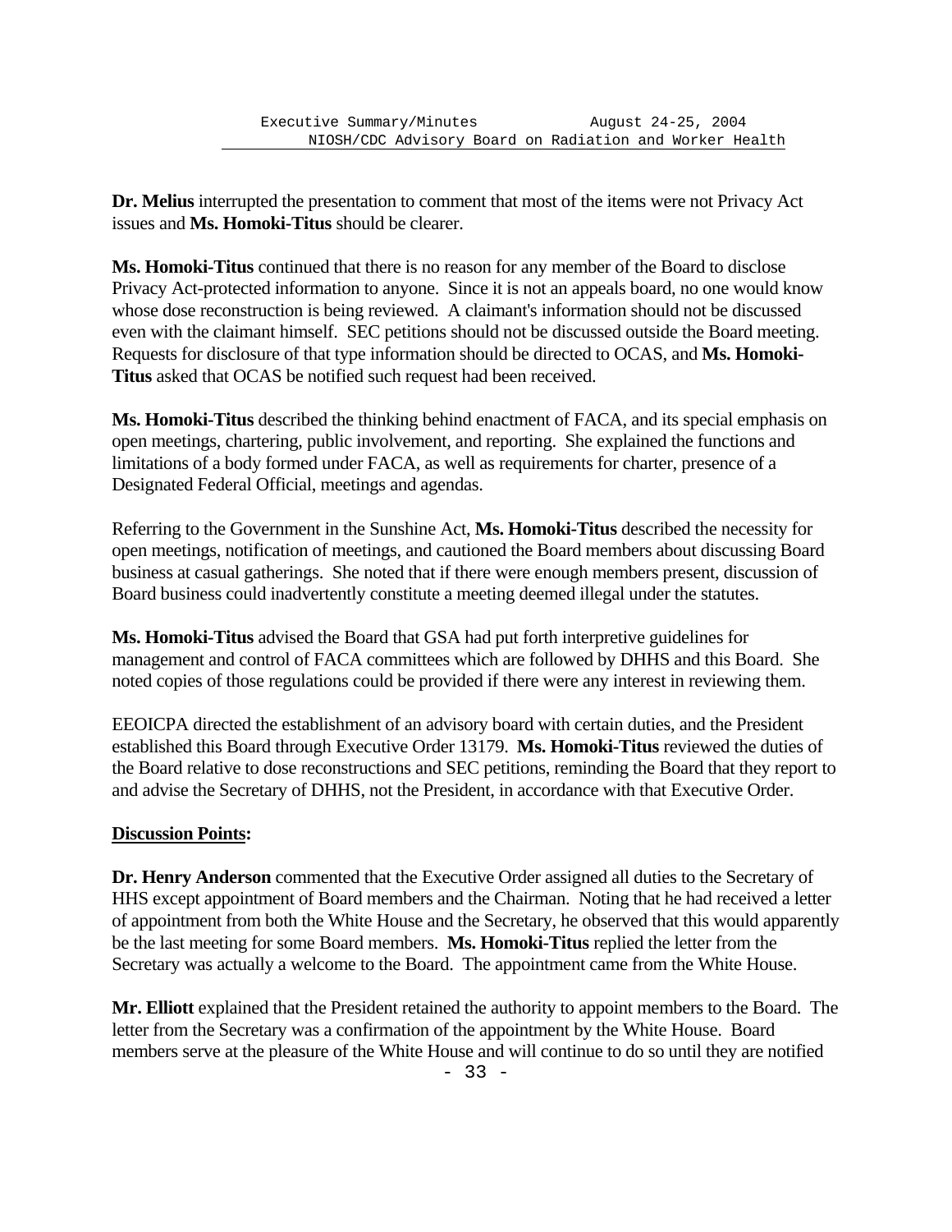**Dr. Melius** interrupted the presentation to comment that most of the items were not Privacy Act issues and **Ms. Homoki-Titus** should be clearer.

**Ms. Homoki-Titus** continued that there is no reason for any member of the Board to disclose Privacy Act-protected information to anyone. Since it is not an appeals board, no one would know whose dose reconstruction is being reviewed. A claimant's information should not be discussed even with the claimant himself. SEC petitions should not be discussed outside the Board meeting. Requests for disclosure of that type information should be directed to OCAS, and **Ms. Homoki-Titus** asked that OCAS be notified such request had been received.

**Ms. Homoki-Titus** described the thinking behind enactment of FACA, and its special emphasis on open meetings, chartering, public involvement, and reporting. She explained the functions and limitations of a body formed under FACA, as well as requirements for charter, presence of a Designated Federal Official, meetings and agendas.

Referring to the Government in the Sunshine Act, **Ms. Homoki-Titus** described the necessity for open meetings, notification of meetings, and cautioned the Board members about discussing Board business at casual gatherings. She noted that if there were enough members present, discussion of Board business could inadvertently constitute a meeting deemed illegal under the statutes.

**Ms. Homoki-Titus** advised the Board that GSA had put forth interpretive guidelines for management and control of FACA committees which are followed by DHHS and this Board. She noted copies of those regulations could be provided if there were any interest in reviewing them.

EEOICPA directed the establishment of an advisory board with certain duties, and the President established this Board through Executive Order 13179. **Ms. Homoki-Titus** reviewed the duties of the Board relative to dose reconstructions and SEC petitions, reminding the Board that they report to and advise the Secretary of DHHS, not the President, in accordance with that Executive Order.

**Discussion Points:**

**Dr. Henry Anderson** commented that the Executive Order assigned all duties to the Secretary of HHS except appointment of Board members and the Chairman. Noting that he had received a letter of appointment from both the White House and the Secretary, he observed that this would apparently be the last meeting for some Board members. **Ms. Homoki-Titus** replied the letter from the Secretary was actually a welcome to the Board. The appointment came from the White House.

**Mr. Elliott** explained that the President retained the authority to appoint members to the Board. The letter from the Secretary was a confirmation of the appointment by the White House. Board members serve at the pleasure of the White House and will continue to do so until they are notified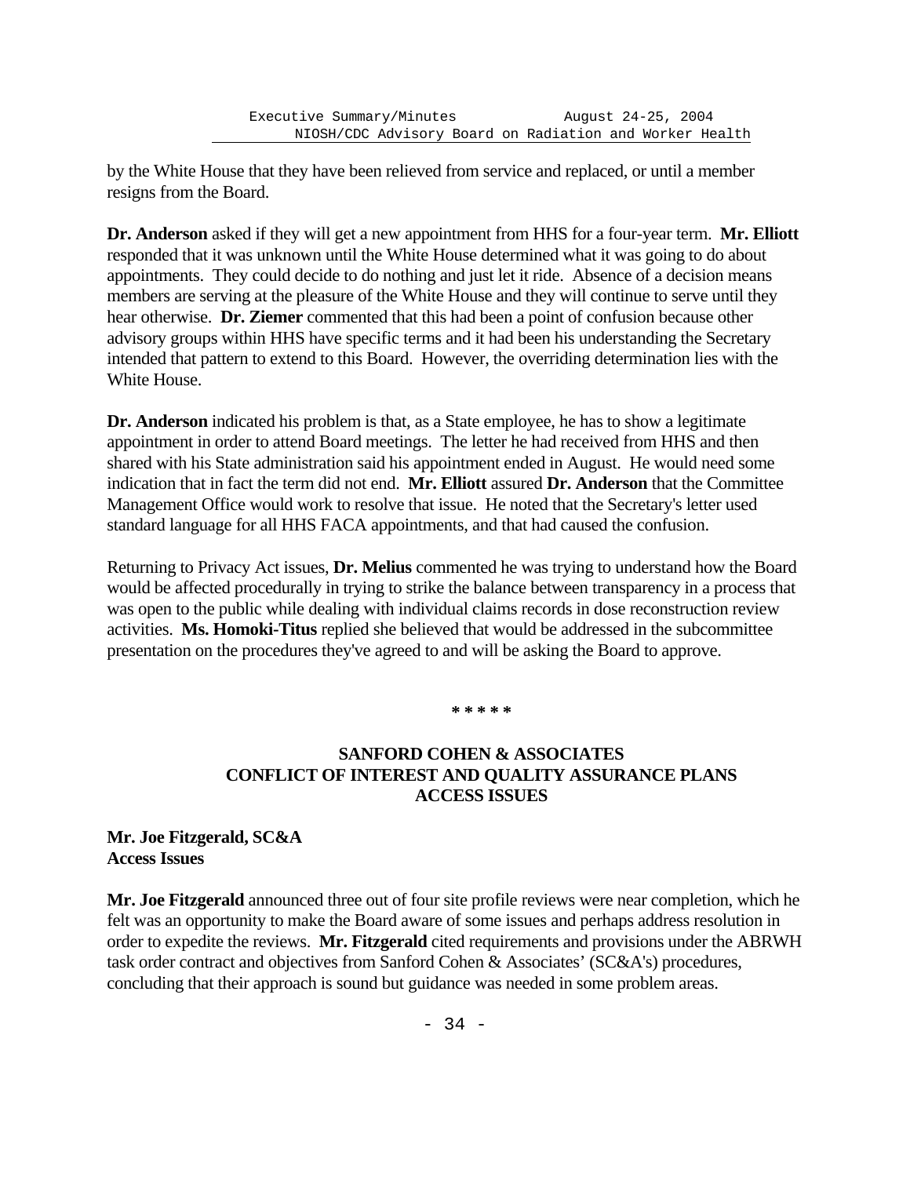by the White House that they have been relieved from service and replaced, or until a member resigns from the Board.

**Dr. Anderson** asked if they will get a new appointment from HHS for a four-year term. **Mr. Elliott** responded that it was unknown until the White House determined what it was going to do about appointments. They could decide to do nothing and just let it ride. Absence of a decision means members are serving at the pleasure of the White House and they will continue to serve until they hear otherwise. **Dr. Ziemer** commented that this had been a point of confusion because other advisory groups within HHS have specific terms and it had been his understanding the Secretary intended that pattern to extend to this Board. However, the overriding determination lies with the White House.

**Dr. Anderson** indicated his problem is that, as a State employee, he has to show a legitimate appointment in order to attend Board meetings. The letter he had received from HHS and then shared with his State administration said his appointment ended in August. He would need some indication that in fact the term did not end. **Mr. Elliott** assured **Dr. Anderson** that the Committee Management Office would work to resolve that issue. He noted that the Secretary's letter used standard language for all HHS FACA appointments, and that had caused the confusion.

Returning to Privacy Act issues, **Dr. Melius** commented he was trying to understand how the Board would be affected procedurally in trying to strike the balance between transparency in a process that was open to the public while dealing with individual claims records in dose reconstruction review activities. **Ms. Homoki-Titus** replied she believed that would be addressed in the subcommittee presentation on the procedures they've agreed to and will be asking the Board to approve.

\* \* \* \* \*

## SANFORD COHEN & ASSOCIATES CONFLICT OF INTEREST AND QUALITY ASSURANCE PLANS ACCESS ISSUES

**Mr. Joe Fitzgerald, SC&A**
**Access Issues**

**Mr. Joe Fitzgerald** announced three out of four site profile reviews were near completion, which he felt was an opportunity to make the Board aware of some issues and perhaps address resolution in order to expedite the reviews. **Mr. Fitzgerald** cited requirements and provisions under the ABRWH task order contract and objectives from Sanford Cohen & Associates' (SC&A's) procedures, concluding that their approach is sound but guidance was needed in some problem areas.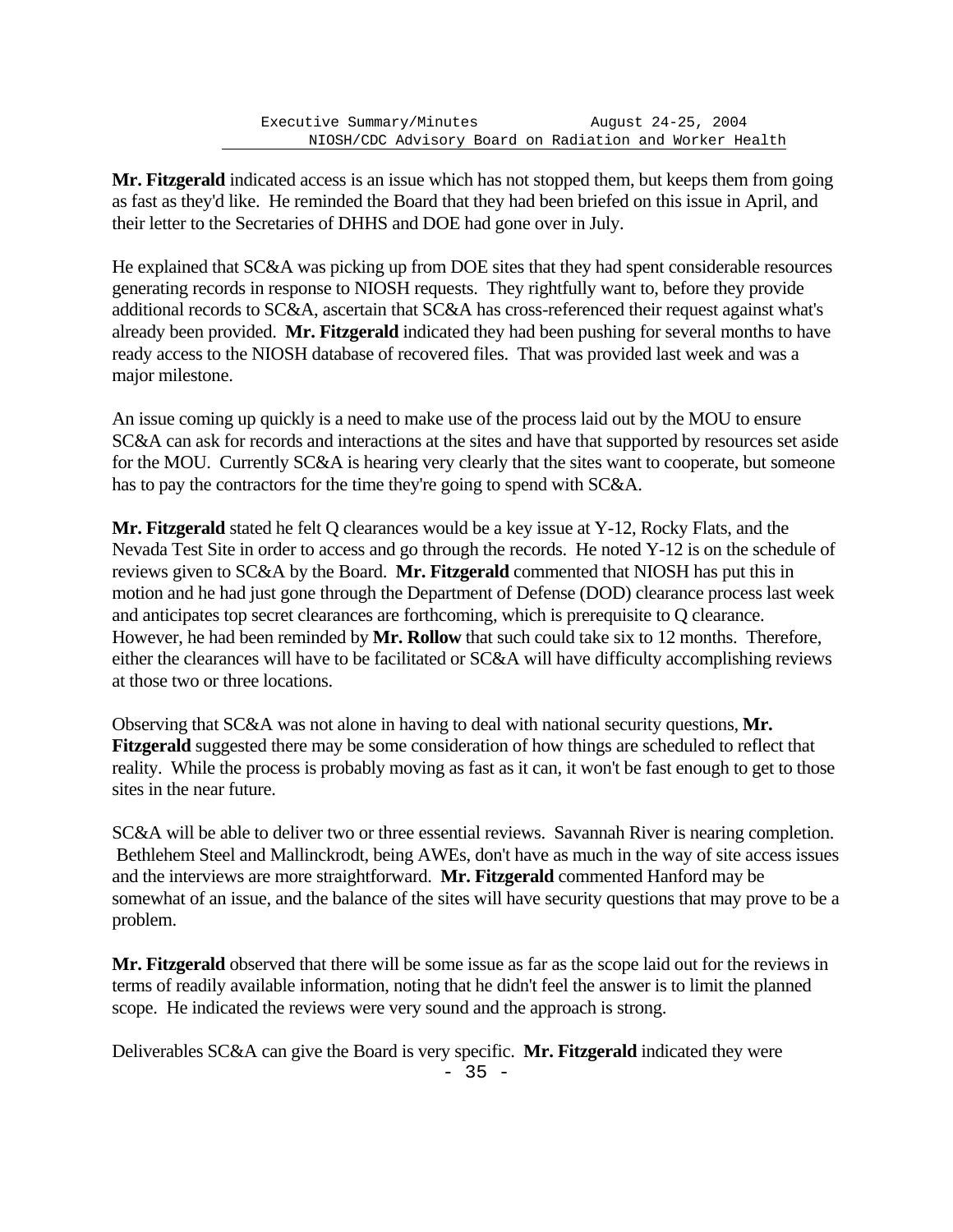**Mr. Fitzgerald** indicated access is an issue which has not stopped them, but keeps them from going as fast as they'd like. He reminded the Board that they had been briefed on this issue in April, and their letter to the Secretaries of DHHS and DOE had gone over in July.

He explained that SC&A was picking up from DOE sites that they had spent considerable resources generating records in response to NIOSH requests. They rightfully want to, before they provide additional records to SC&A, ascertain that SC&A has cross-referenced their request against what's already been provided. **Mr. Fitzgerald** indicated they had been pushing for several months to have ready access to the NIOSH database of recovered files. That was provided last week and was a major milestone.

An issue coming up quickly is a need to make use of the process laid out by the MOU to ensure SC&A can ask for records and interactions at the sites and have that supported by resources set aside for the MOU. Currently SC&A is hearing very clearly that the sites want to cooperate, but someone has to pay the contractors for the time they're going to spend with SC&A.

**Mr. Fitzgerald** stated he felt Q clearances would be a key issue at Y-12, Rocky Flats, and the Nevada Test Site in order to access and go through the records. He noted Y-12 is on the schedule of reviews given to SC&A by the Board. **Mr. Fitzgerald** commented that NIOSH has put this in motion and he had just gone through the Department of Defense (DOD) clearance process last week and anticipates top secret clearances are forthcoming, which is prerequisite to Q clearance. However, he had been reminded by **Mr. Rollow** that such could take six to 12 months. Therefore, either the clearances will have to be facilitated or SC&A will have difficulty accomplishing reviews at those two or three locations.

Observing that SC&A was not alone in having to deal with national security questions, **Mr. Fitzgerald** suggested there may be some consideration of how things are scheduled to reflect that reality. While the process is probably moving as fast as it can, it won't be fast enough to get to those sites in the near future.

SC&A will be able to deliver two or three essential reviews. Savannah River is nearing completion. Bethlehem Steel and Mallinckrodt, being AWEs, don't have as much in the way of site access issues and the interviews are more straightforward. **Mr. Fitzgerald** commented Hanford may be somewhat of an issue, and the balance of the sites will have security questions that may prove to be a problem.

**Mr. Fitzgerald** observed that there will be some issue as far as the scope laid out for the reviews in terms of readily available information, noting that he didn't feel the answer is to limit the planned scope. He indicated the reviews were very sound and the approach is strong.

Deliverables SC&A can give the Board is very specific. **Mr. Fitzgerald** indicated they were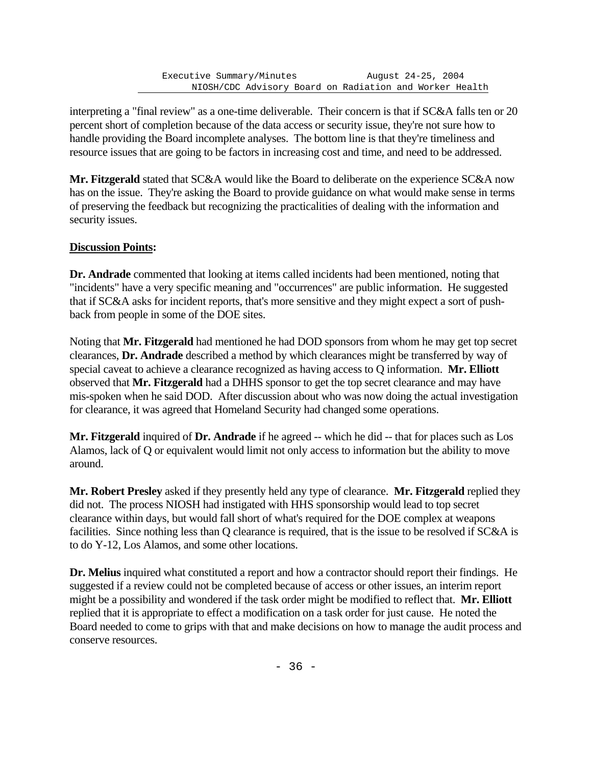interpreting a "final review" as a one-time deliverable. Their concern is that if SC&A falls ten or 20 percent short of completion because of the data access or security issue, they're not sure how to handle providing the Board incomplete analyses. The bottom line is that they're timeliness and resource issues that are going to be factors in increasing cost and time, and need to be addressed.

**Mr. Fitzgerald** stated that SC&A would like the Board to deliberate on the experience SC&A now has on the issue. They're asking the Board to provide guidance on what would make sense in terms of preserving the feedback but recognizing the practicalities of dealing with the information and security issues.

**Discussion Points:**

**Dr. Andrade** commented that looking at items called incidents had been mentioned, noting that "incidents" have a very specific meaning and "occurrences" are public information. He suggested that if SC&A asks for incident reports, that's more sensitive and they might expect a sort of push-back from people in some of the DOE sites.

Noting that **Mr. Fitzgerald** had mentioned he had DOD sponsors from whom he may get top secret clearances, **Dr. Andrade** described a method by which clearances might be transferred by way of special caveat to achieve a clearance recognized as having access to Q information. **Mr. Elliott** observed that **Mr. Fitzgerald** had a DHHS sponsor to get the top secret clearance and may have mis-spoken when he said DOD. After discussion about who was now doing the actual investigation for clearance, it was agreed that Homeland Security had changed some operations.

**Mr. Fitzgerald** inquired of **Dr. Andrade** if he agreed -- which he did -- that for places such as Los Alamos, lack of Q or equivalent would limit not only access to information but the ability to move around.

**Mr. Robert Presley** asked if they presently held any type of clearance. **Mr. Fitzgerald** replied they did not. The process NIOSH had instigated with HHS sponsorship would lead to top secret clearance within days, but would fall short of what's required for the DOE complex at weapons facilities. Since nothing less than Q clearance is required, that is the issue to be resolved if SC&A is to do Y-12, Los Alamos, and some other locations.

**Dr. Melius** inquired what constituted a report and how a contractor should report their findings. He suggested if a review could not be completed because of access or other issues, an interim report might be a possibility and wondered if the task order might be modified to reflect that. **Mr. Elliott** replied that it is appropriate to effect a modification on a task order for just cause. He noted the Board needed to come to grips with that and make decisions on how to manage the audit process and conserve resources.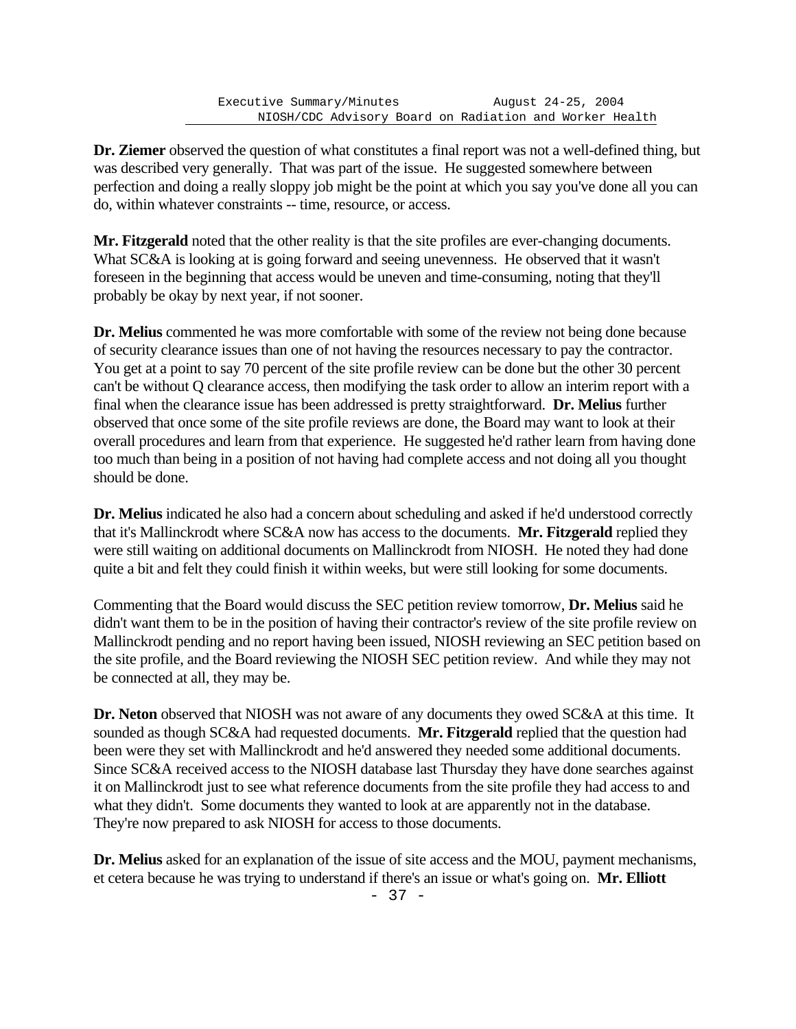**Dr. Ziemer** observed the question of what constitutes a final report was not a well-defined thing, but was described very generally. That was part of the issue. He suggested somewhere between perfection and doing a really sloppy job might be the point at which you say you've done all you can do, within whatever constraints -- time, resource, or access.

**Mr. Fitzgerald** noted that the other reality is that the site profiles are ever-changing documents. What SC&A is looking at is going forward and seeing unevenness. He observed that it wasn't foreseen in the beginning that access would be uneven and time-consuming, noting that they'll probably be okay by next year, if not sooner.

**Dr. Melius** commented he was more comfortable with some of the review not being done because of security clearance issues than one of not having the resources necessary to pay the contractor. You get at a point to say 70 percent of the site profile review can be done but the other 30 percent can't be without Q clearance access, then modifying the task order to allow an interim report with a final when the clearance issue has been addressed is pretty straightforward. **Dr. Melius** further observed that once some of the site profile reviews are done, the Board may want to look at their overall procedures and learn from that experience. He suggested he'd rather learn from having done too much than being in a position of not having had complete access and not doing all you thought should be done.

**Dr. Melius** indicated he also had a concern about scheduling and asked if he'd understood correctly that it's Mallinckrodt where SC&A now has access to the documents. **Mr. Fitzgerald** replied they were still waiting on additional documents on Mallinckrodt from NIOSH. He noted they had done quite a bit and felt they could finish it within weeks, but were still looking for some documents.

Commenting that the Board would discuss the SEC petition review tomorrow, **Dr. Melius** said he didn't want them to be in the position of having their contractor's review of the site profile review on Mallinckrodt pending and no report having been issued, NIOSH reviewing an SEC petition based on the site profile, and the Board reviewing the NIOSH SEC petition review. And while they may not be connected at all, they may be.

**Dr. Neton** observed that NIOSH was not aware of any documents they owed SC&A at this time. It sounded as though SC&A had requested documents. **Mr. Fitzgerald** replied that the question had been were they set with Mallinckrodt and he'd answered they needed some additional documents. Since SC&A received access to the NIOSH database last Thursday they have done searches against it on Mallinckrodt just to see what reference documents from the site profile they had access to and what they didn't. Some documents they wanted to look at are apparently not in the database. They're now prepared to ask NIOSH for access to those documents.

**Dr. Melius** asked for an explanation of the issue of site access and the MOU, payment mechanisms, et cetera because he was trying to understand if there's an issue or what's going on. **Mr. Elliott**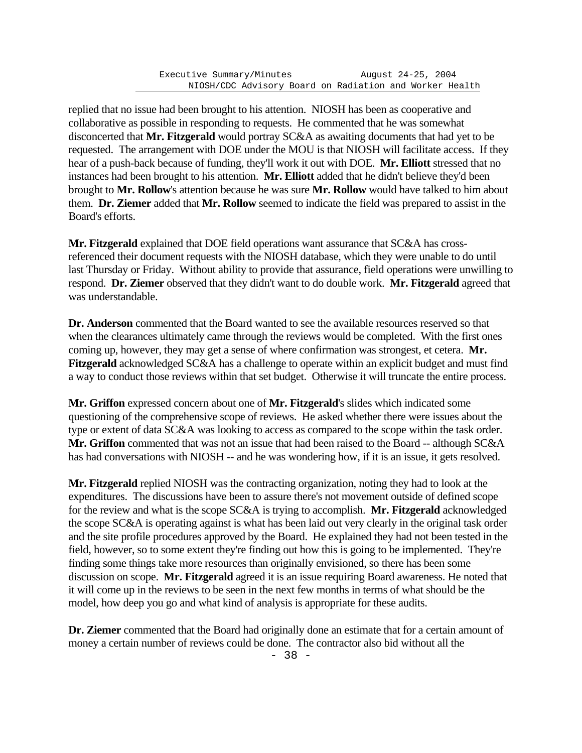replied that no issue had been brought to his attention. NIOSH has been as cooperative and collaborative as possible in responding to requests. He commented that he was somewhat disconcerted that **Mr. Fitzgerald** would portray SC&A as awaiting documents that had yet to be requested. The arrangement with DOE under the MOU is that NIOSH will facilitate access. If they hear of a push-back because of funding, they'll work it out with DOE. **Mr. Elliott** stressed that no instances had been brought to his attention. **Mr. Elliott** added that he didn't believe they'd been brought to **Mr. Rollow**'s attention because he was sure **Mr. Rollow** would have talked to him about them. **Dr. Ziemer** added that **Mr. Rollow** seemed to indicate the field was prepared to assist in the Board's efforts.

**Mr. Fitzgerald** explained that DOE field operations want assurance that SC&A has cross-referenced their document requests with the NIOSH database, which they were unable to do until last Thursday or Friday. Without ability to provide that assurance, field operations were unwilling to respond. **Dr. Ziemer** observed that they didn't want to do double work. **Mr. Fitzgerald** agreed that was understandable.

**Dr. Anderson** commented that the Board wanted to see the available resources reserved so that when the clearances ultimately came through the reviews would be completed. With the first ones coming up, however, they may get a sense of where confirmation was strongest, et cetera. **Mr. Fitzgerald** acknowledged SC&A has a challenge to operate within an explicit budget and must find a way to conduct those reviews within that set budget. Otherwise it will truncate the entire process.

**Mr. Griffon** expressed concern about one of **Mr. Fitzgerald**'s slides which indicated some questioning of the comprehensive scope of reviews. He asked whether there were issues about the type or extent of data SC&A was looking to access as compared to the scope within the task order. **Mr. Griffon** commented that was not an issue that had been raised to the Board -- although SC&A has had conversations with NIOSH -- and he was wondering how, if it is an issue, it gets resolved.

**Mr. Fitzgerald** replied NIOSH was the contracting organization, noting they had to look at the expenditures. The discussions have been to assure there's not movement outside of defined scope for the review and what is the scope SC&A is trying to accomplish. **Mr. Fitzgerald** acknowledged the scope SC&A is operating against is what has been laid out very clearly in the original task order and the site profile procedures approved by the Board. He explained they had not been tested in the field, however, so to some extent they're finding out how this is going to be implemented. They're finding some things take more resources than originally envisioned, so there has been some discussion on scope. **Mr. Fitzgerald** agreed it is an issue requiring Board awareness. He noted that it will come up in the reviews to be seen in the next few months in terms of what should be the model, how deep you go and what kind of analysis is appropriate for these audits.

**Dr. Ziemer** commented that the Board had originally done an estimate that for a certain amount of money a certain number of reviews could be done. The contractor also bid without all the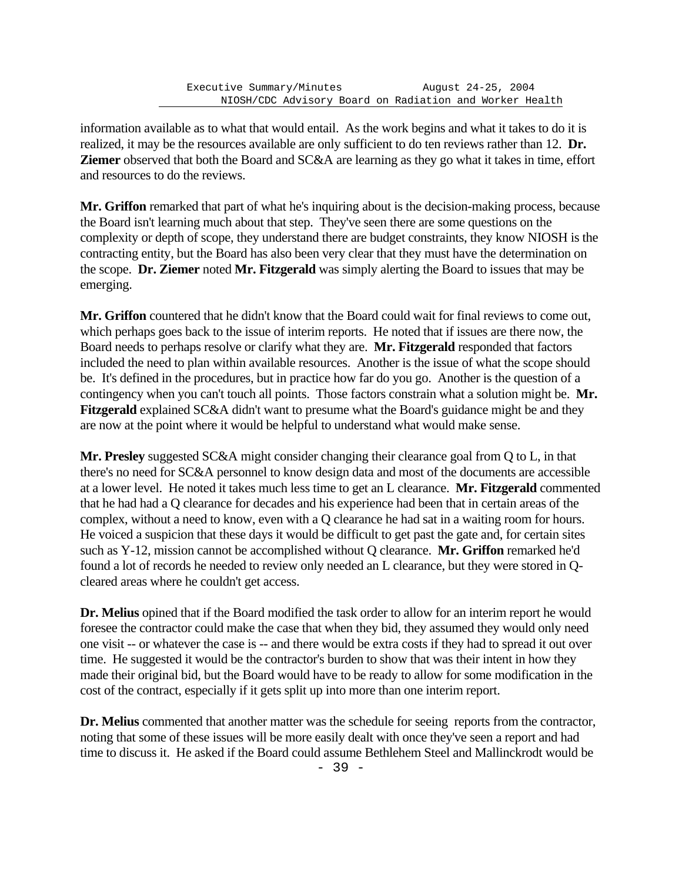information available as to what that would entail. As the work begins and what it takes to do it is realized, it may be the resources available are only sufficient to do ten reviews rather than 12. **Dr. Ziemer** observed that both the Board and SC&A are learning as they go what it takes in time, effort and resources to do the reviews.

**Mr. Griffon** remarked that part of what he's inquiring about is the decision-making process, because the Board isn't learning much about that step. They've seen there are some questions on the complexity or depth of scope, they understand there are budget constraints, they know NIOSH is the contracting entity, but the Board has also been very clear that they must have the determination on the scope. **Dr. Ziemer** noted **Mr. Fitzgerald** was simply alerting the Board to issues that may be emerging.

**Mr. Griffon** countered that he didn't know that the Board could wait for final reviews to come out, which perhaps goes back to the issue of interim reports. He noted that if issues are there now, the Board needs to perhaps resolve or clarify what they are. **Mr. Fitzgerald** responded that factors included the need to plan within available resources. Another is the issue of what the scope should be. It's defined in the procedures, but in practice how far do you go. Another is the question of a contingency when you can't touch all points. Those factors constrain what a solution might be. **Mr. Fitzgerald** explained SC&A didn't want to presume what the Board's guidance might be and they are now at the point where it would be helpful to understand what would make sense.

**Mr. Presley** suggested SC&A might consider changing their clearance goal from Q to L, in that there's no need for SC&A personnel to know design data and most of the documents are accessible at a lower level. He noted it takes much less time to get an L clearance. **Mr. Fitzgerald** commented that he had had a Q clearance for decades and his experience had been that in certain areas of the complex, without a need to know, even with a Q clearance he had sat in a waiting room for hours. He voiced a suspicion that these days it would be difficult to get past the gate and, for certain sites such as Y-12, mission cannot be accomplished without Q clearance. **Mr. Griffon** remarked he'd found a lot of records he needed to review only needed an L clearance, but they were stored in Q-cleared areas where he couldn't get access.

**Dr. Melius** opined that if the Board modified the task order to allow for an interim report he would foresee the contractor could make the case that when they bid, they assumed they would only need one visit -- or whatever the case is -- and there would be extra costs if they had to spread it out over time. He suggested it would be the contractor's burden to show that was their intent in how they made their original bid, but the Board would have to be ready to allow for some modification in the cost of the contract, especially if it gets split up into more than one interim report.

**Dr. Melius** commented that another matter was the schedule for seeing reports from the contractor, noting that some of these issues will be more easily dealt with once they've seen a report and had time to discuss it. He asked if the Board could assume Bethlehem Steel and Mallinckrodt would be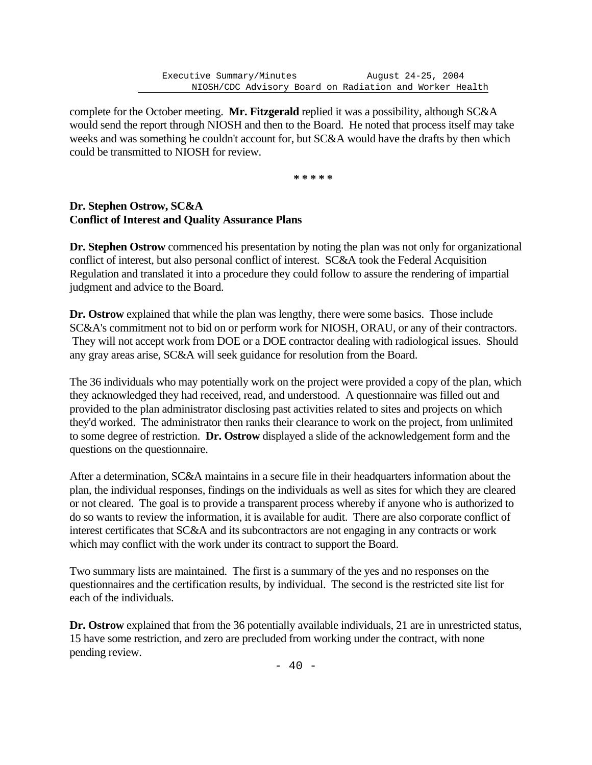complete for the October meeting. **Mr. Fitzgerald** replied it was a possibility, although SC&A would send the report through NIOSH and then to the Board. He noted that process itself may take weeks and was something he couldn't account for, but SC&A would have the drafts by then which could be transmitted to NIOSH for review.

*****

**Dr. Stephen Ostrow, SC&A**
**Conflict of Interest and Quality Assurance Plans**

**Dr. Stephen Ostrow** commenced his presentation by noting the plan was not only for organizational conflict of interest, but also personal conflict of interest. SC&A took the Federal Acquisition Regulation and translated it into a procedure they could follow to assure the rendering of impartial judgment and advice to the Board.

**Dr. Ostrow** explained that while the plan was lengthy, there were some basics. Those include SC&A's commitment not to bid on or perform work for NIOSH, ORAU, or any of their contractors. They will not accept work from DOE or a DOE contractor dealing with radiological issues. Should any gray areas arise, SC&A will seek guidance for resolution from the Board.

The 36 individuals who may potentially work on the project were provided a copy of the plan, which they acknowledged they had received, read, and understood. A questionnaire was filled out and provided to the plan administrator disclosing past activities related to sites and projects on which they'd worked. The administrator then ranks their clearance to work on the project, from unlimited to some degree of restriction. **Dr. Ostrow** displayed a slide of the acknowledgement form and the questions on the questionnaire.

After a determination, SC&A maintains in a secure file in their headquarters information about the plan, the individual responses, findings on the individuals as well as sites for which they are cleared or not cleared. The goal is to provide a transparent process whereby if anyone who is authorized to do so wants to review the information, it is available for audit. There are also corporate conflict of interest certificates that SC&A and its subcontractors are not engaging in any contracts or work which may conflict with the work under its contract to support the Board.

Two summary lists are maintained. The first is a summary of the yes and no responses on the questionnaires and the certification results, by individual. The second is the restricted site list for each of the individuals.

**Dr. Ostrow** explained that from the 36 potentially available individuals, 21 are in unrestricted status, 15 have some restriction, and zero are precluded from working under the contract, with none pending review.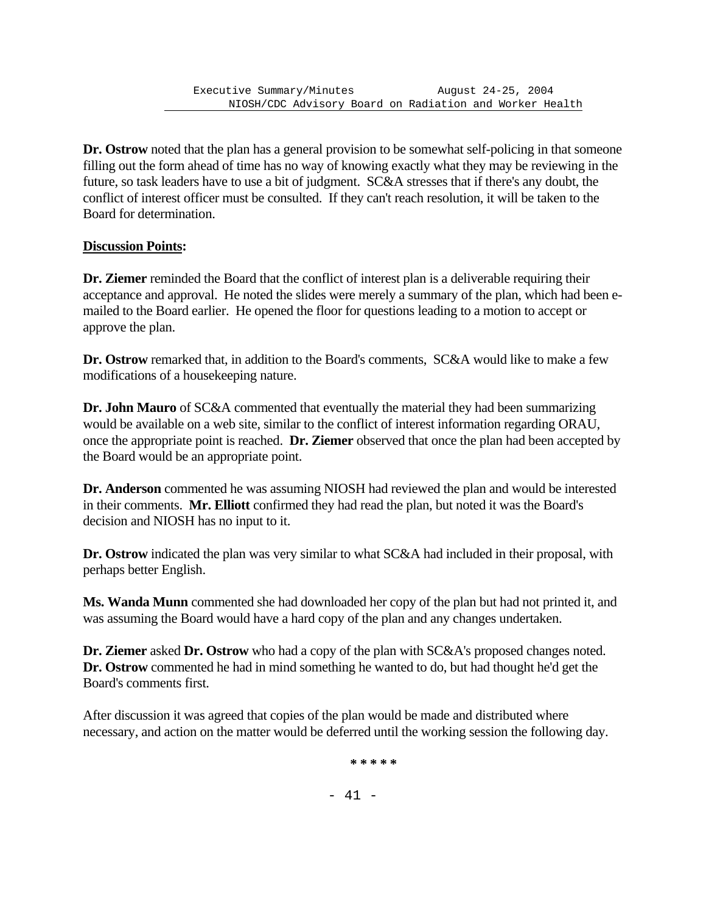**Dr. Ostrow** noted that the plan has a general provision to be somewhat self-policing in that someone filling out the form ahead of time has no way of knowing exactly what they may be reviewing in the future, so task leaders have to use a bit of judgment. SC&A stresses that if there's any doubt, the conflict of interest officer must be consulted. If they can't reach resolution, it will be taken to the Board for determination.

**Discussion Points:**

**Dr. Ziemer** reminded the Board that the conflict of interest plan is a deliverable requiring their acceptance and approval. He noted the slides were merely a summary of the plan, which had been e-mailed to the Board earlier. He opened the floor for questions leading to a motion to accept or approve the plan.

**Dr. Ostrow** remarked that, in addition to the Board's comments, SC&A would like to make a few modifications of a housekeeping nature.

**Dr. John Mauro** of SC&A commented that eventually the material they had been summarizing would be available on a web site, similar to the conflict of interest information regarding ORAU, once the appropriate point is reached. **Dr. Ziemer** observed that once the plan had been accepted by the Board would be an appropriate point.

**Dr. Anderson** commented he was assuming NIOSH had reviewed the plan and would be interested in their comments. **Mr. Elliott** confirmed they had read the plan, but noted it was the Board's decision and NIOSH has no input to it.

**Dr. Ostrow** indicated the plan was very similar to what SC&A had included in their proposal, with perhaps better English.

**Ms. Wanda Munn** commented she had downloaded her copy of the plan but had not printed it, and was assuming the Board would have a hard copy of the plan and any changes undertaken.

**Dr. Ziemer** asked **Dr. Ostrow** who had a copy of the plan with SC&A's proposed changes noted. **Dr. Ostrow** commented he had in mind something he wanted to do, but had thought he'd get the Board's comments first.

After discussion it was agreed that copies of the plan would be made and distributed where necessary, and action on the matter would be deferred until the working session the following day.

\* \* \* \* \*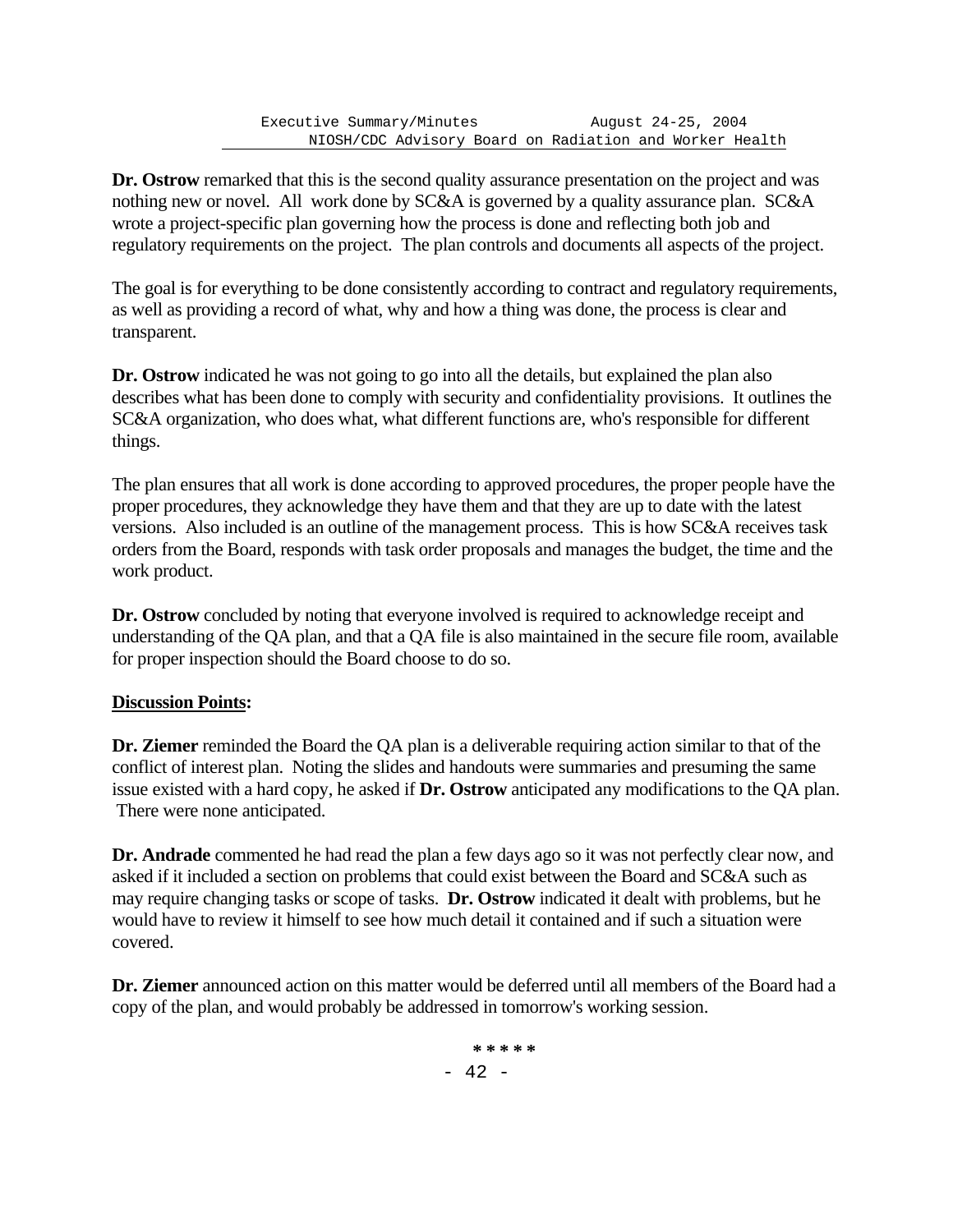**Dr. Ostrow** remarked that this is the second quality assurance presentation on the project and was nothing new or novel. All work done by SC&A is governed by a quality assurance plan. SC&A wrote a project-specific plan governing how the process is done and reflecting both job and regulatory requirements on the project. The plan controls and documents all aspects of the project.

The goal is for everything to be done consistently according to contract and regulatory requirements, as well as providing a record of what, why and how a thing was done, the process is clear and transparent.

**Dr. Ostrow** indicated he was not going to go into all the details, but explained the plan also describes what has been done to comply with security and confidentiality provisions. It outlines the SC&A organization, who does what, what different functions are, who's responsible for different things.

The plan ensures that all work is done according to approved procedures, the proper people have the proper procedures, they acknowledge they have them and that they are up to date with the latest versions. Also included is an outline of the management process. This is how SC&A receives task orders from the Board, responds with task order proposals and manages the budget, the time and the work product.

**Dr. Ostrow** concluded by noting that everyone involved is required to acknowledge receipt and understanding of the QA plan, and that a QA file is also maintained in the secure file room, available for proper inspection should the Board choose to do so.

**Discussion Points:**

**Dr. Ziemer** reminded the Board the QA plan is a deliverable requiring action similar to that of the conflict of interest plan. Noting the slides and handouts were summaries and presuming the same issue existed with a hard copy, he asked if **Dr. Ostrow** anticipated any modifications to the QA plan. There were none anticipated.

**Dr. Andrade** commented he had read the plan a few days ago so it was not perfectly clear now, and asked if it included a section on problems that could exist between the Board and SC&A such as may require changing tasks or scope of tasks. **Dr. Ostrow** indicated it dealt with problems, but he would have to review it himself to see how much detail it contained and if such a situation were covered.

**Dr. Ziemer** announced action on this matter would be deferred until all members of the Board had a copy of the plan, and would probably be addressed in tomorrow's working session.

*****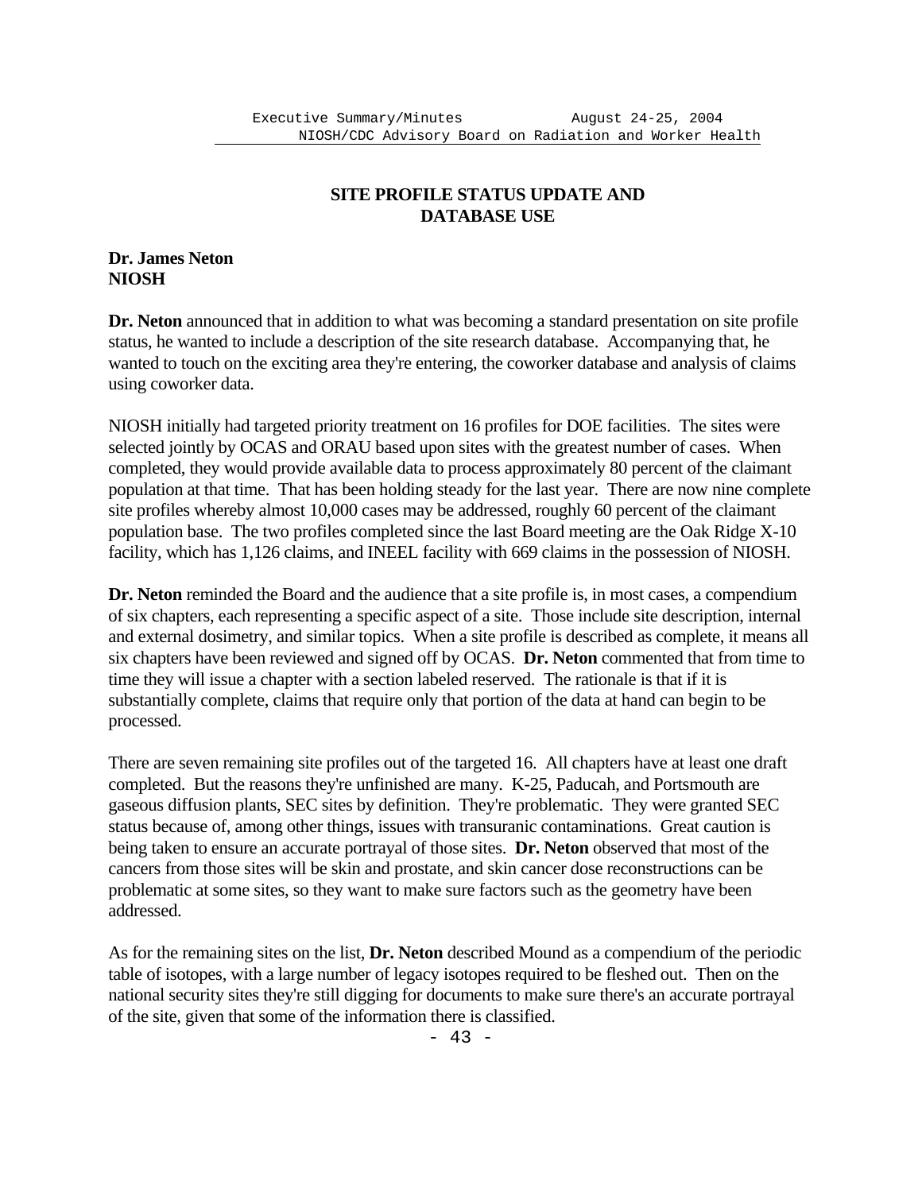## SITE PROFILE STATUS UPDATE AND DATABASE USE

**Dr. James Neton**
**NIOSH**

**Dr. Neton** announced that in addition to what was becoming a standard presentation on site profile status, he wanted to include a description of the site research database. Accompanying that, he wanted to touch on the exciting area they're entering, the coworker database and analysis of claims using coworker data.

NIOSH initially had targeted priority treatment on 16 profiles for DOE facilities. The sites were selected jointly by OCAS and ORAU based upon sites with the greatest number of cases. When completed, they would provide available data to process approximately 80 percent of the claimant population at that time. That has been holding steady for the last year. There are now nine complete site profiles whereby almost 10,000 cases may be addressed, roughly 60 percent of the claimant population base. The two profiles completed since the last Board meeting are the Oak Ridge X-10 facility, which has 1,126 claims, and INEEL facility with 669 claims in the possession of NIOSH.

**Dr. Neton** reminded the Board and the audience that a site profile is, in most cases, a compendium of six chapters, each representing a specific aspect of a site. Those include site description, internal and external dosimetry, and similar topics. When a site profile is described as complete, it means all six chapters have been reviewed and signed off by OCAS. **Dr. Neton** commented that from time to time they will issue a chapter with a section labeled reserved. The rationale is that if it is substantially complete, claims that require only that portion of the data at hand can begin to be processed.

There are seven remaining site profiles out of the targeted 16. All chapters have at least one draft completed. But the reasons they're unfinished are many. K-25, Paducah, and Portsmouth are gaseous diffusion plants, SEC sites by definition. They're problematic. They were granted SEC status because of, among other things, issues with transuranic contaminations. Great caution is being taken to ensure an accurate portrayal of those sites. **Dr. Neton** observed that most of the cancers from those sites will be skin and prostate, and skin cancer dose reconstructions can be problematic at some sites, so they want to make sure factors such as the geometry have been addressed.

As for the remaining sites on the list, **Dr. Neton** described Mound as a compendium of the periodic table of isotopes, with a large number of legacy isotopes required to be fleshed out. Then on the national security sites they're still digging for documents to make sure there's an accurate portrayal of the site, given that some of the information there is classified.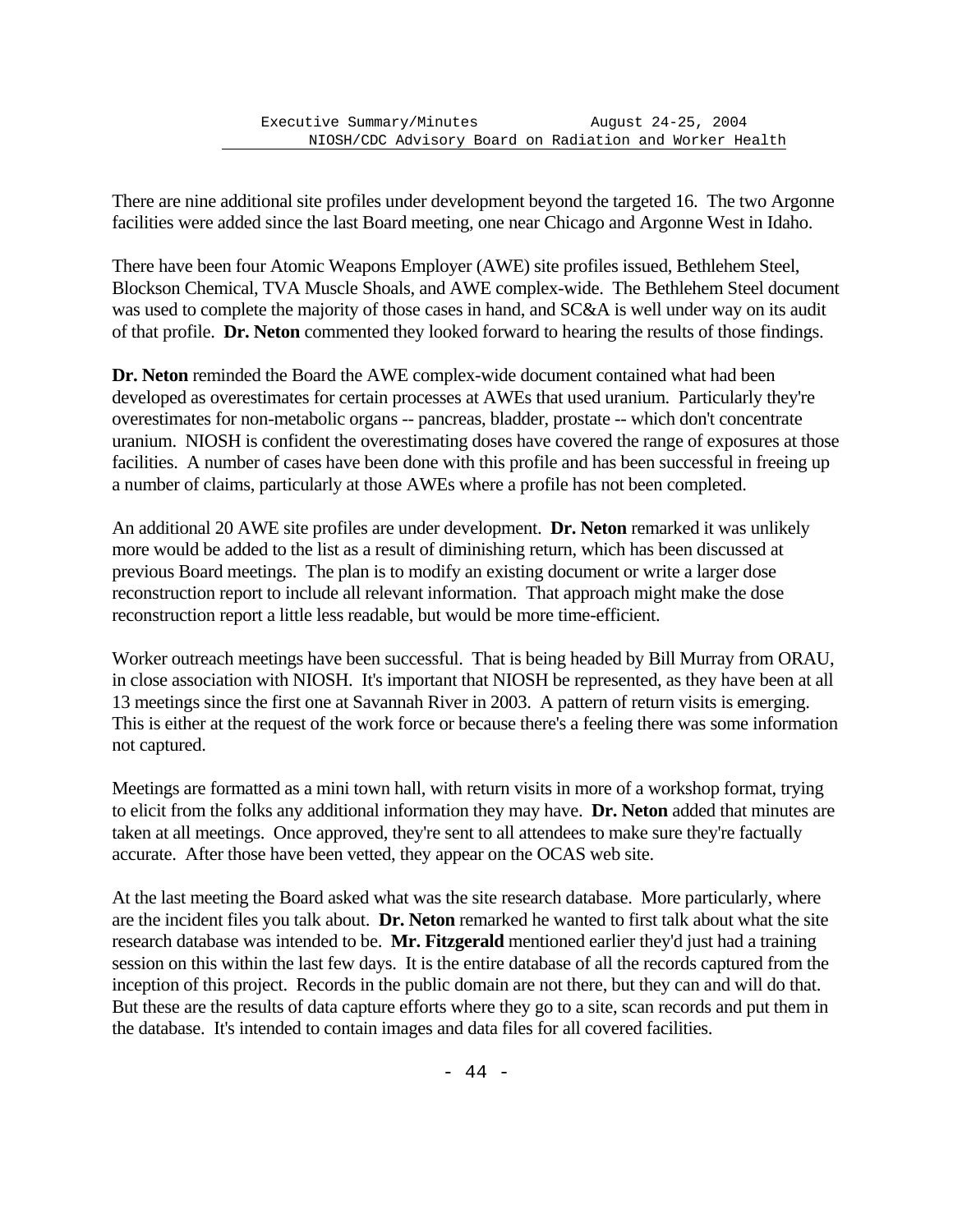There are nine additional site profiles under development beyond the targeted 16. The two Argonne facilities were added since the last Board meeting, one near Chicago and Argonne West in Idaho.

There have been four Atomic Weapons Employer (AWE) site profiles issued, Bethlehem Steel, Blockson Chemical, TVA Muscle Shoals, and AWE complex-wide. The Bethlehem Steel document was used to complete the majority of those cases in hand, and SC&A is well under way on its audit of that profile. **Dr. Neton** commented they looked forward to hearing the results of those findings.

**Dr. Neton** reminded the Board the AWE complex-wide document contained what had been developed as overestimates for certain processes at AWEs that used uranium. Particularly they're overestimates for non-metabolic organs -- pancreas, bladder, prostate -- which don't concentrate uranium. NIOSH is confident the overestimating doses have covered the range of exposures at those facilities. A number of cases have been done with this profile and has been successful in freeing up a number of claims, particularly at those AWEs where a profile has not been completed.

An additional 20 AWE site profiles are under development. **Dr. Neton** remarked it was unlikely more would be added to the list as a result of diminishing return, which has been discussed at previous Board meetings. The plan is to modify an existing document or write a larger dose reconstruction report to include all relevant information. That approach might make the dose reconstruction report a little less readable, but would be more time-efficient.

Worker outreach meetings have been successful. That is being headed by Bill Murray from ORAU, in close association with NIOSH. It's important that NIOSH be represented, as they have been at all 13 meetings since the first one at Savannah River in 2003. A pattern of return visits is emerging. This is either at the request of the work force or because there's a feeling there was some information not captured.

Meetings are formatted as a mini town hall, with return visits in more of a workshop format, trying to elicit from the folks any additional information they may have. **Dr. Neton** added that minutes are taken at all meetings. Once approved, they're sent to all attendees to make sure they're factually accurate. After those have been vetted, they appear on the OCAS web site.

At the last meeting the Board asked what was the site research database. More particularly, where are the incident files you talk about. **Dr. Neton** remarked he wanted to first talk about what the site research database was intended to be. **Mr. Fitzgerald** mentioned earlier they'd just had a training session on this within the last few days. It is the entire database of all the records captured from the inception of this project. Records in the public domain are not there, but they can and will do that. But these are the results of data capture efforts where they go to a site, scan records and put them in the database. It's intended to contain images and data files for all covered facilities.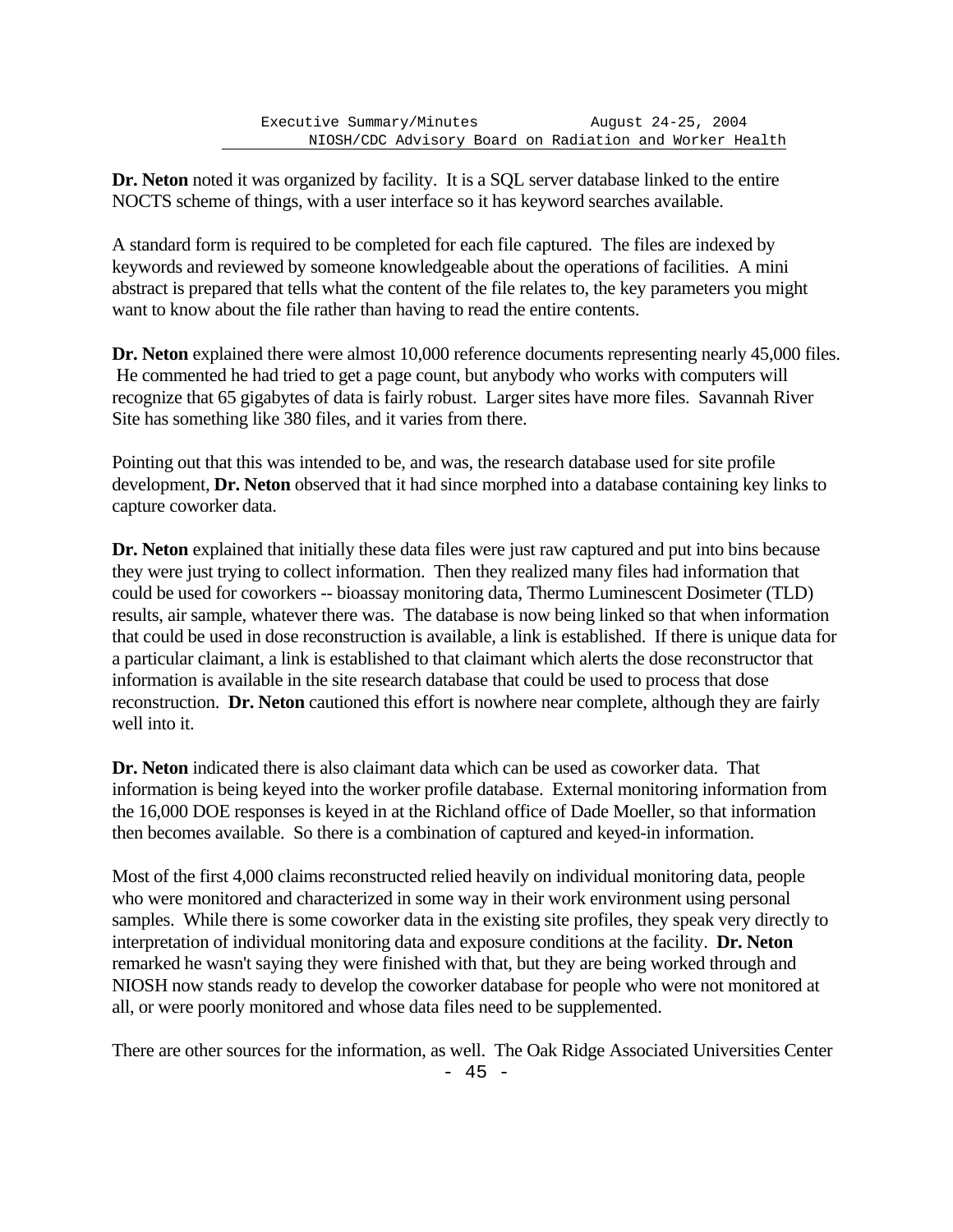**Dr. Neton** noted it was organized by facility. It is a SQL server database linked to the entire NOCTS scheme of things, with a user interface so it has keyword searches available.

A standard form is required to be completed for each file captured. The files are indexed by keywords and reviewed by someone knowledgeable about the operations of facilities. A mini abstract is prepared that tells what the content of the file relates to, the key parameters you might want to know about the file rather than having to read the entire contents.

**Dr. Neton** explained there were almost 10,000 reference documents representing nearly 45,000 files. He commented he had tried to get a page count, but anybody who works with computers will recognize that 65 gigabytes of data is fairly robust. Larger sites have more files. Savannah River Site has something like 380 files, and it varies from there.

Pointing out that this was intended to be, and was, the research database used for site profile development, **Dr. Neton** observed that it had since morphed into a database containing key links to capture coworker data.

**Dr. Neton** explained that initially these data files were just raw captured and put into bins because they were just trying to collect information. Then they realized many files had information that could be used for coworkers -- bioassay monitoring data, Thermo Luminescent Dosimeter (TLD) results, air sample, whatever there was. The database is now being linked so that when information that could be used in dose reconstruction is available, a link is established. If there is unique data for a particular claimant, a link is established to that claimant which alerts the dose reconstructor that information is available in the site research database that could be used to process that dose reconstruction. **Dr. Neton** cautioned this effort is nowhere near complete, although they are fairly well into it.

**Dr. Neton** indicated there is also claimant data which can be used as coworker data. That information is being keyed into the worker profile database. External monitoring information from the 16,000 DOE responses is keyed in at the Richland office of Dade Moeller, so that information then becomes available. So there is a combination of captured and keyed-in information.

Most of the first 4,000 claims reconstructed relied heavily on individual monitoring data, people who were monitored and characterized in some way in their work environment using personal samples. While there is some coworker data in the existing site profiles, they speak very directly to interpretation of individual monitoring data and exposure conditions at the facility. **Dr. Neton** remarked he wasn't saying they were finished with that, but they are being worked through and NIOSH now stands ready to develop the coworker database for people who were not monitored at all, or were poorly monitored and whose data files need to be supplemented.

There are other sources for the information, as well. The Oak Ridge Associated Universities Center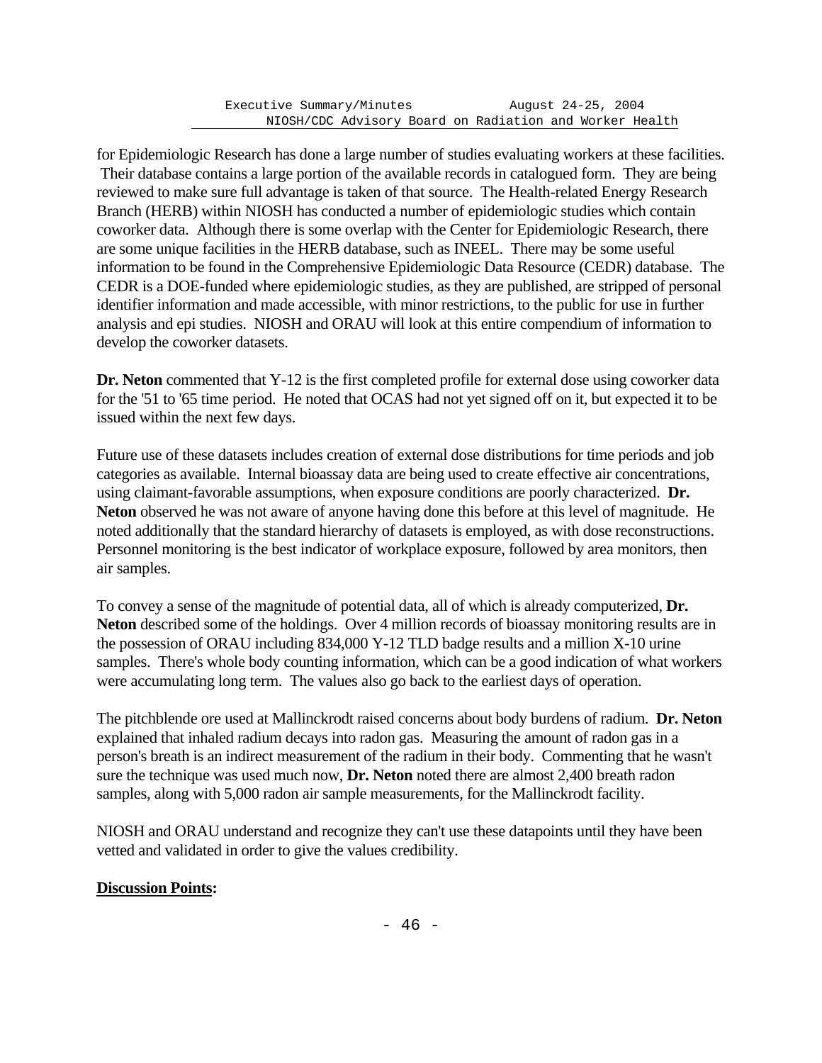for Epidemiologic Research has done a large number of studies evaluating workers at these facilities. Their database contains a large portion of the available records in catalogued form. They are being reviewed to make sure full advantage is taken of that source. The Health-related Energy Research Branch (HERB) within NIOSH has conducted a number of epidemiologic studies which contain coworker data. Although there is some overlap with the Center for Epidemiologic Research, there are some unique facilities in the HERB database, such as INEEL. There may be some useful information to be found in the Comprehensive Epidemiologic Data Resource (CEDR) database. The CEDR is a DOE-funded where epidemiologic studies, as they are published, are stripped of personal identifier information and made accessible, with minor restrictions, to the public for use in further analysis and epi studies. NIOSH and ORAU will look at this entire compendium of information to develop the coworker datasets.

**Dr. Neton** commented that Y-12 is the first completed profile for external dose using coworker data for the '51 to '65 time period. He noted that OCAS had not yet signed off on it, but expected it to be issued within the next few days.

Future use of these datasets includes creation of external dose distributions for time periods and job categories as available. Internal bioassay data are being used to create effective air concentrations, using claimant-favorable assumptions, when exposure conditions are poorly characterized. **Dr. Neton** observed he was not aware of anyone having done this before at this level of magnitude. He noted additionally that the standard hierarchy of datasets is employed, as with dose reconstructions. Personnel monitoring is the best indicator of workplace exposure, followed by area monitors, then air samples.

To convey a sense of the magnitude of potential data, all of which is already computerized, **Dr. Neton** described some of the holdings. Over 4 million records of bioassay monitoring results are in the possession of ORAU including 834,000 Y-12 TLD badge results and a million X-10 urine samples. There's whole body counting information, which can be a good indication of what workers were accumulating long term. The values also go back to the earliest days of operation.

The pitchblende ore used at Mallinckrodt raised concerns about body burdens of radium. **Dr. Neton** explained that inhaled radium decays into radon gas. Measuring the amount of radon gas in a person's breath is an indirect measurement of the radium in their body. Commenting that he wasn't sure the technique was used much now, **Dr. Neton** noted there are almost 2,400 breath radon samples, along with 5,000 radon air sample measurements, for the Mallinckrodt facility.

NIOSH and ORAU understand and recognize they can't use these datapoints until they have been vetted and validated in order to give the values credibility.

**<u>Discussion Points:</u>**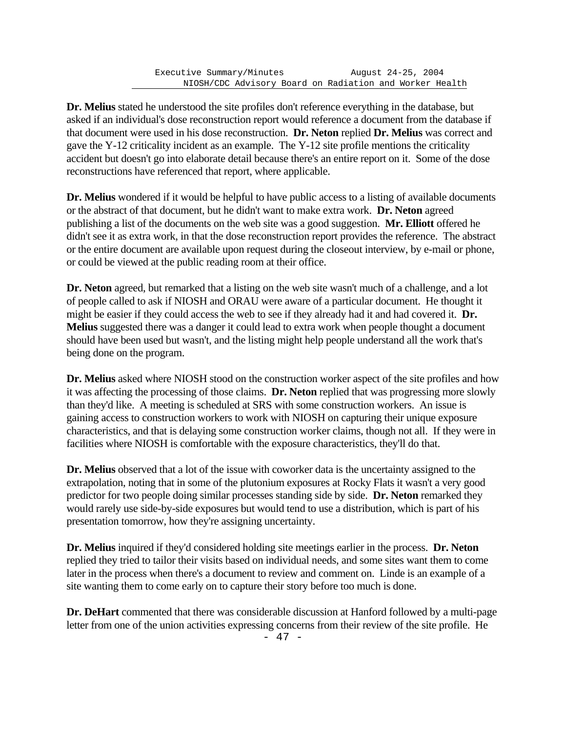**Dr. Melius** stated he understood the site profiles don't reference everything in the database, but asked if an individual's dose reconstruction report would reference a document from the database if that document were used in his dose reconstruction. **Dr. Neton** replied **Dr. Melius** was correct and gave the Y-12 criticality incident as an example. The Y-12 site profile mentions the criticality accident but doesn't go into elaborate detail because there's an entire report on it. Some of the dose reconstructions have referenced that report, where applicable.

**Dr. Melius** wondered if it would be helpful to have public access to a listing of available documents or the abstract of that document, but he didn't want to make extra work. **Dr. Neton** agreed publishing a list of the documents on the web site was a good suggestion. **Mr. Elliott** offered he didn't see it as extra work, in that the dose reconstruction report provides the reference. The abstract or the entire document are available upon request during the closeout interview, by e-mail or phone, or could be viewed at the public reading room at their office.

**Dr. Neton** agreed, but remarked that a listing on the web site wasn't much of a challenge, and a lot of people called to ask if NIOSH and ORAU were aware of a particular document. He thought it might be easier if they could access the web to see if they already had it and had covered it. **Dr. Melius** suggested there was a danger it could lead to extra work when people thought a document should have been used but wasn't, and the listing might help people understand all the work that's being done on the program.

**Dr. Melius** asked where NIOSH stood on the construction worker aspect of the site profiles and how it was affecting the processing of those claims. **Dr. Neton** replied that was progressing more slowly than they'd like. A meeting is scheduled at SRS with some construction workers. An issue is gaining access to construction workers to work with NIOSH on capturing their unique exposure characteristics, and that is delaying some construction worker claims, though not all. If they were in facilities where NIOSH is comfortable with the exposure characteristics, they'll do that.

**Dr. Melius** observed that a lot of the issue with coworker data is the uncertainty assigned to the extrapolation, noting that in some of the plutonium exposures at Rocky Flats it wasn't a very good predictor for two people doing similar processes standing side by side. **Dr. Neton** remarked they would rarely use side-by-side exposures but would tend to use a distribution, which is part of his presentation tomorrow, how they're assigning uncertainty.

**Dr. Melius** inquired if they'd considered holding site meetings earlier in the process. **Dr. Neton** replied they tried to tailor their visits based on individual needs, and some sites want them to come later in the process when there's a document to review and comment on. Linde is an example of a site wanting them to come early on to capture their story before too much is done.

**Dr. DeHart** commented that there was considerable discussion at Hanford followed by a multi-page letter from one of the union activities expressing concerns from their review of the site profile. He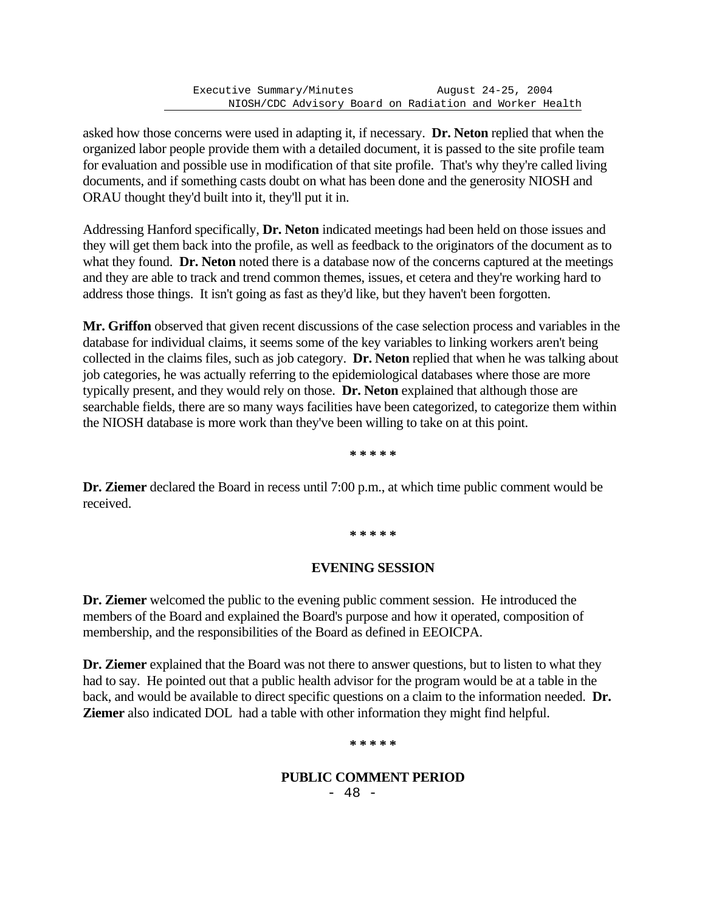asked how those concerns were used in adapting it, if necessary. **Dr. Neton** replied that when the organized labor people provide them with a detailed document, it is passed to the site profile team for evaluation and possible use in modification of that site profile. That's why they're called living documents, and if something casts doubt on what has been done and the generosity NIOSH and ORAU thought they'd built into it, they'll put it in.

Addressing Hanford specifically, **Dr. Neton** indicated meetings had been held on those issues and they will get them back into the profile, as well as feedback to the originators of the document as to what they found. **Dr. Neton** noted there is a database now of the concerns captured at the meetings and they are able to track and trend common themes, issues, et cetera and they're working hard to address those things. It isn't going as fast as they'd like, but they haven't been forgotten.

**Mr. Griffon** observed that given recent discussions of the case selection process and variables in the database for individual claims, it seems some of the key variables to linking workers aren't being collected in the claims files, such as job category. **Dr. Neton** replied that when he was talking about job categories, he was actually referring to the epidemiological databases where those are more typically present, and they would rely on those. **Dr. Neton** explained that although those are searchable fields, there are so many ways facilities have been categorized, to categorize them within the NIOSH database is more work than they've been willing to take on at this point.

*****

**Dr. Ziemer** declared the Board in recess until 7:00 p.m., at which time public comment would be received.

*****

## EVENING SESSION

**Dr. Ziemer** welcomed the public to the evening public comment session. He introduced the members of the Board and explained the Board's purpose and how it operated, composition of membership, and the responsibilities of the Board as defined in EEOICPA.

**Dr. Ziemer** explained that the Board was not there to answer questions, but to listen to what they had to say. He pointed out that a public health advisor for the program would be at a table in the back, and would be available to direct specific questions on a claim to the information needed. **Dr. Ziemer** also indicated DOL had a table with other information they might find helpful.

*****

## PUBLIC COMMENT PERIOD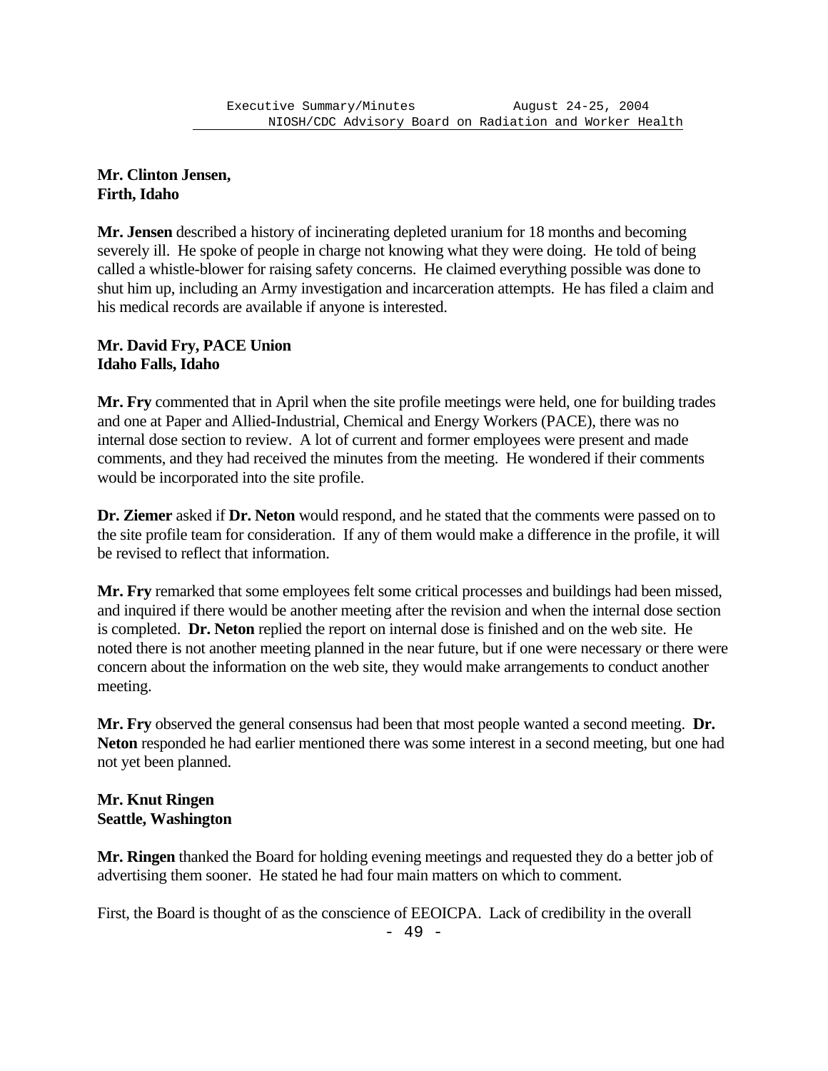**Mr. Clinton Jensen,**
**Firth, Idaho**

**Mr. Jensen** described a history of incinerating depleted uranium for 18 months and becoming severely ill. He spoke of people in charge not knowing what they were doing. He told of being called a whistle-blower for raising safety concerns. He claimed everything possible was done to shut him up, including an Army investigation and incarceration attempts. He has filed a claim and his medical records are available if anyone is interested.

**Mr. David Fry, PACE Union**
**Idaho Falls, Idaho**

**Mr. Fry** commented that in April when the site profile meetings were held, one for building trades and one at Paper and Allied-Industrial, Chemical and Energy Workers (PACE), there was no internal dose section to review. A lot of current and former employees were present and made comments, and they had received the minutes from the meeting. He wondered if their comments would be incorporated into the site profile.

**Dr. Ziemer** asked if **Dr. Neton** would respond, and he stated that the comments were passed on to the site profile team for consideration. If any of them would make a difference in the profile, it will be revised to reflect that information.

**Mr. Fry** remarked that some employees felt some critical processes and buildings had been missed, and inquired if there would be another meeting after the revision and when the internal dose section is completed. **Dr. Neton** replied the report on internal dose is finished and on the web site. He noted there is not another meeting planned in the near future, but if one were necessary or there were concern about the information on the web site, they would make arrangements to conduct another meeting.

**Mr. Fry** observed the general consensus had been that most people wanted a second meeting. **Dr. Neton** responded he had earlier mentioned there was some interest in a second meeting, but one had not yet been planned.

**Mr. Knut Ringen**
**Seattle, Washington**

**Mr. Ringen** thanked the Board for holding evening meetings and requested they do a better job of advertising them sooner. He stated he had four main matters on which to comment.

First, the Board is thought of as the conscience of EEOICPA. Lack of credibility in the overall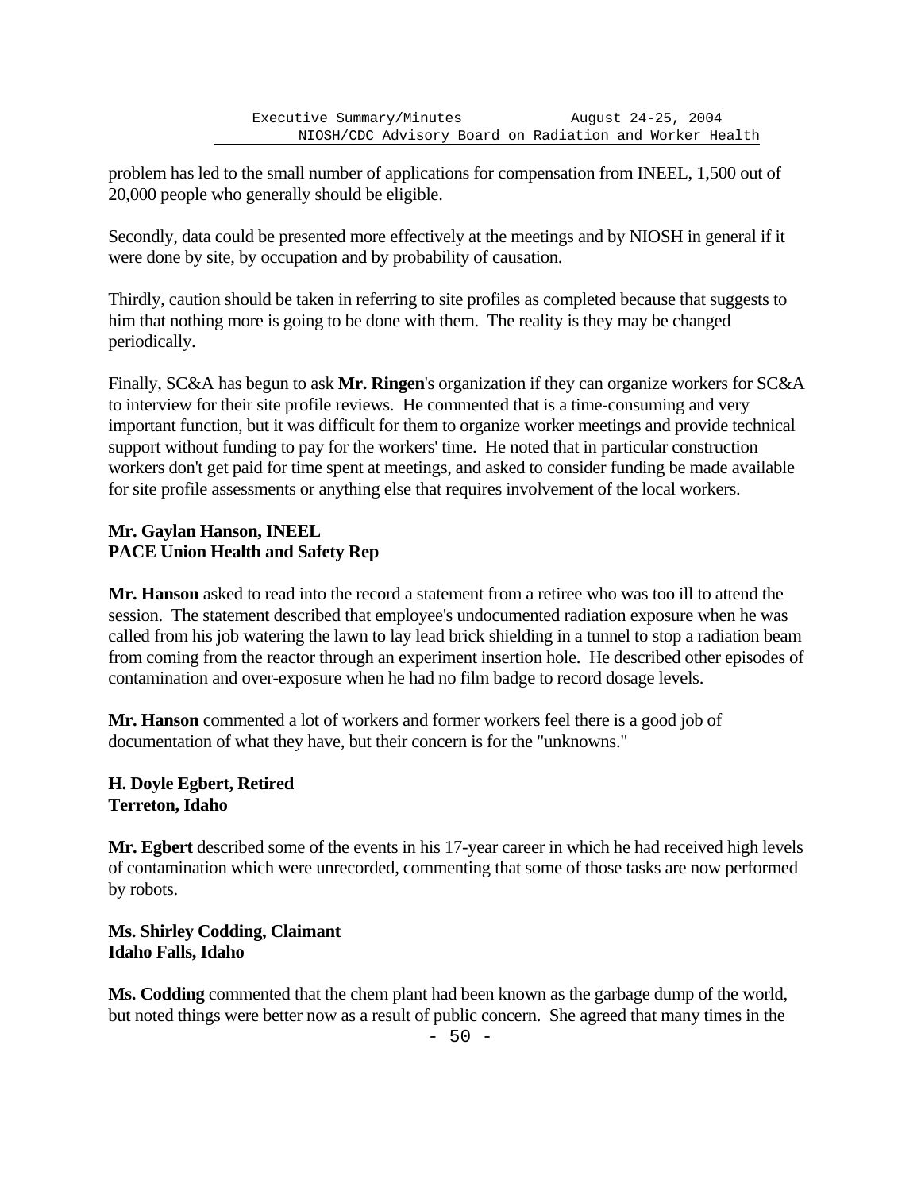problem has led to the small number of applications for compensation from INEEL, 1,500 out of 20,000 people who generally should be eligible.

Secondly, data could be presented more effectively at the meetings and by NIOSH in general if it were done by site, by occupation and by probability of causation.

Thirdly, caution should be taken in referring to site profiles as completed because that suggests to him that nothing more is going to be done with them. The reality is they may be changed periodically.

Finally, SC&A has begun to ask **Mr. Ringen**'s organization if they can organize workers for SC&A to interview for their site profile reviews. He commented that is a time-consuming and very important function, but it was difficult for them to organize worker meetings and provide technical support without funding to pay for the workers' time. He noted that in particular construction workers don't get paid for time spent at meetings, and asked to consider funding be made available for site profile assessments or anything else that requires involvement of the local workers.

**Mr. Gaylan Hanson, INEEL**
**PACE Union Health and Safety Rep**

**Mr. Hanson** asked to read into the record a statement from a retiree who was too ill to attend the session. The statement described that employee's undocumented radiation exposure when he was called from his job watering the lawn to lay lead brick shielding in a tunnel to stop a radiation beam from coming from the reactor through an experiment insertion hole. He described other episodes of contamination and over-exposure when he had no film badge to record dosage levels.

**Mr. Hanson** commented a lot of workers and former workers feel there is a good job of documentation of what they have, but their concern is for the "unknowns."

**H. Doyle Egbert, Retired**
**Terreton, Idaho**

**Mr. Egbert** described some of the events in his 17-year career in which he had received high levels of contamination which were unrecorded, commenting that some of those tasks are now performed by robots.

**Ms. Shirley Codding, Claimant**
**Idaho Falls, Idaho**

**Ms. Codding** commented that the chem plant had been known as the garbage dump of the world, but noted things were better now as a result of public concern. She agreed that many times in the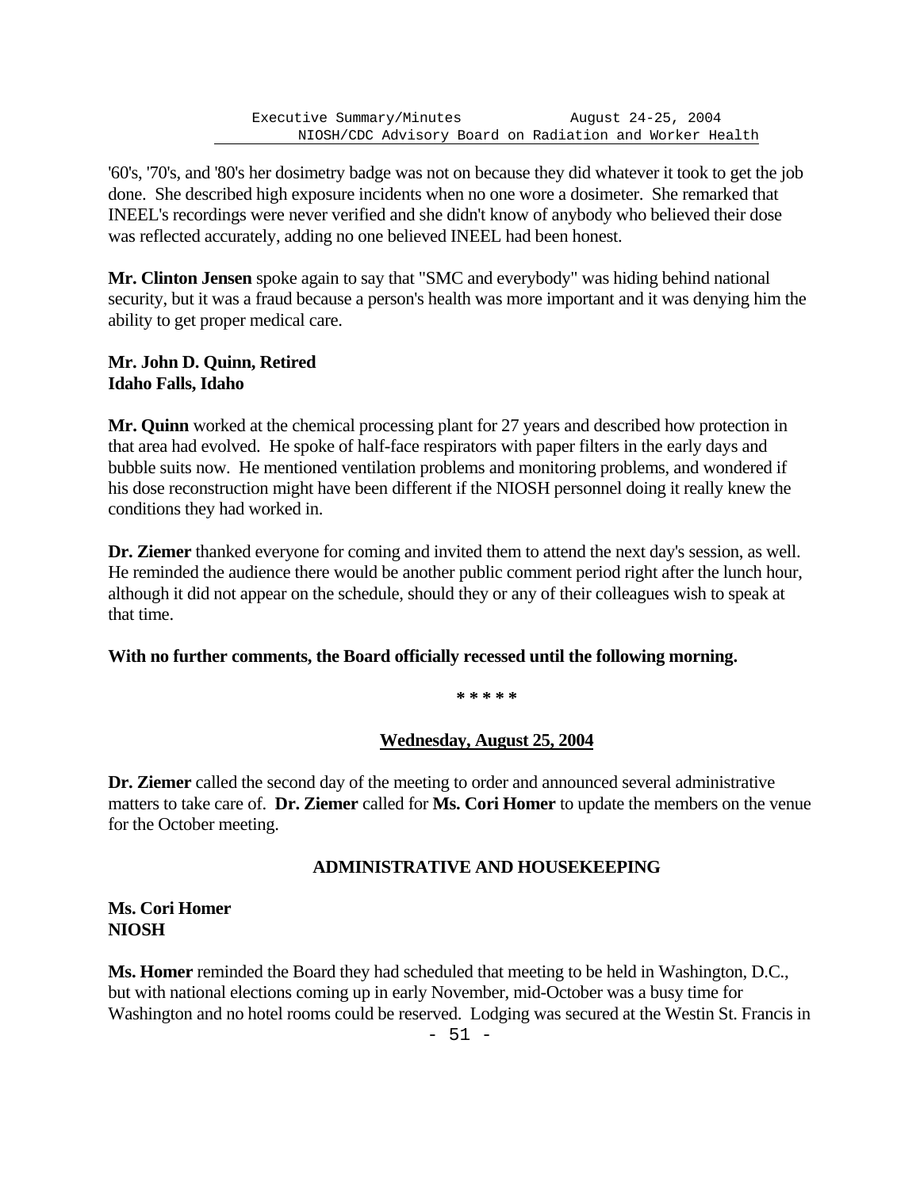'60's, '70's, and '80's her dosimetry badge was not on because they did whatever it took to get the job done. She described high exposure incidents when no one wore a dosimeter. She remarked that INEEL's recordings were never verified and she didn't know of anybody who believed their dose was reflected accurately, adding no one believed INEEL had been honest.

**Mr. Clinton Jensen** spoke again to say that "SMC and everybody" was hiding behind national security, but it was a fraud because a person's health was more important and it was denying him the ability to get proper medical care.

**Mr. John D. Quinn, Retired**
**Idaho Falls, Idaho**

**Mr. Quinn** worked at the chemical processing plant for 27 years and described how protection in that area had evolved. He spoke of half-face respirators with paper filters in the early days and bubble suits now. He mentioned ventilation problems and monitoring problems, and wondered if his dose reconstruction might have been different if the NIOSH personnel doing it really knew the conditions they had worked in.

**Dr. Ziemer** thanked everyone for coming and invited them to attend the next day's session, as well. He reminded the audience there would be another public comment period right after the lunch hour, although it did not appear on the schedule, should they or any of their colleagues wish to speak at that time.

**With no further comments, the Board officially recessed until the following morning.**

\* \* \* \* \*

<u>**Wednesday, August 25, 2004**</u>

**Dr. Ziemer** called the second day of the meeting to order and announced several administrative matters to take care of. **Dr. Ziemer** called for **Ms. Cori Homer** to update the members on the venue for the October meeting.

## ADMINISTRATIVE AND HOUSEKEEPING

**Ms. Cori Homer**
**NIOSH**

**Ms. Homer** reminded the Board they had scheduled that meeting to be held in Washington, D.C., but with national elections coming up in early November, mid-October was a busy time for Washington and no hotel rooms could be reserved. Lodging was secured at the Westin St. Francis in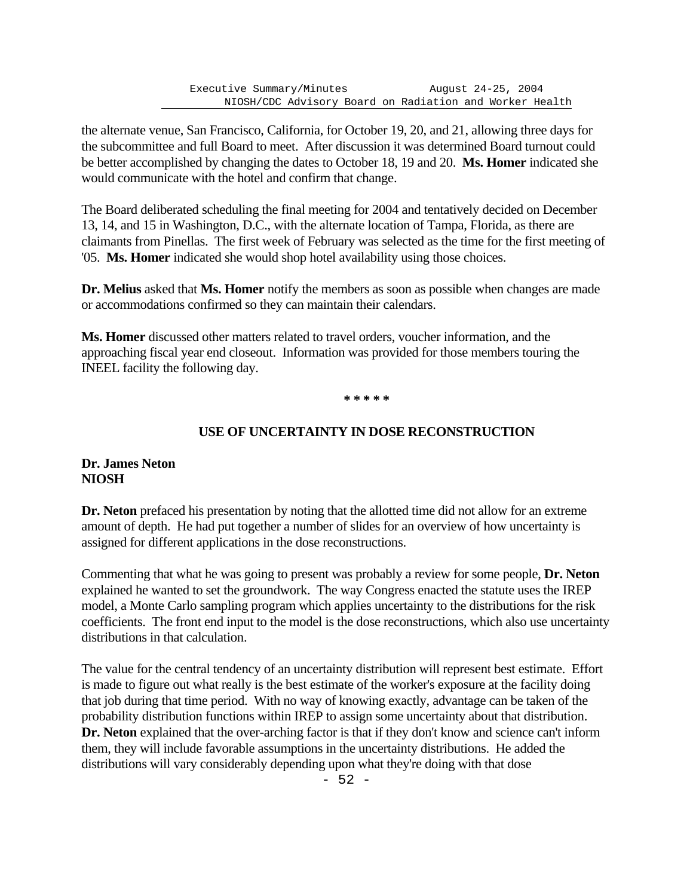the alternate venue, San Francisco, California, for October 19, 20, and 21, allowing three days for the subcommittee and full Board to meet. After discussion it was determined Board turnout could be better accomplished by changing the dates to October 18, 19 and 20. **Ms. Homer** indicated she would communicate with the hotel and confirm that change.

The Board deliberated scheduling the final meeting for 2004 and tentatively decided on December 13, 14, and 15 in Washington, D.C., with the alternate location of Tampa, Florida, as there are claimants from Pinellas. The first week of February was selected as the time for the first meeting of '05. **Ms. Homer** indicated she would shop hotel availability using those choices.

**Dr. Melius** asked that **Ms. Homer** notify the members as soon as possible when changes are made or accommodations confirmed so they can maintain their calendars.

**Ms. Homer** discussed other matters related to travel orders, voucher information, and the approaching fiscal year end closeout. Information was provided for those members touring the INEEL facility the following day.

**\* \* \* \* \***

## USE OF UNCERTAINTY IN DOSE RECONSTRUCTION

**Dr. James Neton**
**NIOSH**

**Dr. Neton** prefaced his presentation by noting that the allotted time did not allow for an extreme amount of depth. He had put together a number of slides for an overview of how uncertainty is assigned for different applications in the dose reconstructions.

Commenting that what he was going to present was probably a review for some people, **Dr. Neton** explained he wanted to set the groundwork. The way Congress enacted the statute uses the IREP model, a Monte Carlo sampling program which applies uncertainty to the distributions for the risk coefficients. The front end input to the model is the dose reconstructions, which also use uncertainty distributions in that calculation.

The value for the central tendency of an uncertainty distribution will represent best estimate. Effort is made to figure out what really is the best estimate of the worker's exposure at the facility doing that job during that time period. With no way of knowing exactly, advantage can be taken of the probability distribution functions within IREP to assign some uncertainty about that distribution. **Dr. Neton** explained that the over-arching factor is that if they don't know and science can't inform them, they will include favorable assumptions in the uncertainty distributions. He added the distributions will vary considerably depending upon what they're doing with that dose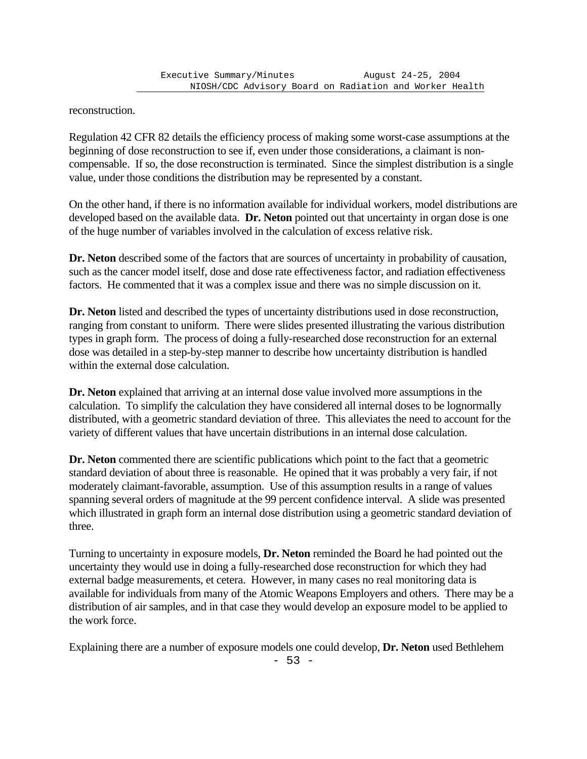reconstruction.

Regulation 42 CFR 82 details the efficiency process of making some worst-case assumptions at the beginning of dose reconstruction to see if, even under those considerations, a claimant is non-compensable. If so, the dose reconstruction is terminated. Since the simplest distribution is a single value, under those conditions the distribution may be represented by a constant.

On the other hand, if there is no information available for individual workers, model distributions are developed based on the available data. **Dr. Neton** pointed out that uncertainty in organ dose is one of the huge number of variables involved in the calculation of excess relative risk.

**Dr. Neton** described some of the factors that are sources of uncertainty in probability of causation, such as the cancer model itself, dose and dose rate effectiveness factor, and radiation effectiveness factors. He commented that it was a complex issue and there was no simple discussion on it.

**Dr. Neton** listed and described the types of uncertainty distributions used in dose reconstruction, ranging from constant to uniform. There were slides presented illustrating the various distribution types in graph form. The process of doing a fully-researched dose reconstruction for an external dose was detailed in a step-by-step manner to describe how uncertainty distribution is handled within the external dose calculation.

**Dr. Neton** explained that arriving at an internal dose value involved more assumptions in the calculation. To simplify the calculation they have considered all internal doses to be lognormally distributed, with a geometric standard deviation of three. This alleviates the need to account for the variety of different values that have uncertain distributions in an internal dose calculation.

**Dr. Neton** commented there are scientific publications which point to the fact that a geometric standard deviation of about three is reasonable. He opined that it was probably a very fair, if not moderately claimant-favorable, assumption. Use of this assumption results in a range of values spanning several orders of magnitude at the 99 percent confidence interval. A slide was presented which illustrated in graph form an internal dose distribution using a geometric standard deviation of three.

Turning to uncertainty in exposure models, **Dr. Neton** reminded the Board he had pointed out the uncertainty they would use in doing a fully-researched dose reconstruction for which they had external badge measurements, et cetera. However, in many cases no real monitoring data is available for individuals from many of the Atomic Weapons Employers and others. There may be a distribution of air samples, and in that case they would develop an exposure model to be applied to the work force.

Explaining there are a number of exposure models one could develop, **Dr. Neton** used Bethlehem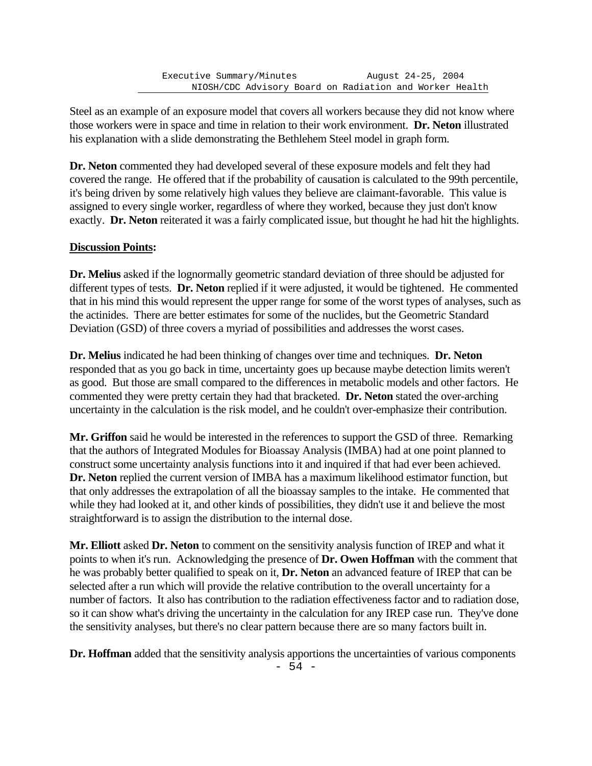Steel as an example of an exposure model that covers all workers because they did not know where those workers were in space and time in relation to their work environment. **Dr. Neton** illustrated his explanation with a slide demonstrating the Bethlehem Steel model in graph form.

**Dr. Neton** commented they had developed several of these exposure models and felt they had covered the range. He offered that if the probability of causation is calculated to the 99th percentile, it's being driven by some relatively high values they believe are claimant-favorable. This value is assigned to every single worker, regardless of where they worked, because they just don't know exactly. **Dr. Neton** reiterated it was a fairly complicated issue, but thought he had hit the highlights.

**Discussion Points:**

**Dr. Melius** asked if the lognormally geometric standard deviation of three should be adjusted for different types of tests. **Dr. Neton** replied if it were adjusted, it would be tightened. He commented that in his mind this would represent the upper range for some of the worst types of analyses, such as the actinides. There are better estimates for some of the nuclides, but the Geometric Standard Deviation (GSD) of three covers a myriad of possibilities and addresses the worst cases.

**Dr. Melius** indicated he had been thinking of changes over time and techniques. **Dr. Neton** responded that as you go back in time, uncertainty goes up because maybe detection limits weren't as good. But those are small compared to the differences in metabolic models and other factors. He commented they were pretty certain they had that bracketed. **Dr. Neton** stated the over-arching uncertainty in the calculation is the risk model, and he couldn't over-emphasize their contribution.

**Mr. Griffon** said he would be interested in the references to support the GSD of three. Remarking that the authors of Integrated Modules for Bioassay Analysis (IMBA) had at one point planned to construct some uncertainty analysis functions into it and inquired if that had ever been achieved. **Dr. Neton** replied the current version of IMBA has a maximum likelihood estimator function, but that only addresses the extrapolation of all the bioassay samples to the intake. He commented that while they had looked at it, and other kinds of possibilities, they didn't use it and believe the most straightforward is to assign the distribution to the internal dose.

**Mr. Elliott** asked **Dr. Neton** to comment on the sensitivity analysis function of IREP and what it points to when it's run. Acknowledging the presence of **Dr. Owen Hoffman** with the comment that he was probably better qualified to speak on it, **Dr. Neton** an advanced feature of IREP that can be selected after a run which will provide the relative contribution to the overall uncertainty for a number of factors. It also has contribution to the radiation effectiveness factor and to radiation dose, so it can show what's driving the uncertainty in the calculation for any IREP case run. They've done the sensitivity analyses, but there's no clear pattern because there are so many factors built in.

**Dr. Hoffman** added that the sensitivity analysis apportions the uncertainties of various components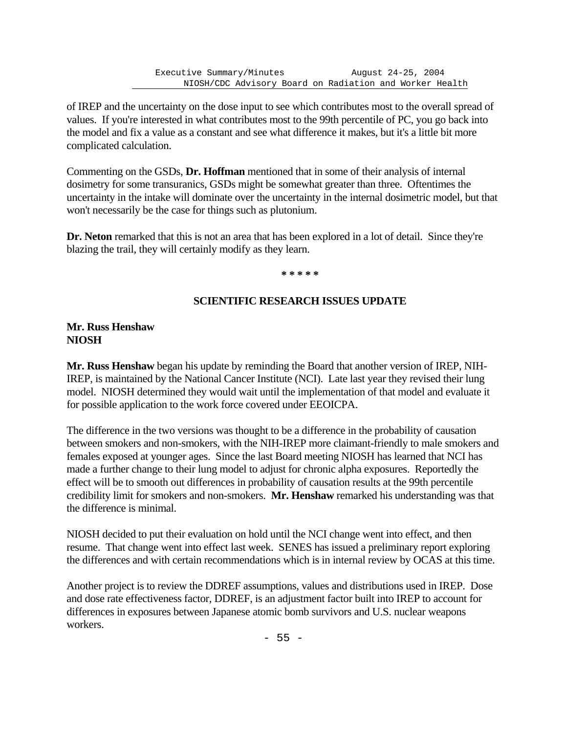of IREP and the uncertainty on the dose input to see which contributes most to the overall spread of values. If you're interested in what contributes most to the 99th percentile of PC, you go back into the model and fix a value as a constant and see what difference it makes, but it's a little bit more complicated calculation.

Commenting on the GSDs, **Dr. Hoffman** mentioned that in some of their analysis of internal dosimetry for some transuranics, GSDs might be somewhat greater than three. Oftentimes the uncertainty in the intake will dominate over the uncertainty in the internal dosimetric model, but that won't necessarily be the case for things such as plutonium.

**Dr. Neton** remarked that this is not an area that has been explored in a lot of detail. Since they're blazing the trail, they will certainly modify as they learn.

\* \* \* \* \*

## SCIENTIFIC RESEARCH ISSUES UPDATE

**Mr. Russ Henshaw**
**NIOSH**

**Mr. Russ Henshaw** began his update by reminding the Board that another version of IREP, NIH-IREP, is maintained by the National Cancer Institute (NCI). Late last year they revised their lung model. NIOSH determined they would wait until the implementation of that model and evaluate it for possible application to the work force covered under EEOICPA.

The difference in the two versions was thought to be a difference in the probability of causation between smokers and non-smokers, with the NIH-IREP more claimant-friendly to male smokers and females exposed at younger ages. Since the last Board meeting NIOSH has learned that NCI has made a further change to their lung model to adjust for chronic alpha exposures. Reportedly the effect will be to smooth out differences in probability of causation results at the 99th percentile credibility limit for smokers and non-smokers. **Mr. Henshaw** remarked his understanding was that the difference is minimal.

NIOSH decided to put their evaluation on hold until the NCI change went into effect, and then resume. That change went into effect last week. SENES has issued a preliminary report exploring the differences and with certain recommendations which is in internal review by OCAS at this time.

Another project is to review the DDREF assumptions, values and distributions used in IREP. Dose and dose rate effectiveness factor, DDREF, is an adjustment factor built into IREP to account for differences in exposures between Japanese atomic bomb survivors and U.S. nuclear weapons workers.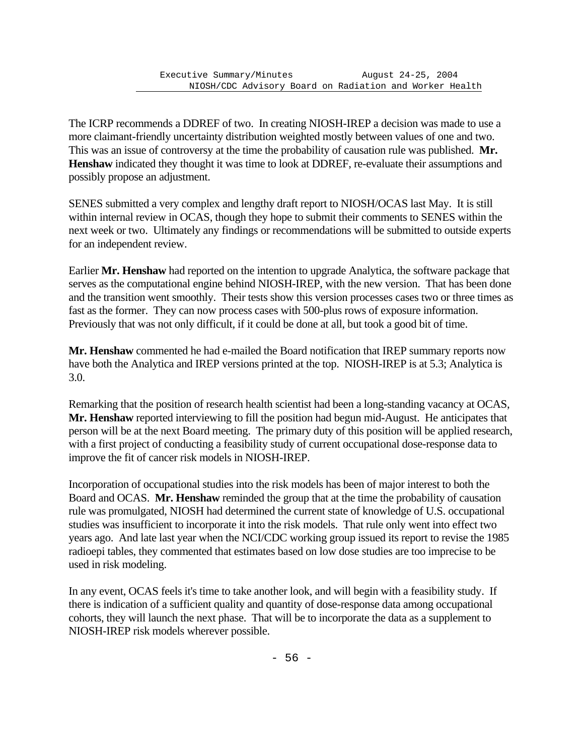The ICRP recommends a DDREF of two. In creating NIOSH-IREP a decision was made to use a more claimant-friendly uncertainty distribution weighted mostly between values of one and two. This was an issue of controversy at the time the probability of causation rule was published. **Mr. Henshaw** indicated they thought it was time to look at DDREF, re-evaluate their assumptions and possibly propose an adjustment.

SENES submitted a very complex and lengthy draft report to NIOSH/OCAS last May. It is still within internal review in OCAS, though they hope to submit their comments to SENES within the next week or two. Ultimately any findings or recommendations will be submitted to outside experts for an independent review.

Earlier **Mr. Henshaw** had reported on the intention to upgrade Analytica, the software package that serves as the computational engine behind NIOSH-IREP, with the new version. That has been done and the transition went smoothly. Their tests show this version processes cases two or three times as fast as the former. They can now process cases with 500-plus rows of exposure information. Previously that was not only difficult, if it could be done at all, but took a good bit of time.

**Mr. Henshaw** commented he had e-mailed the Board notification that IREP summary reports now have both the Analytica and IREP versions printed at the top. NIOSH-IREP is at 5.3; Analytica is 3.0.

Remarking that the position of research health scientist had been a long-standing vacancy at OCAS, **Mr. Henshaw** reported interviewing to fill the position had begun mid-August. He anticipates that person will be at the next Board meeting. The primary duty of this position will be applied research, with a first project of conducting a feasibility study of current occupational dose-response data to improve the fit of cancer risk models in NIOSH-IREP.

Incorporation of occupational studies into the risk models has been of major interest to both the Board and OCAS. **Mr. Henshaw** reminded the group that at the time the probability of causation rule was promulgated, NIOSH had determined the current state of knowledge of U.S. occupational studies was insufficient to incorporate it into the risk models. That rule only went into effect two years ago. And late last year when the NCI/CDC working group issued its report to revise the 1985 radioepi tables, they commented that estimates based on low dose studies are too imprecise to be used in risk modeling.

In any event, OCAS feels it's time to take another look, and will begin with a feasibility study. If there is indication of a sufficient quality and quantity of dose-response data among occupational cohorts, they will launch the next phase. That will be to incorporate the data as a supplement to NIOSH-IREP risk models wherever possible.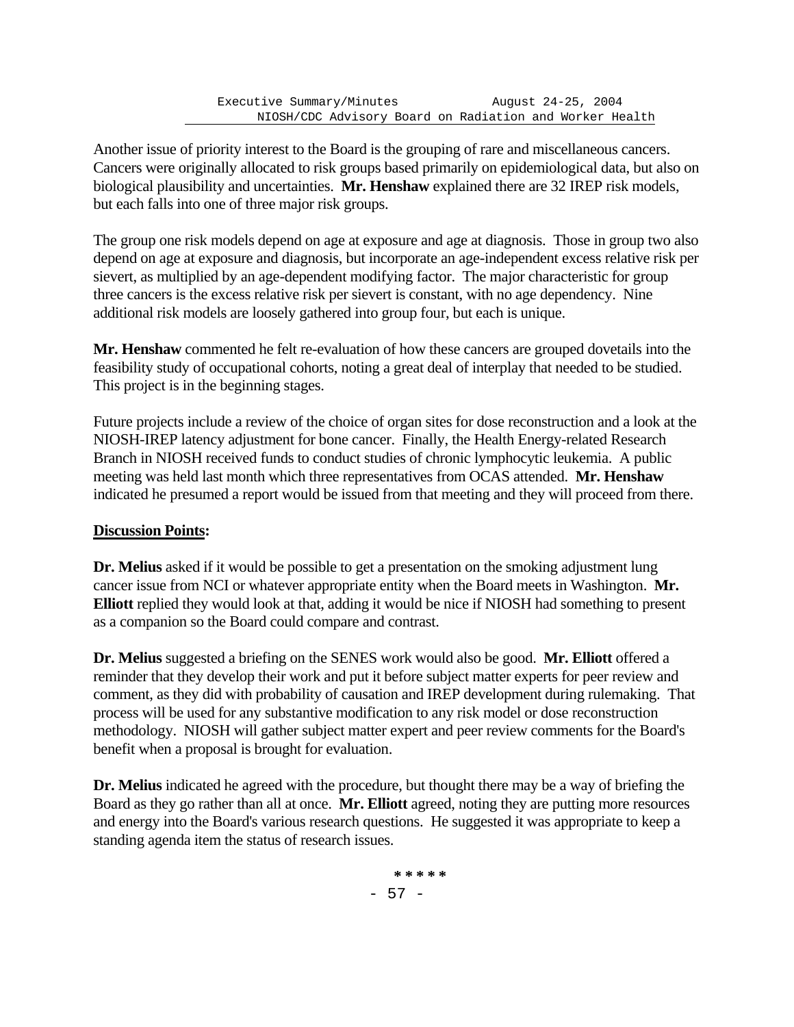Another issue of priority interest to the Board is the grouping of rare and miscellaneous cancers. Cancers were originally allocated to risk groups based primarily on epidemiological data, but also on biological plausibility and uncertainties. **Mr. Henshaw** explained there are 32 IREP risk models, but each falls into one of three major risk groups.

The group one risk models depend on age at exposure and age at diagnosis. Those in group two also depend on age at exposure and diagnosis, but incorporate an age-independent excess relative risk per sievert, as multiplied by an age-dependent modifying factor. The major characteristic for group three cancers is the excess relative risk per sievert is constant, with no age dependency. Nine additional risk models are loosely gathered into group four, but each is unique.

**Mr. Henshaw** commented he felt re-evaluation of how these cancers are grouped dovetails into the feasibility study of occupational cohorts, noting a great deal of interplay that needed to be studied. This project is in the beginning stages.

Future projects include a review of the choice of organ sites for dose reconstruction and a look at the NIOSH-IREP latency adjustment for bone cancer. Finally, the Health Energy-related Research Branch in NIOSH received funds to conduct studies of chronic lymphocytic leukemia. A public meeting was held last month which three representatives from OCAS attended. **Mr. Henshaw** indicated he presumed a report would be issued from that meeting and they will proceed from there.

**Discussion Points:**

**Dr. Melius** asked if it would be possible to get a presentation on the smoking adjustment lung cancer issue from NCI or whatever appropriate entity when the Board meets in Washington. **Mr. Elliott** replied they would look at that, adding it would be nice if NIOSH had something to present as a companion so the Board could compare and contrast.

**Dr. Melius** suggested a briefing on the SENES work would also be good. **Mr. Elliott** offered a reminder that they develop their work and put it before subject matter experts for peer review and comment, as they did with probability of causation and IREP development during rulemaking. That process will be used for any substantive modification to any risk model or dose reconstruction methodology. NIOSH will gather subject matter expert and peer review comments for the Board's benefit when a proposal is brought for evaluation.

**Dr. Melius** indicated he agreed with the procedure, but thought there may be a way of briefing the Board as they go rather than all at once. **Mr. Elliott** agreed, noting they are putting more resources and energy into the Board's various research questions. He suggested it was appropriate to keep a standing agenda item the status of research issues.

*****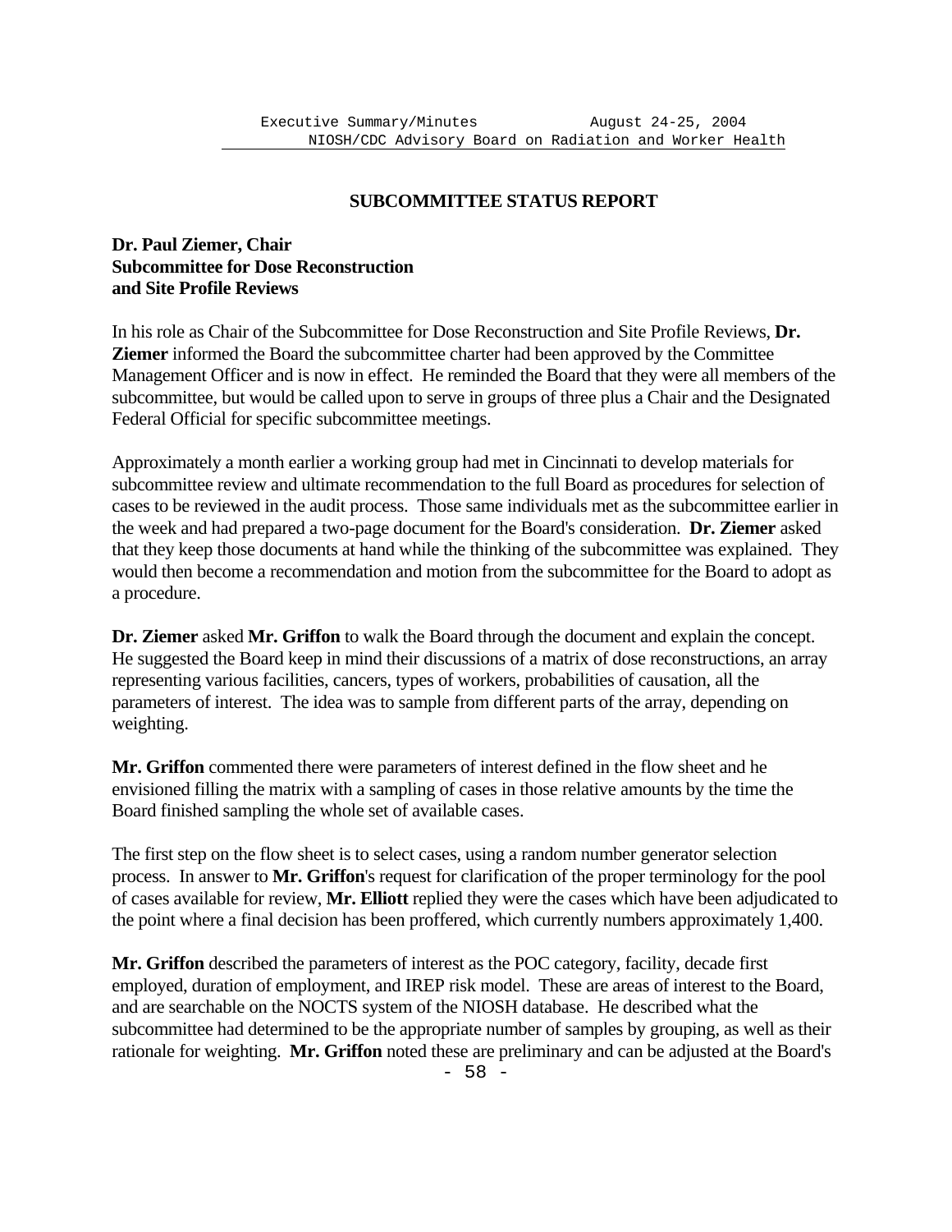## SUBCOMMITTEE STATUS REPORT

**Dr. Paul Ziemer, Chair**
**Subcommittee for Dose Reconstruction and Site Profile Reviews**

In his role as Chair of the Subcommittee for Dose Reconstruction and Site Profile Reviews, **Dr. Ziemer** informed the Board the subcommittee charter had been approved by the Committee Management Officer and is now in effect. He reminded the Board that they were all members of the subcommittee, but would be called upon to serve in groups of three plus a Chair and the Designated Federal Official for specific subcommittee meetings.

Approximately a month earlier a working group had met in Cincinnati to develop materials for subcommittee review and ultimate recommendation to the full Board as procedures for selection of cases to be reviewed in the audit process. Those same individuals met as the subcommittee earlier in the week and had prepared a two-page document for the Board's consideration. **Dr. Ziemer** asked that they keep those documents at hand while the thinking of the subcommittee was explained. They would then become a recommendation and motion from the subcommittee for the Board to adopt as a procedure.

**Dr. Ziemer** asked **Mr. Griffon** to walk the Board through the document and explain the concept. He suggested the Board keep in mind their discussions of a matrix of dose reconstructions, an array representing various facilities, cancers, types of workers, probabilities of causation, all the parameters of interest. The idea was to sample from different parts of the array, depending on weighting.

**Mr. Griffon** commented there were parameters of interest defined in the flow sheet and he envisioned filling the matrix with a sampling of cases in those relative amounts by the time the Board finished sampling the whole set of available cases.

The first step on the flow sheet is to select cases, using a random number generator selection process. In answer to **Mr. Griffon**'s request for clarification of the proper terminology for the pool of cases available for review, **Mr. Elliott** replied they were the cases which have been adjudicated to the point where a final decision has been proffered, which currently numbers approximately 1,400.

**Mr. Griffon** described the parameters of interest as the POC category, facility, decade first employed, duration of employment, and IREP risk model. These are areas of interest to the Board, and are searchable on the NOCTS system of the NIOSH database. He described what the subcommittee had determined to be the appropriate number of samples by grouping, as well as their rationale for weighting. **Mr. Griffon** noted these are preliminary and can be adjusted at the Board's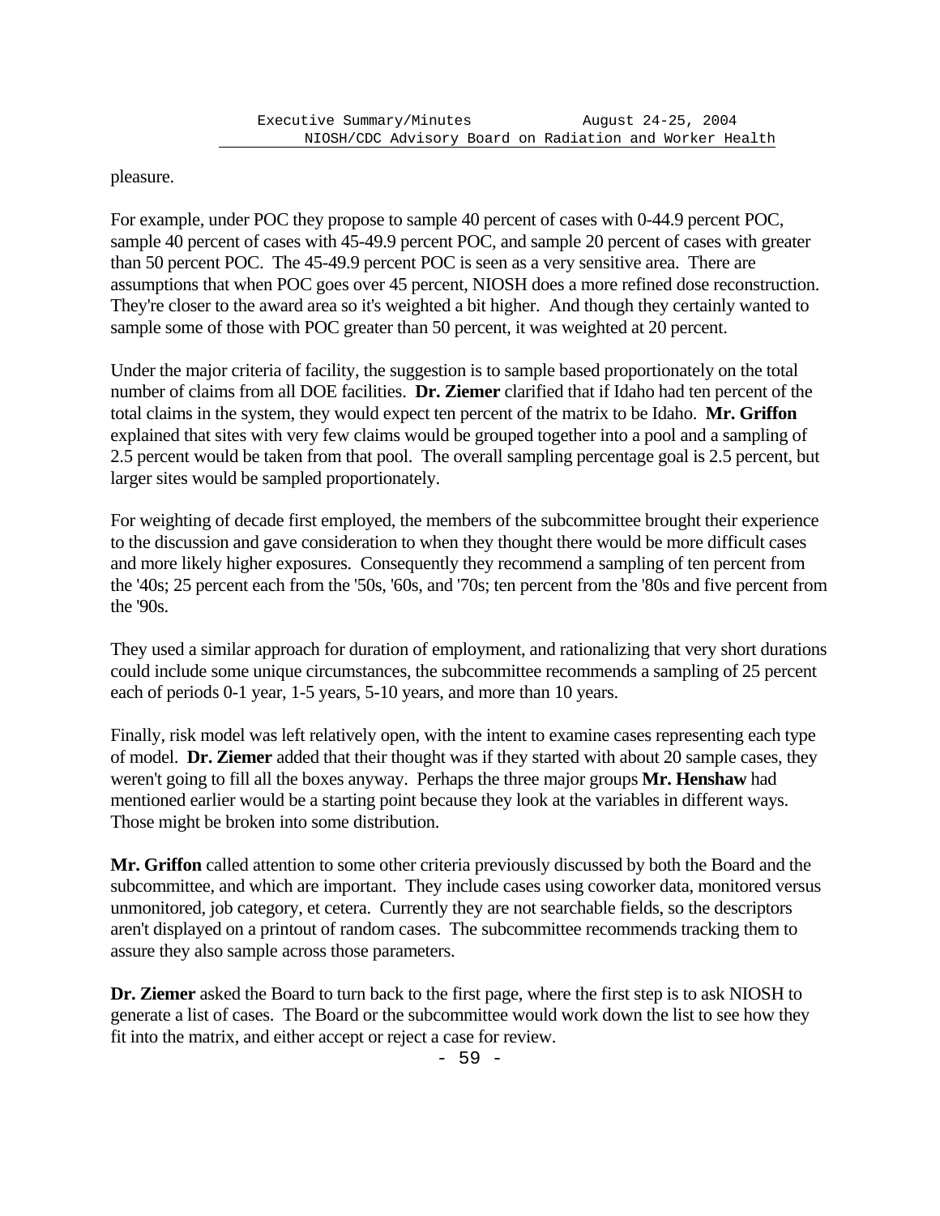pleasure.

For example, under POC they propose to sample 40 percent of cases with 0-44.9 percent POC, sample 40 percent of cases with 45-49.9 percent POC, and sample 20 percent of cases with greater than 50 percent POC. The 45-49.9 percent POC is seen as a very sensitive area. There are assumptions that when POC goes over 45 percent, NIOSH does a more refined dose reconstruction. They're closer to the award area so it's weighted a bit higher. And though they certainly wanted to sample some of those with POC greater than 50 percent, it was weighted at 20 percent.

Under the major criteria of facility, the suggestion is to sample based proportionately on the total number of claims from all DOE facilities. **Dr. Ziemer** clarified that if Idaho had ten percent of the total claims in the system, they would expect ten percent of the matrix to be Idaho. **Mr. Griffon** explained that sites with very few claims would be grouped together into a pool and a sampling of 2.5 percent would be taken from that pool. The overall sampling percentage goal is 2.5 percent, but larger sites would be sampled proportionately.

For weighting of decade first employed, the members of the subcommittee brought their experience to the discussion and gave consideration to when they thought there would be more difficult cases and more likely higher exposures. Consequently they recommend a sampling of ten percent from the '40s; 25 percent each from the '50s, '60s, and '70s; ten percent from the '80s and five percent from the '90s.

They used a similar approach for duration of employment, and rationalizing that very short durations could include some unique circumstances, the subcommittee recommends a sampling of 25 percent each of periods 0-1 year, 1-5 years, 5-10 years, and more than 10 years.

Finally, risk model was left relatively open, with the intent to examine cases representing each type of model. **Dr. Ziemer** added that their thought was if they started with about 20 sample cases, they weren't going to fill all the boxes anyway. Perhaps the three major groups **Mr. Henshaw** had mentioned earlier would be a starting point because they look at the variables in different ways. Those might be broken into some distribution.

**Mr. Griffon** called attention to some other criteria previously discussed by both the Board and the subcommittee, and which are important. They include cases using coworker data, monitored versus unmonitored, job category, et cetera. Currently they are not searchable fields, so the descriptors aren't displayed on a printout of random cases. The subcommittee recommends tracking them to assure they also sample across those parameters.

**Dr. Ziemer** asked the Board to turn back to the first page, where the first step is to ask NIOSH to generate a list of cases. The Board or the subcommittee would work down the list to see how they fit into the matrix, and either accept or reject a case for review.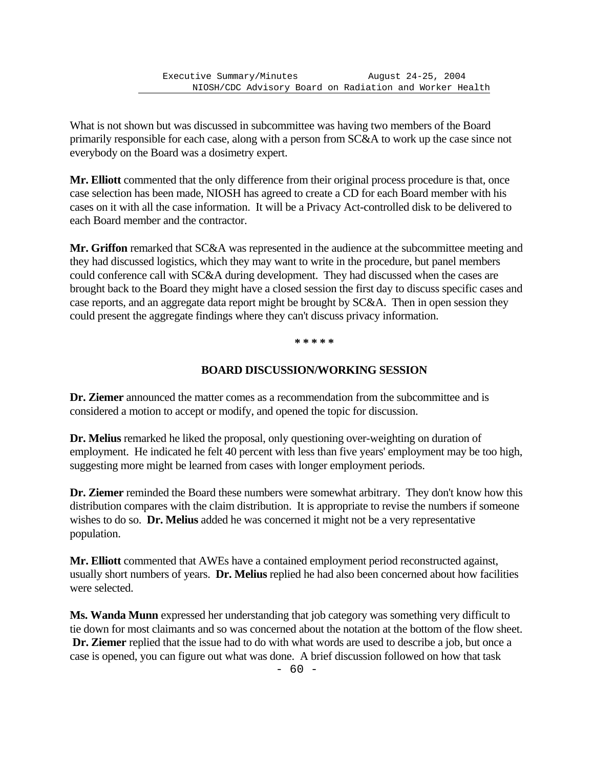What is not shown but was discussed in subcommittee was having two members of the Board primarily responsible for each case, along with a person from SC&A to work up the case since not everybody on the Board was a dosimetry expert.

**Mr. Elliott** commented that the only difference from their original process procedure is that, once case selection has been made, NIOSH has agreed to create a CD for each Board member with his cases on it with all the case information. It will be a Privacy Act-controlled disk to be delivered to each Board member and the contractor.

**Mr. Griffon** remarked that SC&A was represented in the audience at the subcommittee meeting and they had discussed logistics, which they may want to write in the procedure, but panel members could conference call with SC&A during development. They had discussed when the cases are brought back to the Board they might have a closed session the first day to discuss specific cases and case reports, and an aggregate data report might be brought by SC&A. Then in open session they could present the aggregate findings where they can't discuss privacy information.

\* \* \* \* \*

## BOARD DISCUSSION/WORKING SESSION

**Dr. Ziemer** announced the matter comes as a recommendation from the subcommittee and is considered a motion to accept or modify, and opened the topic for discussion.

**Dr. Melius** remarked he liked the proposal, only questioning over-weighting on duration of employment. He indicated he felt 40 percent with less than five years' employment may be too high, suggesting more might be learned from cases with longer employment periods.

**Dr. Ziemer** reminded the Board these numbers were somewhat arbitrary. They don't know how this distribution compares with the claim distribution. It is appropriate to revise the numbers if someone wishes to do so. **Dr. Melius** added he was concerned it might not be a very representative population.

**Mr. Elliott** commented that AWEs have a contained employment period reconstructed against, usually short numbers of years. **Dr. Melius** replied he had also been concerned about how facilities were selected.

**Ms. Wanda Munn** expressed her understanding that job category was something very difficult to tie down for most claimants and so was concerned about the notation at the bottom of the flow sheet. **Dr. Ziemer** replied that the issue had to do with what words are used to describe a job, but once a case is opened, you can figure out what was done. A brief discussion followed on how that task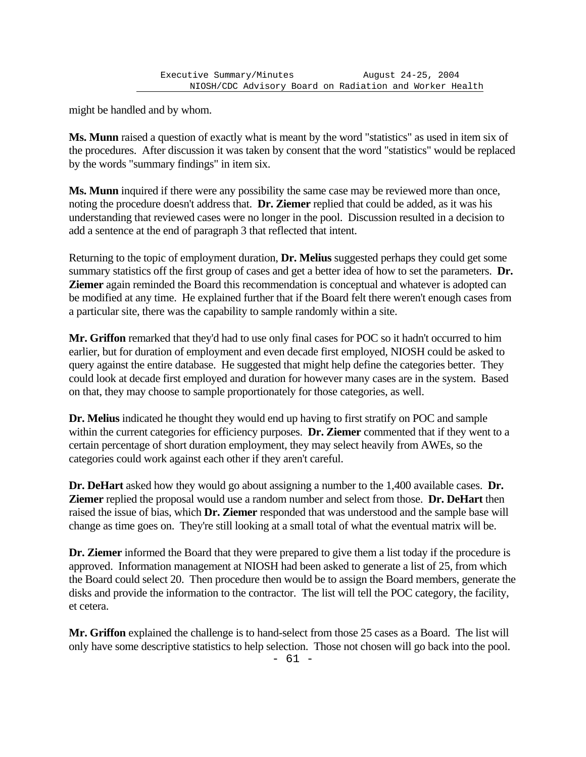might be handled and by whom.

**Ms. Munn** raised a question of exactly what is meant by the word "statistics" as used in item six of the procedures. After discussion it was taken by consent that the word "statistics" would be replaced by the words "summary findings" in item six.

**Ms. Munn** inquired if there were any possibility the same case may be reviewed more than once, noting the procedure doesn't address that. **Dr. Ziemer** replied that could be added, as it was his understanding that reviewed cases were no longer in the pool. Discussion resulted in a decision to add a sentence at the end of paragraph 3 that reflected that intent.

Returning to the topic of employment duration, **Dr. Melius** suggested perhaps they could get some summary statistics off the first group of cases and get a better idea of how to set the parameters. **Dr. Ziemer** again reminded the Board this recommendation is conceptual and whatever is adopted can be modified at any time. He explained further that if the Board felt there weren't enough cases from a particular site, there was the capability to sample randomly within a site.

**Mr. Griffon** remarked that they'd had to use only final cases for POC so it hadn't occurred to him earlier, but for duration of employment and even decade first employed, NIOSH could be asked to query against the entire database. He suggested that might help define the categories better. They could look at decade first employed and duration for however many cases are in the system. Based on that, they may choose to sample proportionately for those categories, as well.

**Dr. Melius** indicated he thought they would end up having to first stratify on POC and sample within the current categories for efficiency purposes. **Dr. Ziemer** commented that if they went to a certain percentage of short duration employment, they may select heavily from AWEs, so the categories could work against each other if they aren't careful.

**Dr. DeHart** asked how they would go about assigning a number to the 1,400 available cases. **Dr. Ziemer** replied the proposal would use a random number and select from those. **Dr. DeHart** then raised the issue of bias, which **Dr. Ziemer** responded that was understood and the sample base will change as time goes on. They're still looking at a small total of what the eventual matrix will be.

**Dr. Ziemer** informed the Board that they were prepared to give them a list today if the procedure is approved. Information management at NIOSH had been asked to generate a list of 25, from which the Board could select 20. Then procedure then would be to assign the Board members, generate the disks and provide the information to the contractor. The list will tell the POC category, the facility, et cetera.

**Mr. Griffon** explained the challenge is to hand-select from those 25 cases as a Board. The list will only have some descriptive statistics to help selection. Those not chosen will go back into the pool.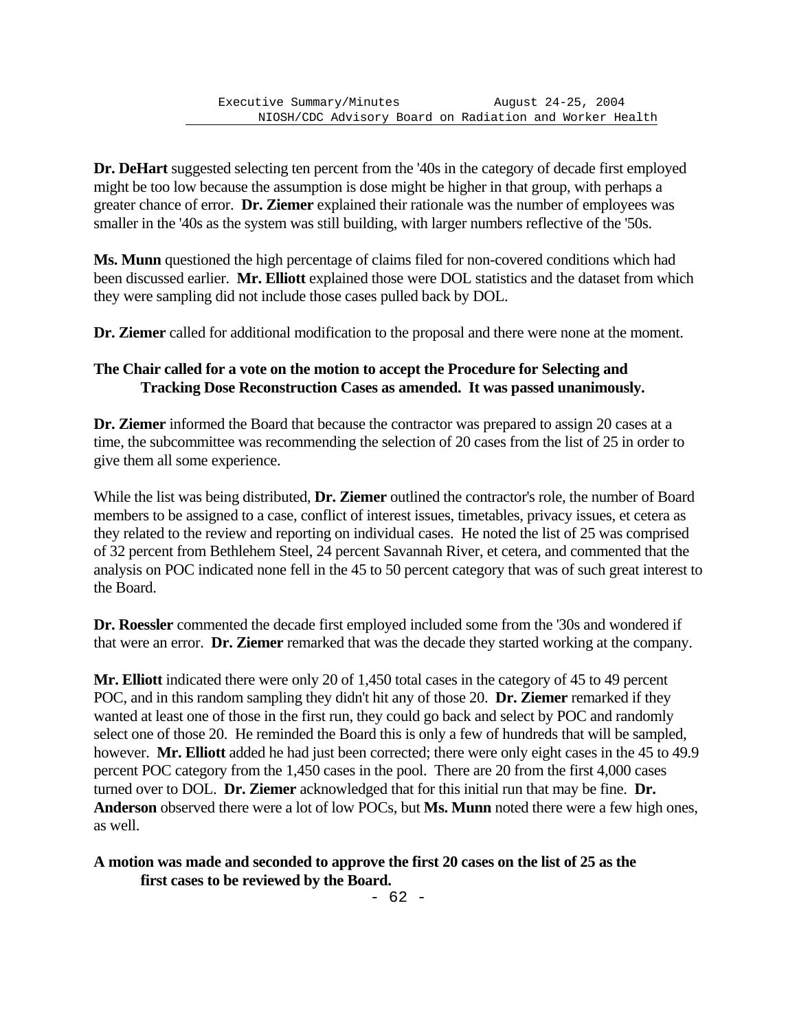**Dr. DeHart** suggested selecting ten percent from the '40s in the category of decade first employed might be too low because the assumption is dose might be higher in that group, with perhaps a greater chance of error. **Dr. Ziemer** explained their rationale was the number of employees was smaller in the '40s as the system was still building, with larger numbers reflective of the '50s.

**Ms. Munn** questioned the high percentage of claims filed for non-covered conditions which had been discussed earlier. **Mr. Elliott** explained those were DOL statistics and the dataset from which they were sampling did not include those cases pulled back by DOL.

**Dr. Ziemer** called for additional modification to the proposal and there were none at the moment.

**The Chair called for a vote on the motion to accept the Procedure for Selecting and Tracking Dose Reconstruction Cases as amended. It was passed unanimously.**

**Dr. Ziemer** informed the Board that because the contractor was prepared to assign 20 cases at a time, the subcommittee was recommending the selection of 20 cases from the list of 25 in order to give them all some experience.

While the list was being distributed, **Dr. Ziemer** outlined the contractor's role, the number of Board members to be assigned to a case, conflict of interest issues, timetables, privacy issues, et cetera as they related to the review and reporting on individual cases. He noted the list of 25 was comprised of 32 percent from Bethlehem Steel, 24 percent Savannah River, et cetera, and commented that the analysis on POC indicated none fell in the 45 to 50 percent category that was of such great interest to the Board.

**Dr. Roessler** commented the decade first employed included some from the '30s and wondered if that were an error. **Dr. Ziemer** remarked that was the decade they started working at the company.

**Mr. Elliott** indicated there were only 20 of 1,450 total cases in the category of 45 to 49 percent POC, and in this random sampling they didn't hit any of those 20. **Dr. Ziemer** remarked if they wanted at least one of those in the first run, they could go back and select by POC and randomly select one of those 20. He reminded the Board this is only a few of hundreds that will be sampled, however. **Mr. Elliott** added he had just been corrected; there were only eight cases in the 45 to 49.9 percent POC category from the 1,450 cases in the pool. There are 20 from the first 4,000 cases turned over to DOL. **Dr. Ziemer** acknowledged that for this initial run that may be fine. **Dr. Anderson** observed there were a lot of low POCs, but **Ms. Munn** noted there were a few high ones, as well.

**A motion was made and seconded to approve the first 20 cases on the list of 25 as the first cases to be reviewed by the Board.**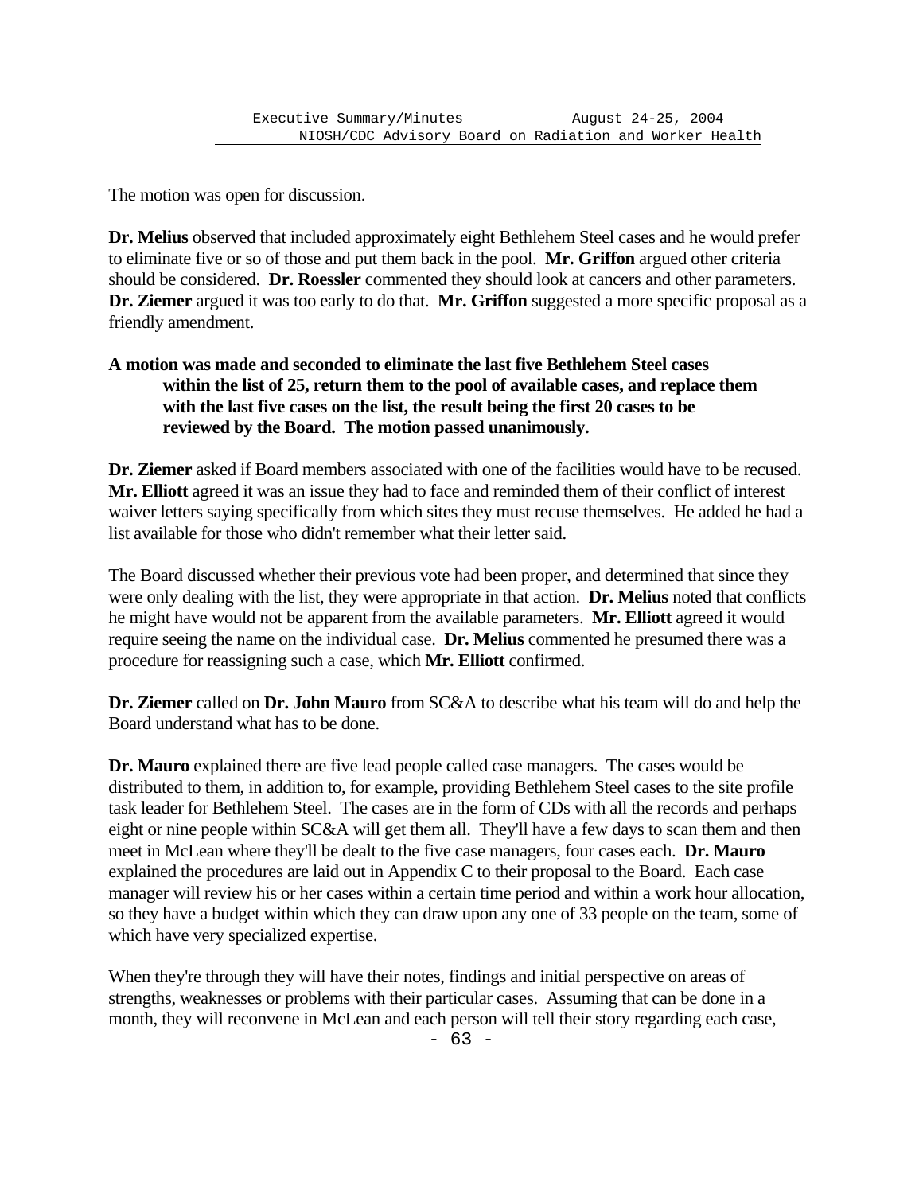The motion was open for discussion.

**Dr. Melius** observed that included approximately eight Bethlehem Steel cases and he would prefer to eliminate five or so of those and put them back in the pool. **Mr. Griffon** argued other criteria should be considered. **Dr. Roessler** commented they should look at cancers and other parameters. **Dr. Ziemer** argued it was too early to do that. **Mr. Griffon** suggested a more specific proposal as a friendly amendment.

**A motion was made and seconded to eliminate the last five Bethlehem Steel cases within the list of 25, return them to the pool of available cases, and replace them with the last five cases on the list, the result being the first 20 cases to be reviewed by the Board. The motion passed unanimously.**

**Dr. Ziemer** asked if Board members associated with one of the facilities would have to be recused. **Mr. Elliott** agreed it was an issue they had to face and reminded them of their conflict of interest waiver letters saying specifically from which sites they must recuse themselves. He added he had a list available for those who didn't remember what their letter said.

The Board discussed whether their previous vote had been proper, and determined that since they were only dealing with the list, they were appropriate in that action. **Dr. Melius** noted that conflicts he might have would not be apparent from the available parameters. **Mr. Elliott** agreed it would require seeing the name on the individual case. **Dr. Melius** commented he presumed there was a procedure for reassigning such a case, which **Mr. Elliott** confirmed.

**Dr. Ziemer** called on **Dr. John Mauro** from SC&A to describe what his team will do and help the Board understand what has to be done.

**Dr. Mauro** explained there are five lead people called case managers. The cases would be distributed to them, in addition to, for example, providing Bethlehem Steel cases to the site profile task leader for Bethlehem Steel. The cases are in the form of CDs with all the records and perhaps eight or nine people within SC&A will get them all. They'll have a few days to scan them and then meet in McLean where they'll be dealt to the five case managers, four cases each. **Dr. Mauro** explained the procedures are laid out in Appendix C to their proposal to the Board. Each case manager will review his or her cases within a certain time period and within a work hour allocation, so they have a budget within which they can draw upon any one of 33 people on the team, some of which have very specialized expertise.

When they're through they will have their notes, findings and initial perspective on areas of strengths, weaknesses or problems with their particular cases. Assuming that can be done in a month, they will reconvene in McLean and each person will tell their story regarding each case,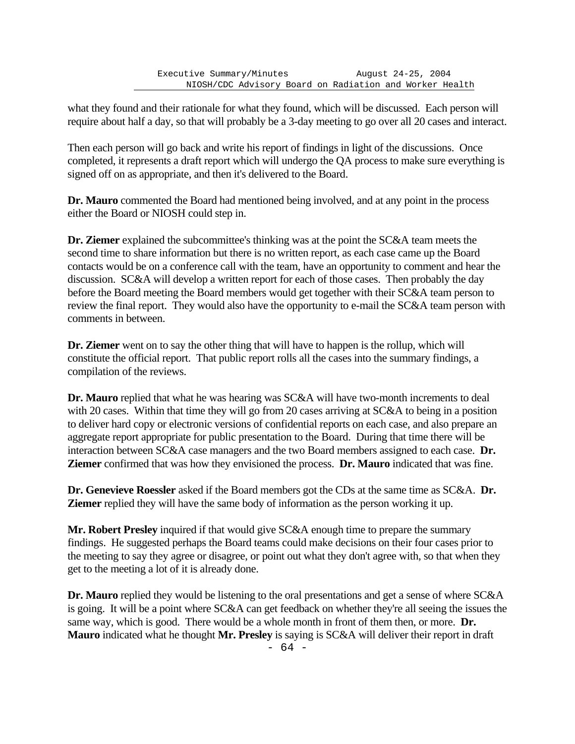what they found and their rationale for what they found, which will be discussed. Each person will require about half a day, so that will probably be a 3-day meeting to go over all 20 cases and interact.

Then each person will go back and write his report of findings in light of the discussions. Once completed, it represents a draft report which will undergo the QA process to make sure everything is signed off on as appropriate, and then it's delivered to the Board.

**Dr. Mauro** commented the Board had mentioned being involved, and at any point in the process either the Board or NIOSH could step in.

**Dr. Ziemer** explained the subcommittee's thinking was at the point the SC&A team meets the second time to share information but there is no written report, as each case came up the Board contacts would be on a conference call with the team, have an opportunity to comment and hear the discussion. SC&A will develop a written report for each of those cases. Then probably the day before the Board meeting the Board members would get together with their SC&A team person to review the final report. They would also have the opportunity to e-mail the SC&A team person with comments in between.

**Dr. Ziemer** went on to say the other thing that will have to happen is the rollup, which will constitute the official report. That public report rolls all the cases into the summary findings, a compilation of the reviews.

**Dr. Mauro** replied that what he was hearing was SC&A will have two-month increments to deal with 20 cases. Within that time they will go from 20 cases arriving at SC&A to being in a position to deliver hard copy or electronic versions of confidential reports on each case, and also prepare an aggregate report appropriate for public presentation to the Board. During that time there will be interaction between SC&A case managers and the two Board members assigned to each case. **Dr. Ziemer** confirmed that was how they envisioned the process. **Dr. Mauro** indicated that was fine.

**Dr. Genevieve Roessler** asked if the Board members got the CDs at the same time as SC&A. **Dr. Ziemer** replied they will have the same body of information as the person working it up.

**Mr. Robert Presley** inquired if that would give SC&A enough time to prepare the summary findings. He suggested perhaps the Board teams could make decisions on their four cases prior to the meeting to say they agree or disagree, or point out what they don't agree with, so that when they get to the meeting a lot of it is already done.

**Dr. Mauro** replied they would be listening to the oral presentations and get a sense of where SC&A is going. It will be a point where SC&A can get feedback on whether they're all seeing the issues the same way, which is good. There would be a whole month in front of them then, or more. **Dr. Mauro** indicated what he thought **Mr. Presley** is saying is SC&A will deliver their report in draft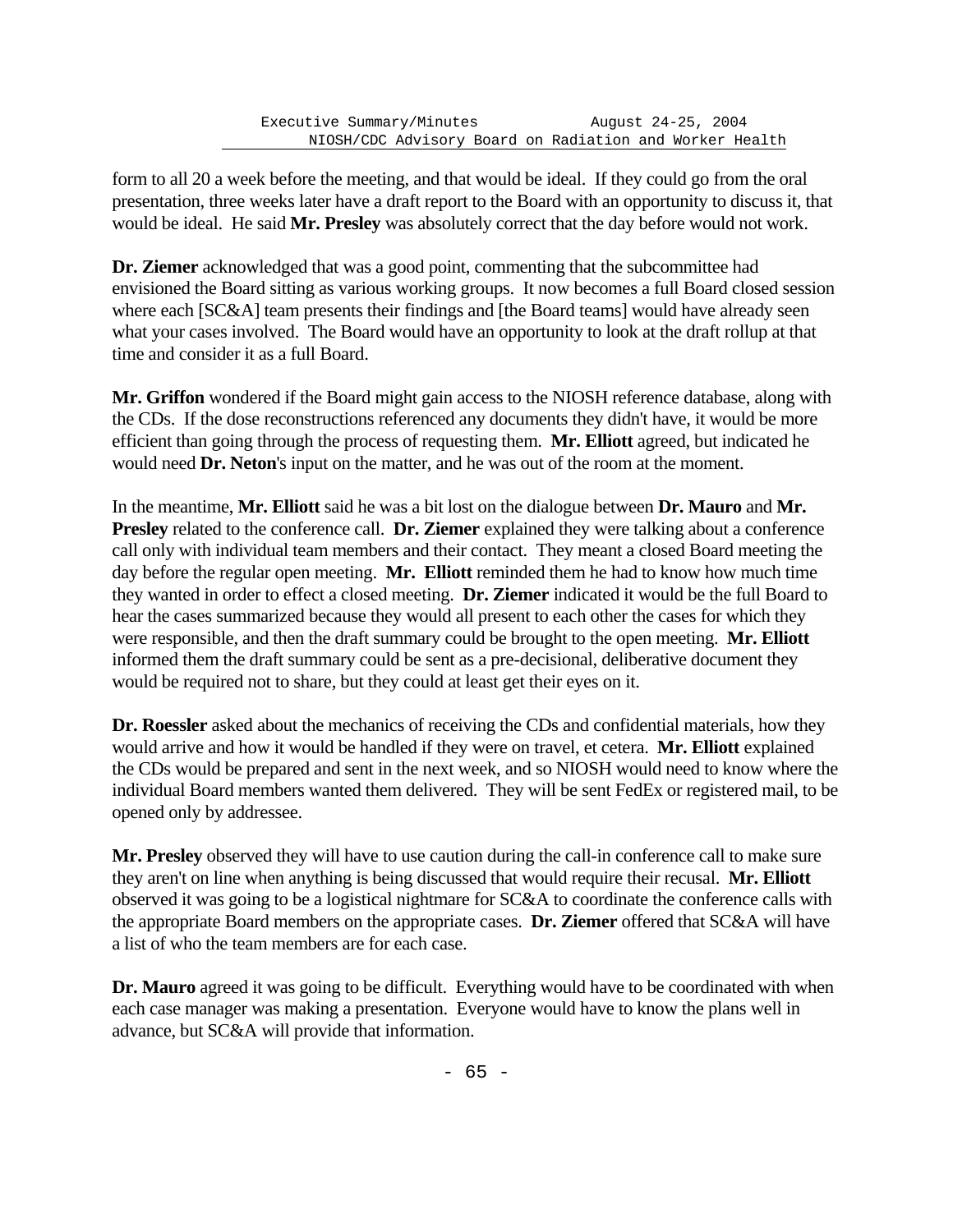form to all 20 a week before the meeting, and that would be ideal. If they could go from the oral presentation, three weeks later have a draft report to the Board with an opportunity to discuss it, that would be ideal. He said **Mr. Presley** was absolutely correct that the day before would not work.

**Dr. Ziemer** acknowledged that was a good point, commenting that the subcommittee had envisioned the Board sitting as various working groups. It now becomes a full Board closed session where each [SC&A] team presents their findings and [the Board teams] would have already seen what your cases involved. The Board would have an opportunity to look at the draft rollup at that time and consider it as a full Board.

**Mr. Griffon** wondered if the Board might gain access to the NIOSH reference database, along with the CDs. If the dose reconstructions referenced any documents they didn't have, it would be more efficient than going through the process of requesting them. **Mr. Elliott** agreed, but indicated he would need **Dr. Neton**'s input on the matter, and he was out of the room at the moment.

In the meantime, **Mr. Elliott** said he was a bit lost on the dialogue between **Dr. Mauro** and **Mr. Presley** related to the conference call. **Dr. Ziemer** explained they were talking about a conference call only with individual team members and their contact. They meant a closed Board meeting the day before the regular open meeting. **Mr. Elliott** reminded them he had to know how much time they wanted in order to effect a closed meeting. **Dr. Ziemer** indicated it would be the full Board to hear the cases summarized because they would all present to each other the cases for which they were responsible, and then the draft summary could be brought to the open meeting. **Mr. Elliott** informed them the draft summary could be sent as a pre-decisional, deliberative document they would be required not to share, but they could at least get their eyes on it.

**Dr. Roessler** asked about the mechanics of receiving the CDs and confidential materials, how they would arrive and how it would be handled if they were on travel, et cetera. **Mr. Elliott** explained the CDs would be prepared and sent in the next week, and so NIOSH would need to know where the individual Board members wanted them delivered. They will be sent FedEx or registered mail, to be opened only by addressee.

**Mr. Presley** observed they will have to use caution during the call-in conference call to make sure they aren't on line when anything is being discussed that would require their recusal. **Mr. Elliott** observed it was going to be a logistical nightmare for SC&A to coordinate the conference calls with the appropriate Board members on the appropriate cases. **Dr. Ziemer** offered that SC&A will have a list of who the team members are for each case.

**Dr. Mauro** agreed it was going to be difficult. Everything would have to be coordinated with when each case manager was making a presentation. Everyone would have to know the plans well in advance, but SC&A will provide that information.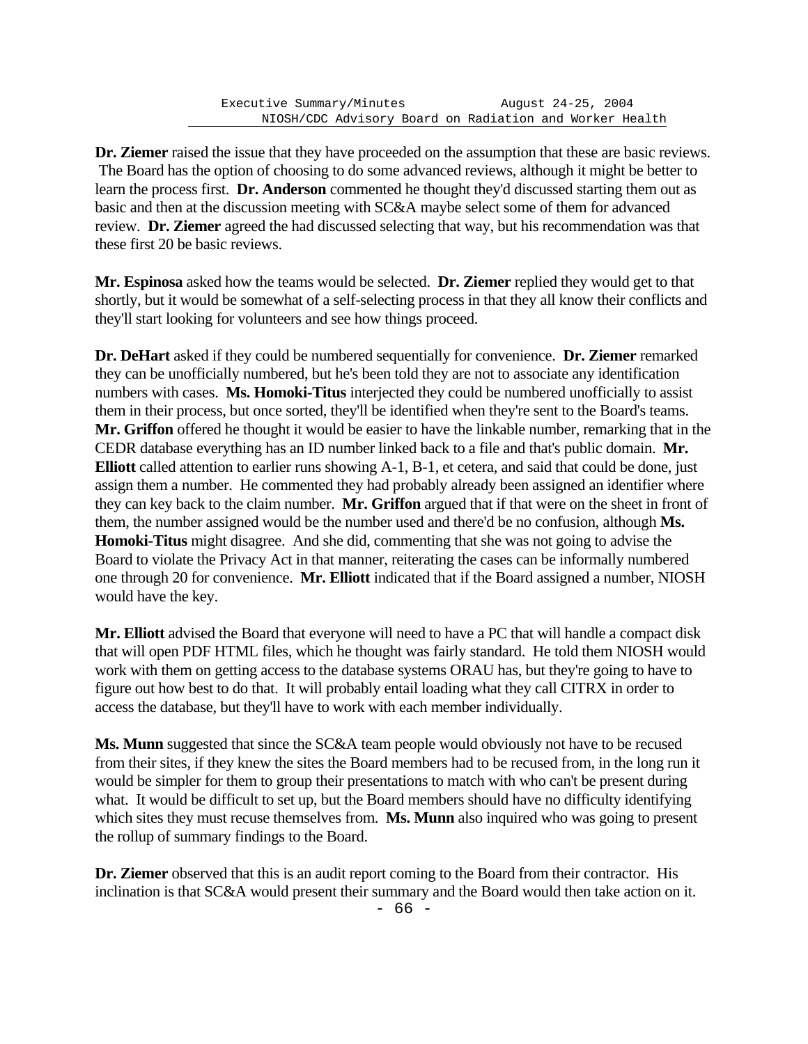**Dr. Ziemer** raised the issue that they have proceeded on the assumption that these are basic reviews. The Board has the option of choosing to do some advanced reviews, although it might be better to learn the process first. **Dr. Anderson** commented he thought they'd discussed starting them out as basic and then at the discussion meeting with SC&A maybe select some of them for advanced review. **Dr. Ziemer** agreed the had discussed selecting that way, but his recommendation was that these first 20 be basic reviews.

**Mr. Espinosa** asked how the teams would be selected. **Dr. Ziemer** replied they would get to that shortly, but it would be somewhat of a self-selecting process in that they all know their conflicts and they'll start looking for volunteers and see how things proceed.

**Dr. DeHart** asked if they could be numbered sequentially for convenience. **Dr. Ziemer** remarked they can be unofficially numbered, but he's been told they are not to associate any identification numbers with cases. **Ms. Homoki-Titus** interjected they could be numbered unofficially to assist them in their process, but once sorted, they'll be identified when they're sent to the Board's teams. **Mr. Griffon** offered he thought it would be easier to have the linkable number, remarking that in the CEDR database everything has an ID number linked back to a file and that's public domain. **Mr. Elliott** called attention to earlier runs showing A-1, B-1, et cetera, and said that could be done, just assign them a number. He commented they had probably already been assigned an identifier where they can key back to the claim number. **Mr. Griffon** argued that if that were on the sheet in front of them, the number assigned would be the number used and there'd be no confusion, although **Ms. Homoki-Titus** might disagree. And she did, commenting that she was not going to advise the Board to violate the Privacy Act in that manner, reiterating the cases can be informally numbered one through 20 for convenience. **Mr. Elliott** indicated that if the Board assigned a number, NIOSH would have the key.

**Mr. Elliott** advised the Board that everyone will need to have a PC that will handle a compact disk that will open PDF HTML files, which he thought was fairly standard. He told them NIOSH would work with them on getting access to the database systems ORAU has, but they're going to have to figure out how best to do that. It will probably entail loading what they call CITRX in order to access the database, but they'll have to work with each member individually.

**Ms. Munn** suggested that since the SC&A team people would obviously not have to be recused from their sites, if they knew the sites the Board members had to be recused from, in the long run it would be simpler for them to group their presentations to match with who can't be present during what. It would be difficult to set up, but the Board members should have no difficulty identifying which sites they must recuse themselves from. **Ms. Munn** also inquired who was going to present the rollup of summary findings to the Board.

**Dr. Ziemer** observed that this is an audit report coming to the Board from their contractor. His inclination is that SC&A would present their summary and the Board would then take action on it.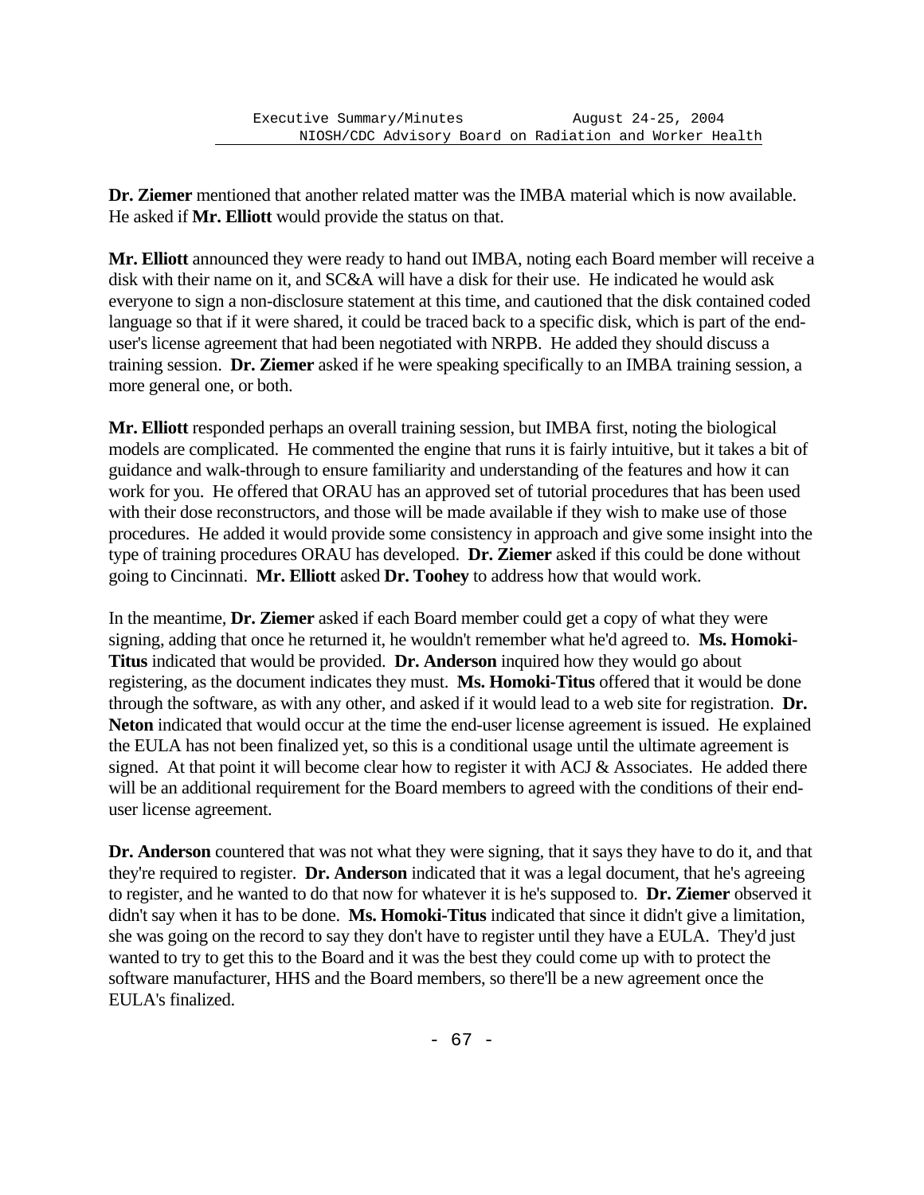**Dr. Ziemer** mentioned that another related matter was the IMBA material which is now available. He asked if **Mr. Elliott** would provide the status on that.

**Mr. Elliott** announced they were ready to hand out IMBA, noting each Board member will receive a disk with their name on it, and SC&A will have a disk for their use. He indicated he would ask everyone to sign a non-disclosure statement at this time, and cautioned that the disk contained coded language so that if it were shared, it could be traced back to a specific disk, which is part of the end-user's license agreement that had been negotiated with NRPB. He added they should discuss a training session. **Dr. Ziemer** asked if he were speaking specifically to an IMBA training session, a more general one, or both.

**Mr. Elliott** responded perhaps an overall training session, but IMBA first, noting the biological models are complicated. He commented the engine that runs it is fairly intuitive, but it takes a bit of guidance and walk-through to ensure familiarity and understanding of the features and how it can work for you. He offered that ORAU has an approved set of tutorial procedures that has been used with their dose reconstructors, and those will be made available if they wish to make use of those procedures. He added it would provide some consistency in approach and give some insight into the type of training procedures ORAU has developed. **Dr. Ziemer** asked if this could be done without going to Cincinnati. **Mr. Elliott** asked **Dr. Toohey** to address how that would work.

In the meantime, **Dr. Ziemer** asked if each Board member could get a copy of what they were signing, adding that once he returned it, he wouldn't remember what he'd agreed to. **Ms. Homoki-Titus** indicated that would be provided. **Dr. Anderson** inquired how they would go about registering, as the document indicates they must. **Ms. Homoki-Titus** offered that it would be done through the software, as with any other, and asked if it would lead to a web site for registration. **Dr. Neton** indicated that would occur at the time the end-user license agreement is issued. He explained the EULA has not been finalized yet, so this is a conditional usage until the ultimate agreement is signed. At that point it will become clear how to register it with ACJ & Associates. He added there will be an additional requirement for the Board members to agreed with the conditions of their end-user license agreement.

**Dr. Anderson** countered that was not what they were signing, that it says they have to do it, and that they're required to register. **Dr. Anderson** indicated that it was a legal document, that he's agreeing to register, and he wanted to do that now for whatever it is he's supposed to. **Dr. Ziemer** observed it didn't say when it has to be done. **Ms. Homoki-Titus** indicated that since it didn't give a limitation, she was going on the record to say they don't have to register until they have a EULA. They'd just wanted to try to get this to the Board and it was the best they could come up with to protect the software manufacturer, HHS and the Board members, so there'll be a new agreement once the EULA's finalized.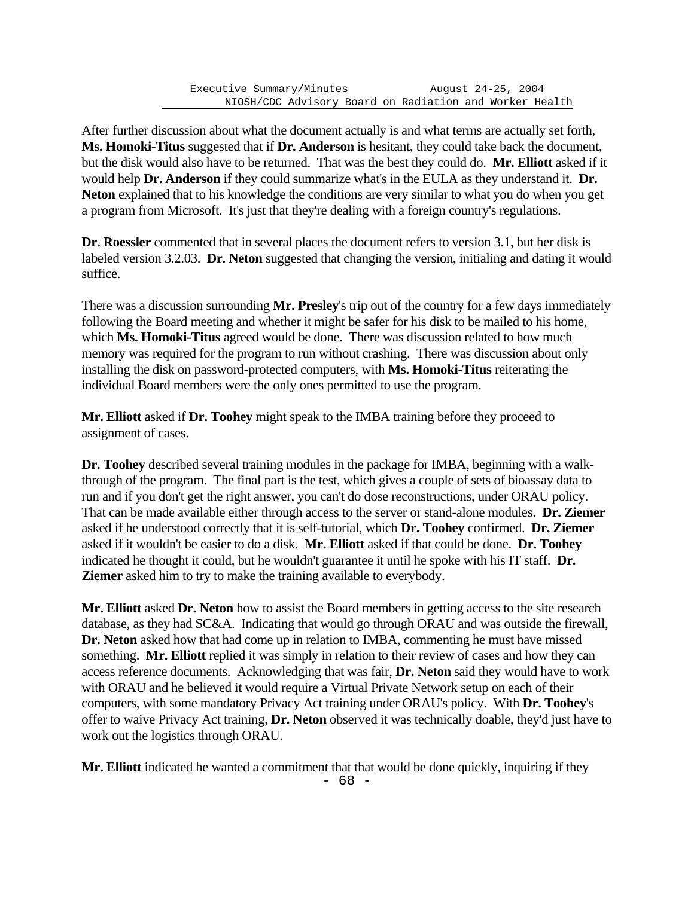After further discussion about what the document actually is and what terms are actually set forth, **Ms. Homoki-Titus** suggested that if **Dr. Anderson** is hesitant, they could take back the document, but the disk would also have to be returned. That was the best they could do. **Mr. Elliott** asked if it would help **Dr. Anderson** if they could summarize what's in the EULA as they understand it. **Dr. Neton** explained that to his knowledge the conditions are very similar to what you do when you get a program from Microsoft. It's just that they're dealing with a foreign country's regulations.

**Dr. Roessler** commented that in several places the document refers to version 3.1, but her disk is labeled version 3.2.03. **Dr. Neton** suggested that changing the version, initialing and dating it would suffice.

There was a discussion surrounding **Mr. Presley**'s trip out of the country for a few days immediately following the Board meeting and whether it might be safer for his disk to be mailed to his home, which **Ms. Homoki-Titus** agreed would be done. There was discussion related to how much memory was required for the program to run without crashing. There was discussion about only installing the disk on password-protected computers, with **Ms. Homoki-Titus** reiterating the individual Board members were the only ones permitted to use the program.

**Mr. Elliott** asked if **Dr. Toohey** might speak to the IMBA training before they proceed to assignment of cases.

**Dr. Toohey** described several training modules in the package for IMBA, beginning with a walk-through of the program. The final part is the test, which gives a couple of sets of bioassay data to run and if you don't get the right answer, you can't do dose reconstructions, under ORAU policy. That can be made available either through access to the server or stand-alone modules. **Dr. Ziemer** asked if he understood correctly that it is self-tutorial, which **Dr. Toohey** confirmed. **Dr. Ziemer** asked if it wouldn't be easier to do a disk. **Mr. Elliott** asked if that could be done. **Dr. Toohey** indicated he thought it could, but he wouldn't guarantee it until he spoke with his IT staff. **Dr. Ziemer** asked him to try to make the training available to everybody.

**Mr. Elliott** asked **Dr. Neton** how to assist the Board members in getting access to the site research database, as they had SC&A. Indicating that would go through ORAU and was outside the firewall, **Dr. Neton** asked how that had come up in relation to IMBA, commenting he must have missed something. **Mr. Elliott** replied it was simply in relation to their review of cases and how they can access reference documents. Acknowledging that was fair, **Dr. Neton** said they would have to work with ORAU and he believed it would require a Virtual Private Network setup on each of their computers, with some mandatory Privacy Act training under ORAU's policy. With **Dr. Toohey**'s offer to waive Privacy Act training, **Dr. Neton** observed it was technically doable, they'd just have to work out the logistics through ORAU.

**Mr. Elliott** indicated he wanted a commitment that that would be done quickly, inquiring if they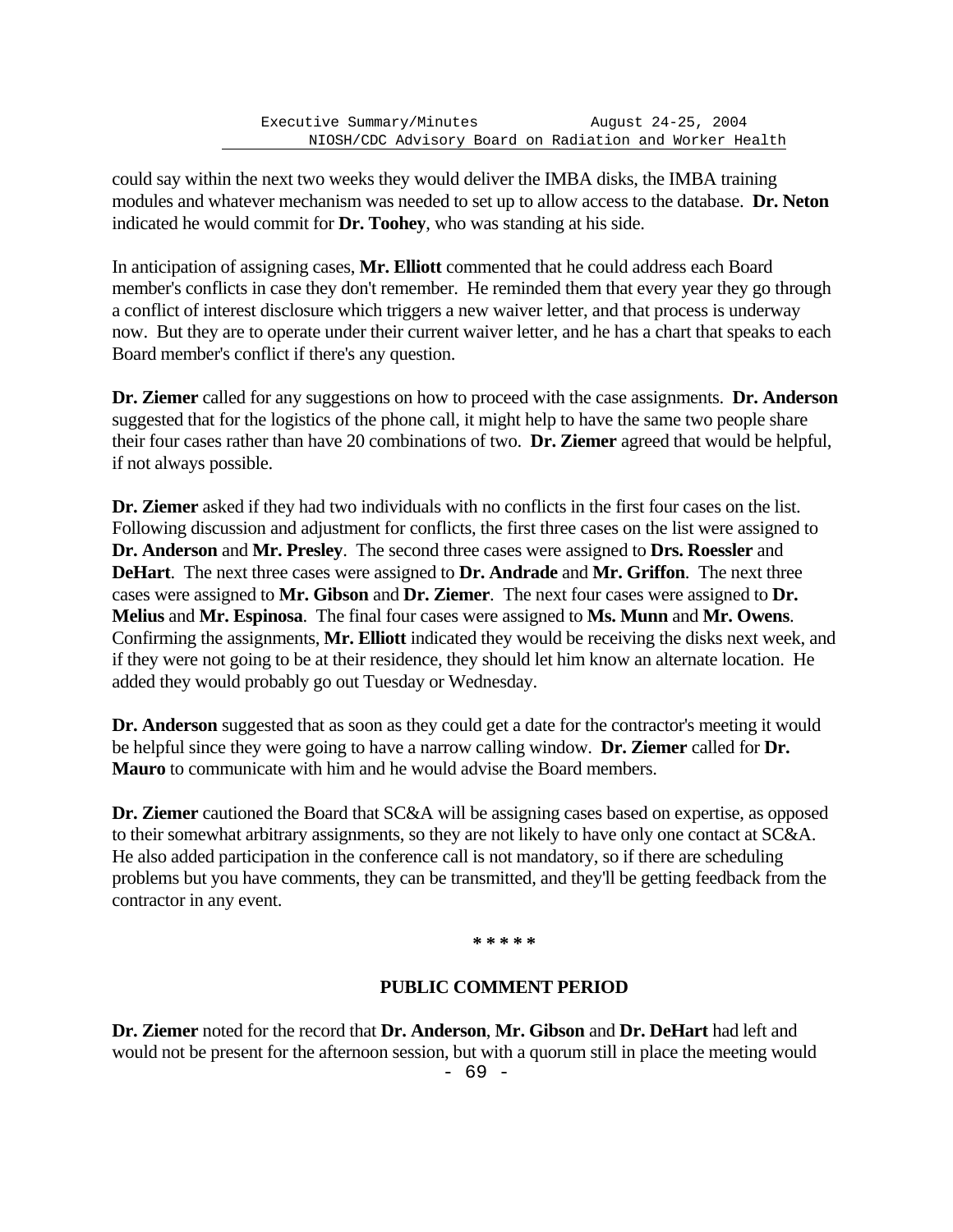could say within the next two weeks they would deliver the IMBA disks, the IMBA training modules and whatever mechanism was needed to set up to allow access to the database. **Dr. Neton** indicated he would commit for **Dr. Toohey**, who was standing at his side.

In anticipation of assigning cases, **Mr. Elliott** commented that he could address each Board member's conflicts in case they don't remember. He reminded them that every year they go through a conflict of interest disclosure which triggers a new waiver letter, and that process is underway now. But they are to operate under their current waiver letter, and he has a chart that speaks to each Board member's conflict if there's any question.

**Dr. Ziemer** called for any suggestions on how to proceed with the case assignments. **Dr. Anderson** suggested that for the logistics of the phone call, it might help to have the same two people share their four cases rather than have 20 combinations of two. **Dr. Ziemer** agreed that would be helpful, if not always possible.

**Dr. Ziemer** asked if they had two individuals with no conflicts in the first four cases on the list. Following discussion and adjustment for conflicts, the first three cases on the list were assigned to **Dr. Anderson** and **Mr. Presley**. The second three cases were assigned to **Drs. Roessler** and **DeHart**. The next three cases were assigned to **Dr. Andrade** and **Mr. Griffon**. The next three cases were assigned to **Mr. Gibson** and **Dr. Ziemer**. The next four cases were assigned to **Dr. Melius** and **Mr. Espinosa**. The final four cases were assigned to **Ms. Munn** and **Mr. Owens**. Confirming the assignments, **Mr. Elliott** indicated they would be receiving the disks next week, and if they were not going to be at their residence, they should let him know an alternate location. He added they would probably go out Tuesday or Wednesday.

**Dr. Anderson** suggested that as soon as they could get a date for the contractor's meeting it would be helpful since they were going to have a narrow calling window. **Dr. Ziemer** called for **Dr. Mauro** to communicate with him and he would advise the Board members.

**Dr. Ziemer** cautioned the Board that SC&A will be assigning cases based on expertise, as opposed to their somewhat arbitrary assignments, so they are not likely to have only one contact at SC&A. He also added participation in the conference call is not mandatory, so if there are scheduling problems but you have comments, they can be transmitted, and they'll be getting feedback from the contractor in any event.

**\* \* \* \* \***

## PUBLIC COMMENT PERIOD

**Dr. Ziemer** noted for the record that **Dr. Anderson**, **Mr. Gibson** and **Dr. DeHart** had left and would not be present for the afternoon session, but with a quorum still in place the meeting would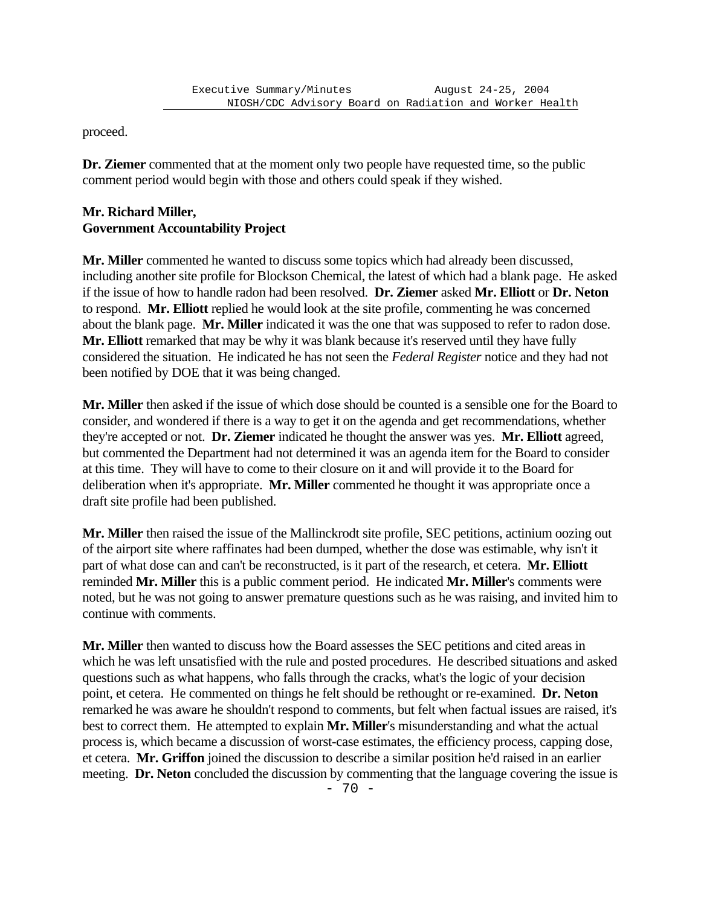proceed.

**Dr. Ziemer** commented that at the moment only two people have requested time, so the public comment period would begin with those and others could speak if they wished.

**Mr. Richard Miller,**
**Government Accountability Project**

**Mr. Miller** commented he wanted to discuss some topics which had already been discussed, including another site profile for Blockson Chemical, the latest of which had a blank page. He asked if the issue of how to handle radon had been resolved. **Dr. Ziemer** asked **Mr. Elliott** or **Dr. Neton** to respond. **Mr. Elliott** replied he would look at the site profile, commenting he was concerned about the blank page. **Mr. Miller** indicated it was the one that was supposed to refer to radon dose. **Mr. Elliott** remarked that may be why it was blank because it's reserved until they have fully considered the situation. He indicated he has not seen the *Federal Register* notice and they had not been notified by DOE that it was being changed.

**Mr. Miller** then asked if the issue of which dose should be counted is a sensible one for the Board to consider, and wondered if there is a way to get it on the agenda and get recommendations, whether they're accepted or not. **Dr. Ziemer** indicated he thought the answer was yes. **Mr. Elliott** agreed, but commented the Department had not determined it was an agenda item for the Board to consider at this time. They will have to come to their closure on it and will provide it to the Board for deliberation when it's appropriate. **Mr. Miller** commented he thought it was appropriate once a draft site profile had been published.

**Mr. Miller** then raised the issue of the Mallinckrodt site profile, SEC petitions, actinium oozing out of the airport site where raffinates had been dumped, whether the dose was estimable, why isn't it part of what dose can and can't be reconstructed, is it part of the research, et cetera. **Mr. Elliott** reminded **Mr. Miller** this is a public comment period. He indicated **Mr. Miller**'s comments were noted, but he was not going to answer premature questions such as he was raising, and invited him to continue with comments.

**Mr. Miller** then wanted to discuss how the Board assesses the SEC petitions and cited areas in which he was left unsatisfied with the rule and posted procedures. He described situations and asked questions such as what happens, who falls through the cracks, what's the logic of your decision point, et cetera. He commented on things he felt should be rethought or re-examined. **Dr. Neton** remarked he was aware he shouldn't respond to comments, but felt when factual issues are raised, it's best to correct them. He attempted to explain **Mr. Miller**'s misunderstanding and what the actual process is, which became a discussion of worst-case estimates, the efficiency process, capping dose, et cetera. **Mr. Griffon** joined the discussion to describe a similar position he'd raised in an earlier meeting. **Dr. Neton** concluded the discussion by commenting that the language covering the issue is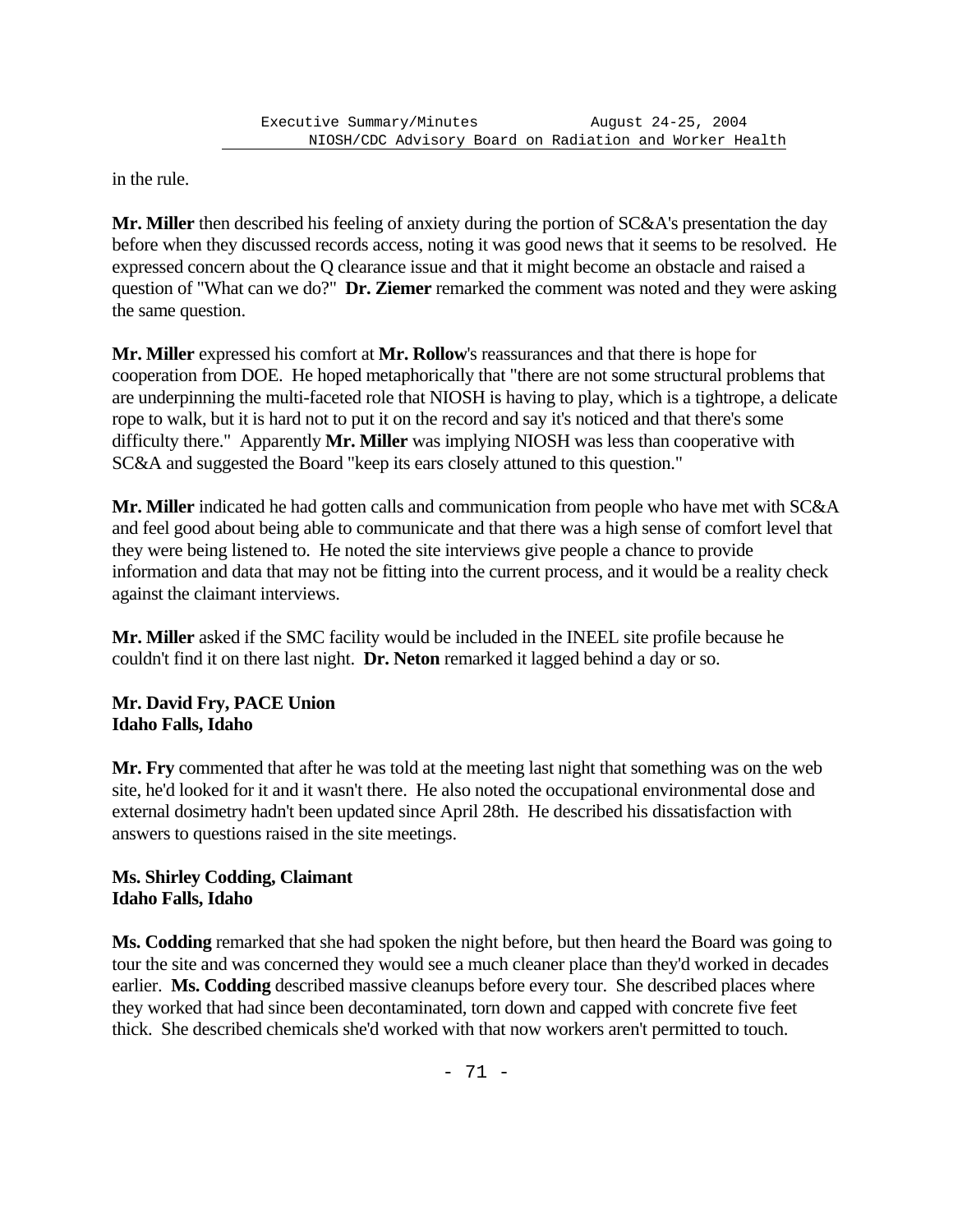in the rule.

**Mr. Miller** then described his feeling of anxiety during the portion of SC&A's presentation the day before when they discussed records access, noting it was good news that it seems to be resolved. He expressed concern about the Q clearance issue and that it might become an obstacle and raised a question of "What can we do?" **Dr. Ziemer** remarked the comment was noted and they were asking the same question.

**Mr. Miller** expressed his comfort at **Mr. Rollow**'s reassurances and that there is hope for cooperation from DOE. He hoped metaphorically that "there are not some structural problems that are underpinning the multi-faceted role that NIOSH is having to play, which is a tightrope, a delicate rope to walk, but it is hard not to put it on the record and say it's noticed and that there's some difficulty there." Apparently **Mr. Miller** was implying NIOSH was less than cooperative with SC&A and suggested the Board "keep its ears closely attuned to this question."

**Mr. Miller** indicated he had gotten calls and communication from people who have met with SC&A and feel good about being able to communicate and that there was a high sense of comfort level that they were being listened to. He noted the site interviews give people a chance to provide information and data that may not be fitting into the current process, and it would be a reality check against the claimant interviews.

**Mr. Miller** asked if the SMC facility would be included in the INEEL site profile because he couldn't find it on there last night. **Dr. Neton** remarked it lagged behind a day or so.

**Mr. David Fry, PACE Union**
**Idaho Falls, Idaho**

**Mr. Fry** commented that after he was told at the meeting last night that something was on the web site, he'd looked for it and it wasn't there. He also noted the occupational environmental dose and external dosimetry hadn't been updated since April 28th. He described his dissatisfaction with answers to questions raised in the site meetings.

**Ms. Shirley Codding, Claimant**
**Idaho Falls, Idaho**

**Ms. Codding** remarked that she had spoken the night before, but then heard the Board was going to tour the site and was concerned they would see a much cleaner place than they'd worked in decades earlier. **Ms. Codding** described massive cleanups before every tour. She described places where they worked that had since been decontaminated, torn down and capped with concrete five feet thick. She described chemicals she'd worked with that now workers aren't permitted to touch.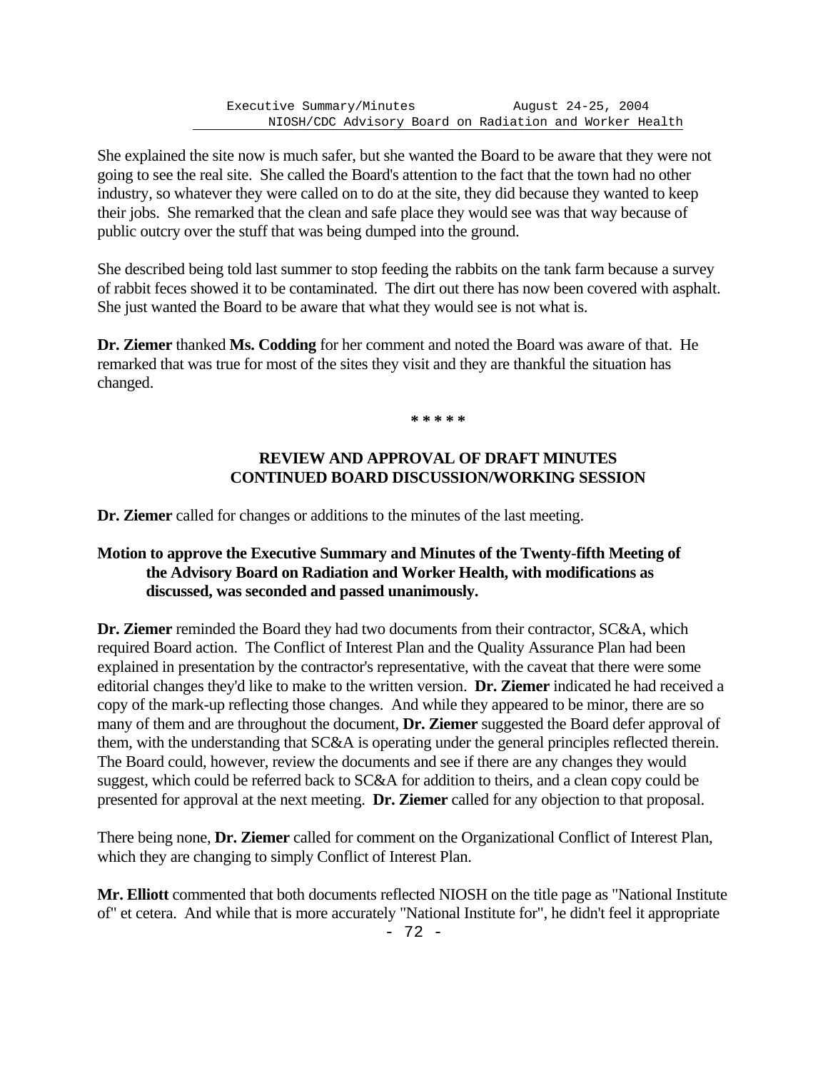She explained the site now is much safer, but she wanted the Board to be aware that they were not going to see the real site. She called the Board's attention to the fact that the town had no other industry, so whatever they were called on to do at the site, they did because they wanted to keep their jobs. She remarked that the clean and safe place they would see was that way because of public outcry over the stuff that was being dumped into the ground.

She described being told last summer to stop feeding the rabbits on the tank farm because a survey of rabbit feces showed it to be contaminated. The dirt out there has now been covered with asphalt. She just wanted the Board to be aware that what they would see is not what is.

**Dr. Ziemer** thanked **Ms. Codding** for her comment and noted the Board was aware of that. He remarked that was true for most of the sites they visit and they are thankful the situation has changed.

**\* \* \* \* \***

## REVIEW AND APPROVAL OF DRAFT MINUTES
## CONTINUED BOARD DISCUSSION/WORKING SESSION

**Dr. Ziemer** called for changes or additions to the minutes of the last meeting.

**Motion to approve the Executive Summary and Minutes of the Twenty-fifth Meeting of the Advisory Board on Radiation and Worker Health, with modifications as discussed, was seconded and passed unanimously.**

**Dr. Ziemer** reminded the Board they had two documents from their contractor, SC&A, which required Board action. The Conflict of Interest Plan and the Quality Assurance Plan had been explained in presentation by the contractor's representative, with the caveat that there were some editorial changes they'd like to make to the written version. **Dr. Ziemer** indicated he had received a copy of the mark-up reflecting those changes. And while they appeared to be minor, there are so many of them and are throughout the document, **Dr. Ziemer** suggested the Board defer approval of them, with the understanding that SC&A is operating under the general principles reflected therein. The Board could, however, review the documents and see if there are any changes they would suggest, which could be referred back to SC&A for addition to theirs, and a clean copy could be presented for approval at the next meeting. **Dr. Ziemer** called for any objection to that proposal.

There being none, **Dr. Ziemer** called for comment on the Organizational Conflict of Interest Plan, which they are changing to simply Conflict of Interest Plan.

**Mr. Elliott** commented that both documents reflected NIOSH on the title page as "National Institute of" et cetera. And while that is more accurately "National Institute for", he didn't feel it appropriate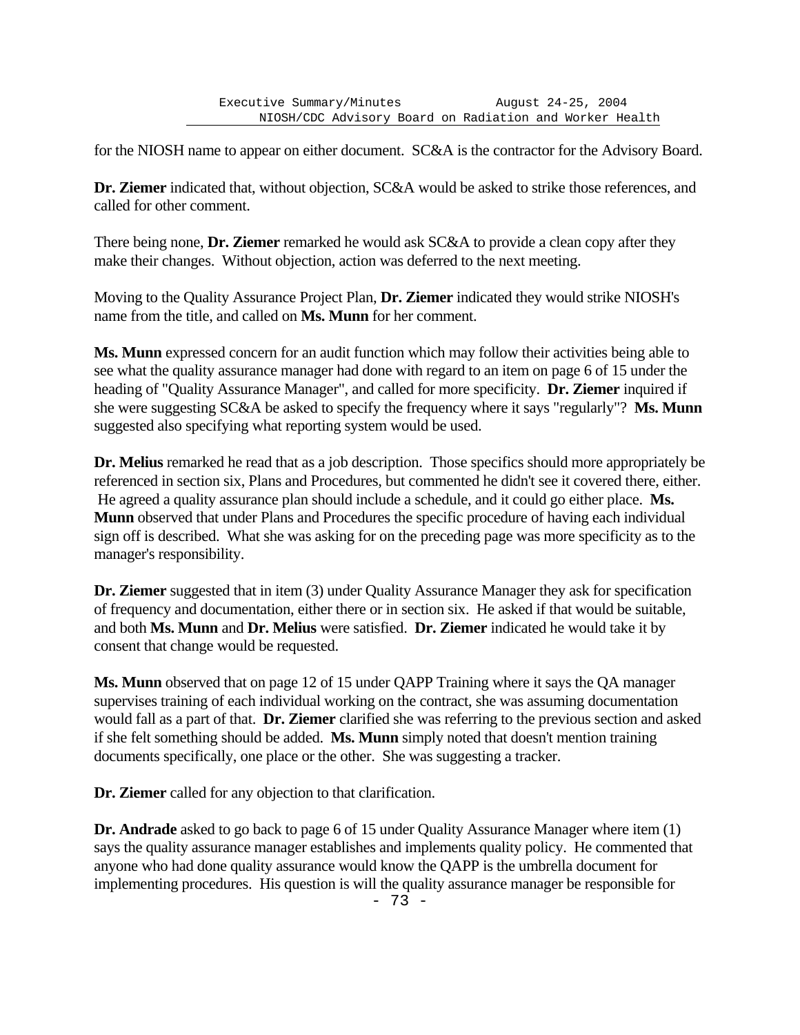for the NIOSH name to appear on either document. SC&A is the contractor for the Advisory Board.

**Dr. Ziemer** indicated that, without objection, SC&A would be asked to strike those references, and called for other comment.

There being none, **Dr. Ziemer** remarked he would ask SC&A to provide a clean copy after they make their changes. Without objection, action was deferred to the next meeting.

Moving to the Quality Assurance Project Plan, **Dr. Ziemer** indicated they would strike NIOSH's name from the title, and called on **Ms. Munn** for her comment.

**Ms. Munn** expressed concern for an audit function which may follow their activities being able to see what the quality assurance manager had done with regard to an item on page 6 of 15 under the heading of "Quality Assurance Manager", and called for more specificity. **Dr. Ziemer** inquired if she were suggesting SC&A be asked to specify the frequency where it says "regularly"? **Ms. Munn** suggested also specifying what reporting system would be used.

**Dr. Melius** remarked he read that as a job description. Those specifics should more appropriately be referenced in section six, Plans and Procedures, but commented he didn't see it covered there, either. He agreed a quality assurance plan should include a schedule, and it could go either place. **Ms. Munn** observed that under Plans and Procedures the specific procedure of having each individual sign off is described. What she was asking for on the preceding page was more specificity as to the manager's responsibility.

**Dr. Ziemer** suggested that in item (3) under Quality Assurance Manager they ask for specification of frequency and documentation, either there or in section six. He asked if that would be suitable, and both **Ms. Munn** and **Dr. Melius** were satisfied. **Dr. Ziemer** indicated he would take it by consent that change would be requested.

**Ms. Munn** observed that on page 12 of 15 under QAPP Training where it says the QA manager supervises training of each individual working on the contract, she was assuming documentation would fall as a part of that. **Dr. Ziemer** clarified she was referring to the previous section and asked if she felt something should be added. **Ms. Munn** simply noted that doesn't mention training documents specifically, one place or the other. She was suggesting a tracker.

**Dr. Ziemer** called for any objection to that clarification.

**Dr. Andrade** asked to go back to page 6 of 15 under Quality Assurance Manager where item (1) says the quality assurance manager establishes and implements quality policy. He commented that anyone who had done quality assurance would know the QAPP is the umbrella document for implementing procedures. His question is will the quality assurance manager be responsible for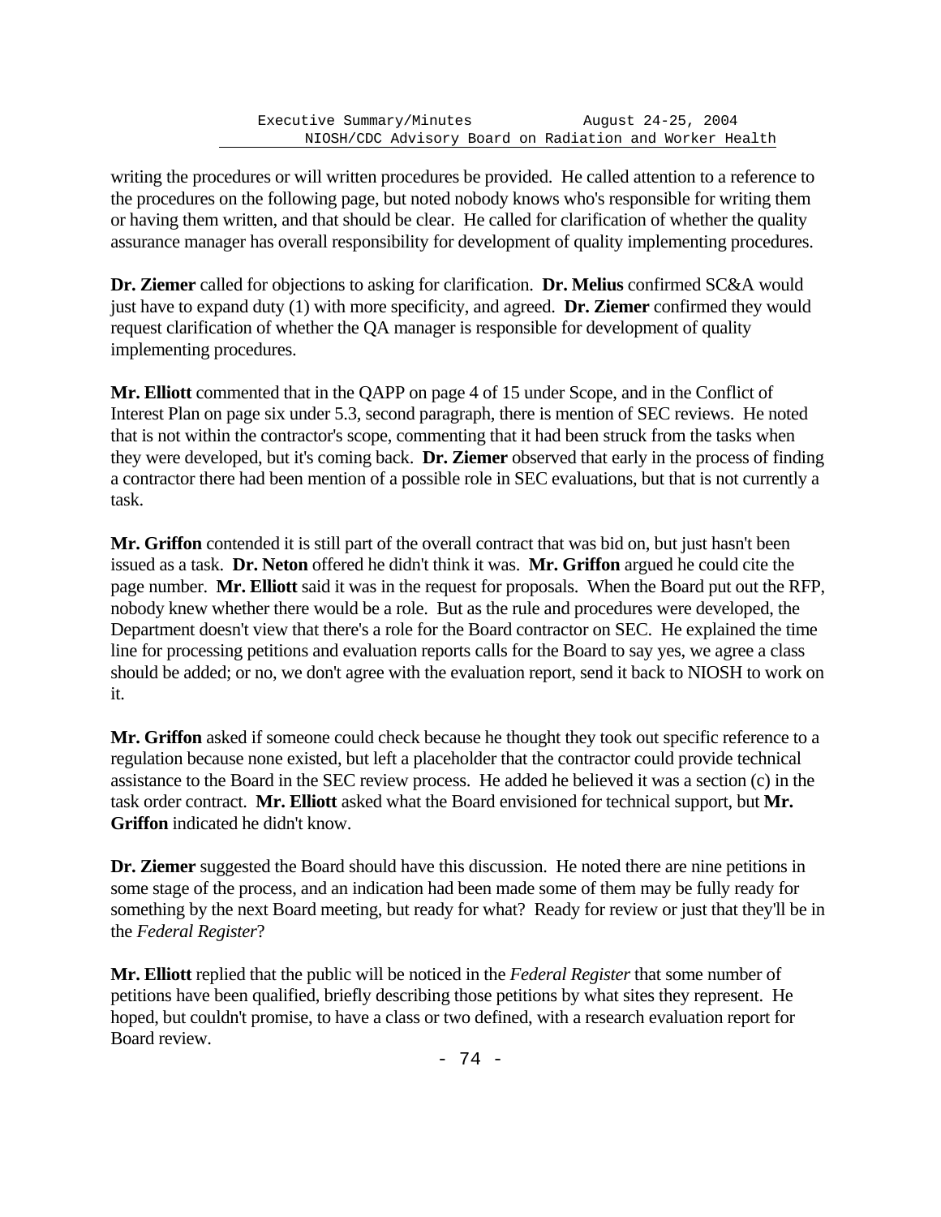writing the procedures or will written procedures be provided. He called attention to a reference to the procedures on the following page, but noted nobody knows who's responsible for writing them or having them written, and that should be clear. He called for clarification of whether the quality assurance manager has overall responsibility for development of quality implementing procedures.

**Dr. Ziemer** called for objections to asking for clarification. **Dr. Melius** confirmed SC&A would just have to expand duty (1) with more specificity, and agreed. **Dr. Ziemer** confirmed they would request clarification of whether the QA manager is responsible for development of quality implementing procedures.

**Mr. Elliott** commented that in the QAPP on page 4 of 15 under Scope, and in the Conflict of Interest Plan on page six under 5.3, second paragraph, there is mention of SEC reviews. He noted that is not within the contractor's scope, commenting that it had been struck from the tasks when they were developed, but it's coming back. **Dr. Ziemer** observed that early in the process of finding a contractor there had been mention of a possible role in SEC evaluations, but that is not currently a task.

**Mr. Griffon** contended it is still part of the overall contract that was bid on, but just hasn't been issued as a task. **Dr. Neton** offered he didn't think it was. **Mr. Griffon** argued he could cite the page number. **Mr. Elliott** said it was in the request for proposals. When the Board put out the RFP, nobody knew whether there would be a role. But as the rule and procedures were developed, the Department doesn't view that there's a role for the Board contractor on SEC. He explained the time line for processing petitions and evaluation reports calls for the Board to say yes, we agree a class should be added; or no, we don't agree with the evaluation report, send it back to NIOSH to work on it.

**Mr. Griffon** asked if someone could check because he thought they took out specific reference to a regulation because none existed, but left a placeholder that the contractor could provide technical assistance to the Board in the SEC review process. He added he believed it was a section (c) in the task order contract. **Mr. Elliott** asked what the Board envisioned for technical support, but **Mr. Griffon** indicated he didn't know.

**Dr. Ziemer** suggested the Board should have this discussion. He noted there are nine petitions in some stage of the process, and an indication had been made some of them may be fully ready for something by the next Board meeting, but ready for what? Ready for review or just that they'll be in the *Federal Register*?

**Mr. Elliott** replied that the public will be noticed in the *Federal Register* that some number of petitions have been qualified, briefly describing those petitions by what sites they represent. He hoped, but couldn't promise, to have a class or two defined, with a research evaluation report for Board review.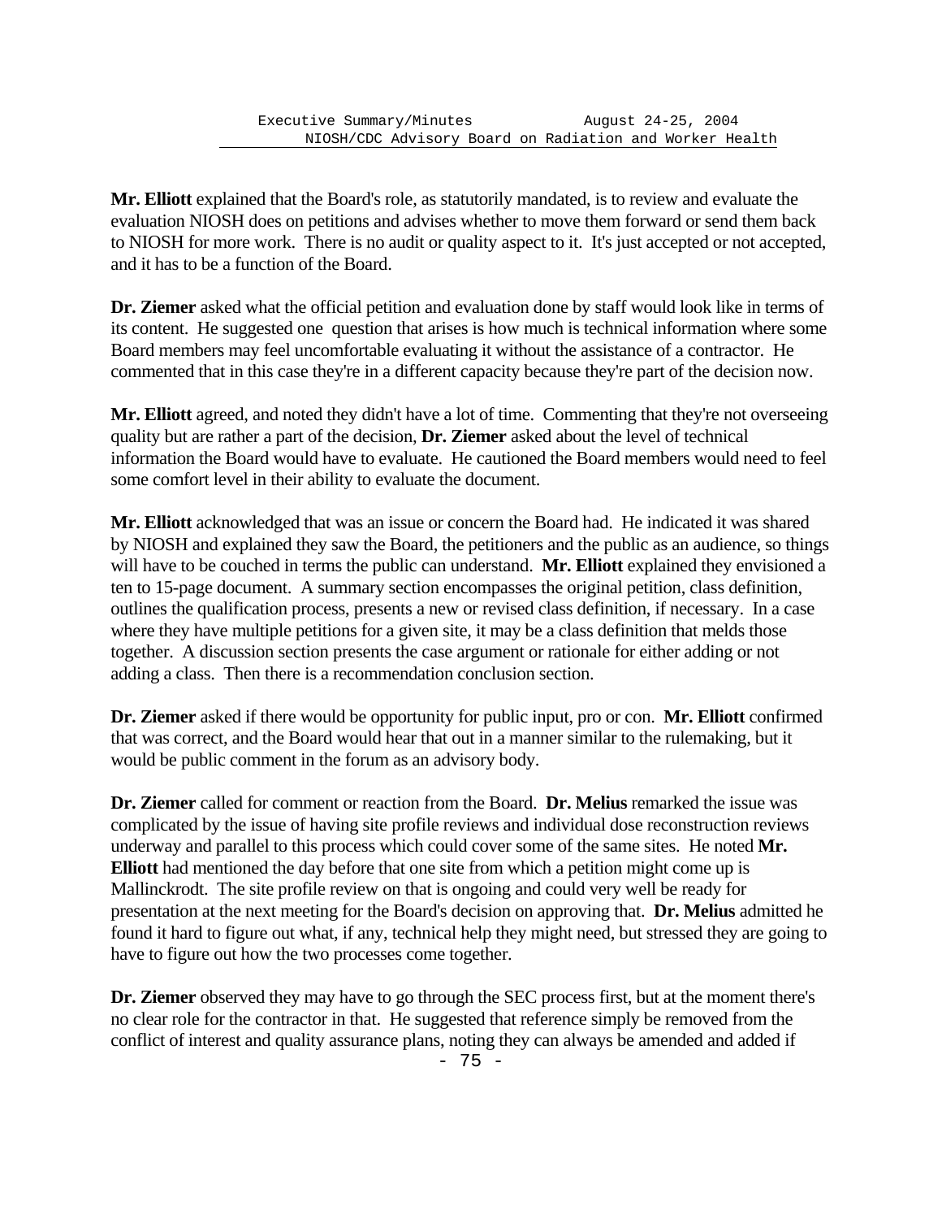**Mr. Elliott** explained that the Board's role, as statutorily mandated, is to review and evaluate the evaluation NIOSH does on petitions and advises whether to move them forward or send them back to NIOSH for more work. There is no audit or quality aspect to it. It's just accepted or not accepted, and it has to be a function of the Board.

**Dr. Ziemer** asked what the official petition and evaluation done by staff would look like in terms of its content. He suggested one question that arises is how much is technical information where some Board members may feel uncomfortable evaluating it without the assistance of a contractor. He commented that in this case they're in a different capacity because they're part of the decision now.

**Mr. Elliott** agreed, and noted they didn't have a lot of time. Commenting that they're not overseeing quality but are rather a part of the decision, **Dr. Ziemer** asked about the level of technical information the Board would have to evaluate. He cautioned the Board members would need to feel some comfort level in their ability to evaluate the document.

**Mr. Elliott** acknowledged that was an issue or concern the Board had. He indicated it was shared by NIOSH and explained they saw the Board, the petitioners and the public as an audience, so things will have to be couched in terms the public can understand. **Mr. Elliott** explained they envisioned a ten to 15-page document. A summary section encompasses the original petition, class definition, outlines the qualification process, presents a new or revised class definition, if necessary. In a case where they have multiple petitions for a given site, it may be a class definition that melds those together. A discussion section presents the case argument or rationale for either adding or not adding a class. Then there is a recommendation conclusion section.

**Dr. Ziemer** asked if there would be opportunity for public input, pro or con. **Mr. Elliott** confirmed that was correct, and the Board would hear that out in a manner similar to the rulemaking, but it would be public comment in the forum as an advisory body.

**Dr. Ziemer** called for comment or reaction from the Board. **Dr. Melius** remarked the issue was complicated by the issue of having site profile reviews and individual dose reconstruction reviews underway and parallel to this process which could cover some of the same sites. He noted **Mr. Elliott** had mentioned the day before that one site from which a petition might come up is Mallinckrodt. The site profile review on that is ongoing and could very well be ready for presentation at the next meeting for the Board's decision on approving that. **Dr. Melius** admitted he found it hard to figure out what, if any, technical help they might need, but stressed they are going to have to figure out how the two processes come together.

**Dr. Ziemer** observed they may have to go through the SEC process first, but at the moment there's no clear role for the contractor in that. He suggested that reference simply be removed from the conflict of interest and quality assurance plans, noting they can always be amended and added if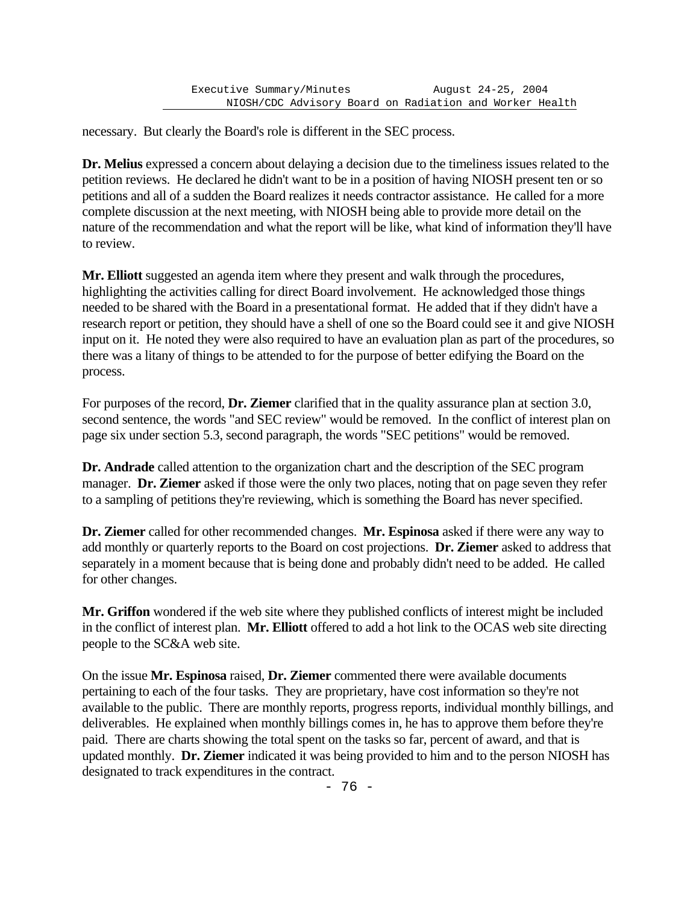necessary. But clearly the Board's role is different in the SEC process.

**Dr. Melius** expressed a concern about delaying a decision due to the timeliness issues related to the petition reviews. He declared he didn't want to be in a position of having NIOSH present ten or so petitions and all of a sudden the Board realizes it needs contractor assistance. He called for a more complete discussion at the next meeting, with NIOSH being able to provide more detail on the nature of the recommendation and what the report will be like, what kind of information they'll have to review.

**Mr. Elliott** suggested an agenda item where they present and walk through the procedures, highlighting the activities calling for direct Board involvement. He acknowledged those things needed to be shared with the Board in a presentational format. He added that if they didn't have a research report or petition, they should have a shell of one so the Board could see it and give NIOSH input on it. He noted they were also required to have an evaluation plan as part of the procedures, so there was a litany of things to be attended to for the purpose of better edifying the Board on the process.

For purposes of the record, **Dr. Ziemer** clarified that in the quality assurance plan at section 3.0, second sentence, the words "and SEC review" would be removed. In the conflict of interest plan on page six under section 5.3, second paragraph, the words "SEC petitions" would be removed.

**Dr. Andrade** called attention to the organization chart and the description of the SEC program manager. **Dr. Ziemer** asked if those were the only two places, noting that on page seven they refer to a sampling of petitions they're reviewing, which is something the Board has never specified.

**Dr. Ziemer** called for other recommended changes. **Mr. Espinosa** asked if there were any way to add monthly or quarterly reports to the Board on cost projections. **Dr. Ziemer** asked to address that separately in a moment because that is being done and probably didn't need to be added. He called for other changes.

**Mr. Griffon** wondered if the web site where they published conflicts of interest might be included in the conflict of interest plan. **Mr. Elliott** offered to add a hot link to the OCAS web site directing people to the SC&A web site.

On the issue **Mr. Espinosa** raised, **Dr. Ziemer** commented there were available documents pertaining to each of the four tasks. They are proprietary, have cost information so they're not available to the public. There are monthly reports, progress reports, individual monthly billings, and deliverables. He explained when monthly billings comes in, he has to approve them before they're paid. There are charts showing the total spent on the tasks so far, percent of award, and that is updated monthly. **Dr. Ziemer** indicated it was being provided to him and to the person NIOSH has designated to track expenditures in the contract.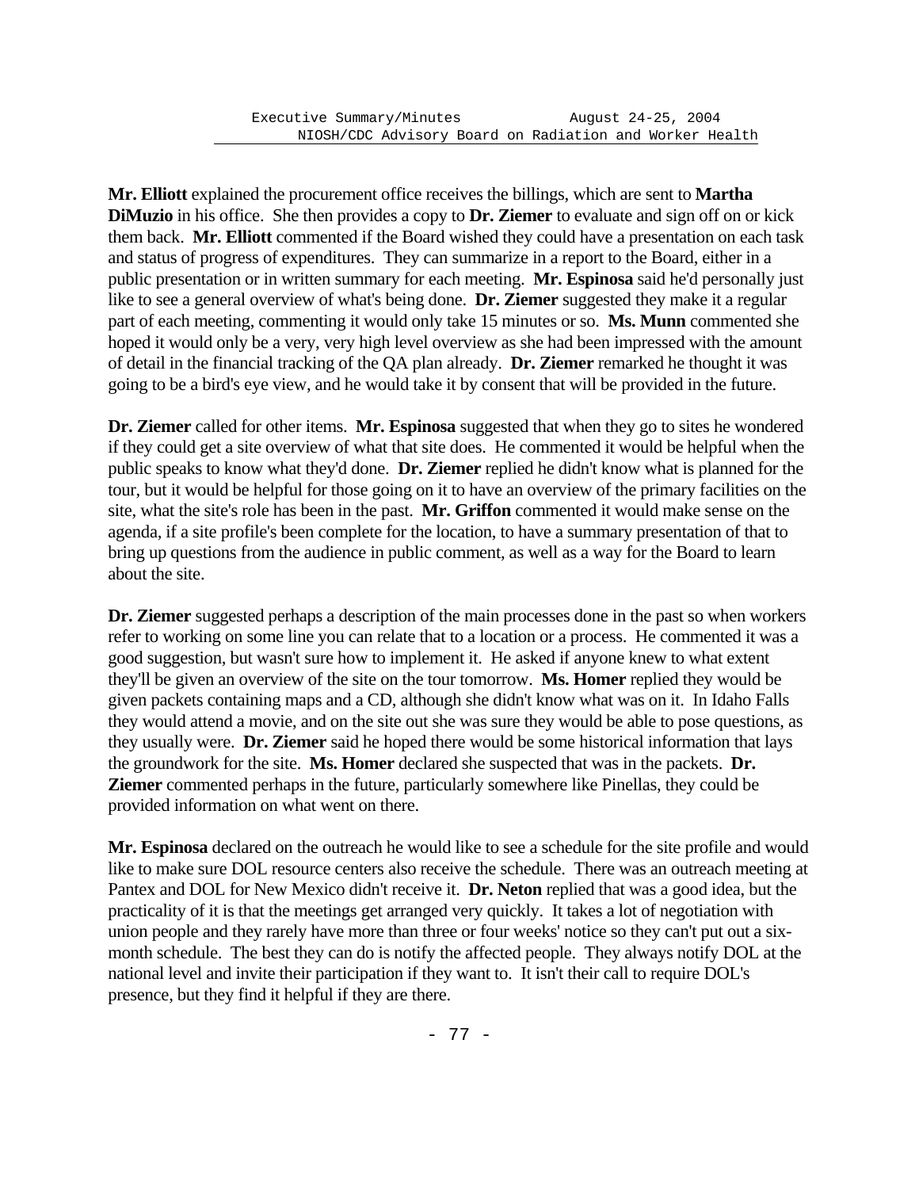**Mr. Elliott** explained the procurement office receives the billings, which are sent to **Martha DiMuzio** in his office. She then provides a copy to **Dr. Ziemer** to evaluate and sign off on or kick them back. **Mr. Elliott** commented if the Board wished they could have a presentation on each task and status of progress of expenditures. They can summarize in a report to the Board, either in a public presentation or in written summary for each meeting. **Mr. Espinosa** said he'd personally just like to see a general overview of what's being done. **Dr. Ziemer** suggested they make it a regular part of each meeting, commenting it would only take 15 minutes or so. **Ms. Munn** commented she hoped it would only be a very, very high level overview as she had been impressed with the amount of detail in the financial tracking of the QA plan already. **Dr. Ziemer** remarked he thought it was going to be a bird's eye view, and he would take it by consent that will be provided in the future.

**Dr. Ziemer** called for other items. **Mr. Espinosa** suggested that when they go to sites he wondered if they could get a site overview of what that site does. He commented it would be helpful when the public speaks to know what they'd done. **Dr. Ziemer** replied he didn't know what is planned for the tour, but it would be helpful for those going on it to have an overview of the primary facilities on the site, what the site's role has been in the past. **Mr. Griffon** commented it would make sense on the agenda, if a site profile's been complete for the location, to have a summary presentation of that to bring up questions from the audience in public comment, as well as a way for the Board to learn about the site.

**Dr. Ziemer** suggested perhaps a description of the main processes done in the past so when workers refer to working on some line you can relate that to a location or a process. He commented it was a good suggestion, but wasn't sure how to implement it. He asked if anyone knew to what extent they'll be given an overview of the site on the tour tomorrow. **Ms. Homer** replied they would be given packets containing maps and a CD, although she didn't know what was on it. In Idaho Falls they would attend a movie, and on the site out she was sure they would be able to pose questions, as they usually were. **Dr. Ziemer** said he hoped there would be some historical information that lays the groundwork for the site. **Ms. Homer** declared she suspected that was in the packets. **Dr. Ziemer** commented perhaps in the future, particularly somewhere like Pinellas, they could be provided information on what went on there.

**Mr. Espinosa** declared on the outreach he would like to see a schedule for the site profile and would like to make sure DOL resource centers also receive the schedule. There was an outreach meeting at Pantex and DOL for New Mexico didn't receive it. **Dr. Neton** replied that was a good idea, but the practicality of it is that the meetings get arranged very quickly. It takes a lot of negotiation with union people and they rarely have more than three or four weeks' notice so they can't put out a six-month schedule. The best they can do is notify the affected people. They always notify DOL at the national level and invite their participation if they want to. It isn't their call to require DOL's presence, but they find it helpful if they are there.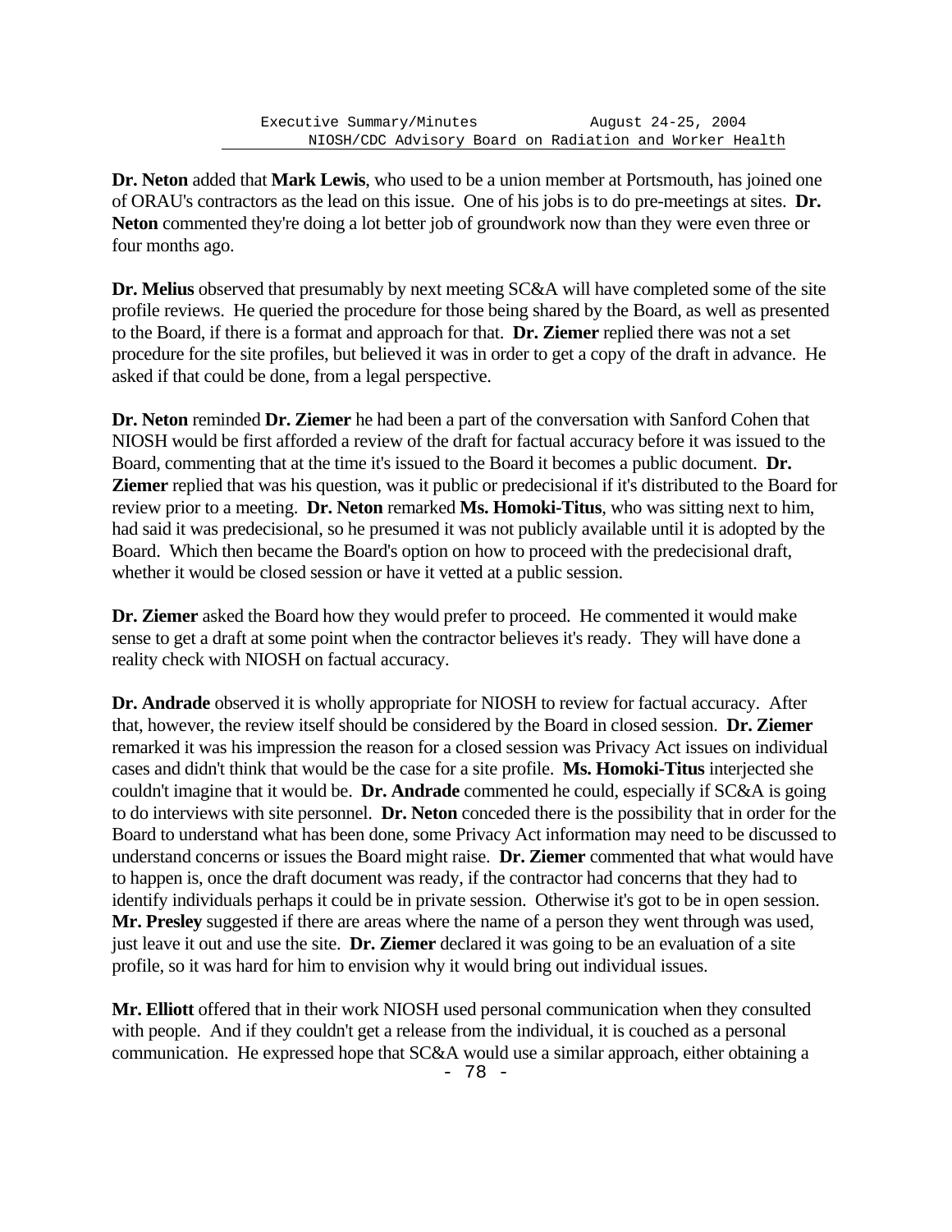**Dr. Neton** added that **Mark Lewis**, who used to be a union member at Portsmouth, has joined one of ORAU's contractors as the lead on this issue. One of his jobs is to do pre-meetings at sites. **Dr. Neton** commented they're doing a lot better job of groundwork now than they were even three or four months ago.

**Dr. Melius** observed that presumably by next meeting SC&A will have completed some of the site profile reviews. He queried the procedure for those being shared by the Board, as well as presented to the Board, if there is a format and approach for that. **Dr. Ziemer** replied there was not a set procedure for the site profiles, but believed it was in order to get a copy of the draft in advance. He asked if that could be done, from a legal perspective.

**Dr. Neton** reminded **Dr. Ziemer** he had been a part of the conversation with Sanford Cohen that NIOSH would be first afforded a review of the draft for factual accuracy before it was issued to the Board, commenting that at the time it's issued to the Board it becomes a public document. **Dr. Ziemer** replied that was his question, was it public or predecisional if it's distributed to the Board for review prior to a meeting. **Dr. Neton** remarked **Ms. Homoki-Titus**, who was sitting next to him, had said it was predecisional, so he presumed it was not publicly available until it is adopted by the Board. Which then became the Board's option on how to proceed with the predecisional draft, whether it would be closed session or have it vetted at a public session.

**Dr. Ziemer** asked the Board how they would prefer to proceed. He commented it would make sense to get a draft at some point when the contractor believes it's ready. They will have done a reality check with NIOSH on factual accuracy.

**Dr. Andrade** observed it is wholly appropriate for NIOSH to review for factual accuracy. After that, however, the review itself should be considered by the Board in closed session. **Dr. Ziemer** remarked it was his impression the reason for a closed session was Privacy Act issues on individual cases and didn't think that would be the case for a site profile. **Ms. Homoki-Titus** interjected she couldn't imagine that it would be. **Dr. Andrade** commented he could, especially if SC&A is going to do interviews with site personnel. **Dr. Neton** conceded there is the possibility that in order for the Board to understand what has been done, some Privacy Act information may need to be discussed to understand concerns or issues the Board might raise. **Dr. Ziemer** commented that what would have to happen is, once the draft document was ready, if the contractor had concerns that they had to identify individuals perhaps it could be in private session. Otherwise it's got to be in open session. **Mr. Presley** suggested if there are areas where the name of a person they went through was used, just leave it out and use the site. **Dr. Ziemer** declared it was going to be an evaluation of a site profile, so it was hard for him to envision why it would bring out individual issues.

**Mr. Elliott** offered that in their work NIOSH used personal communication when they consulted with people. And if they couldn't get a release from the individual, it is couched as a personal communication. He expressed hope that SC&A would use a similar approach, either obtaining a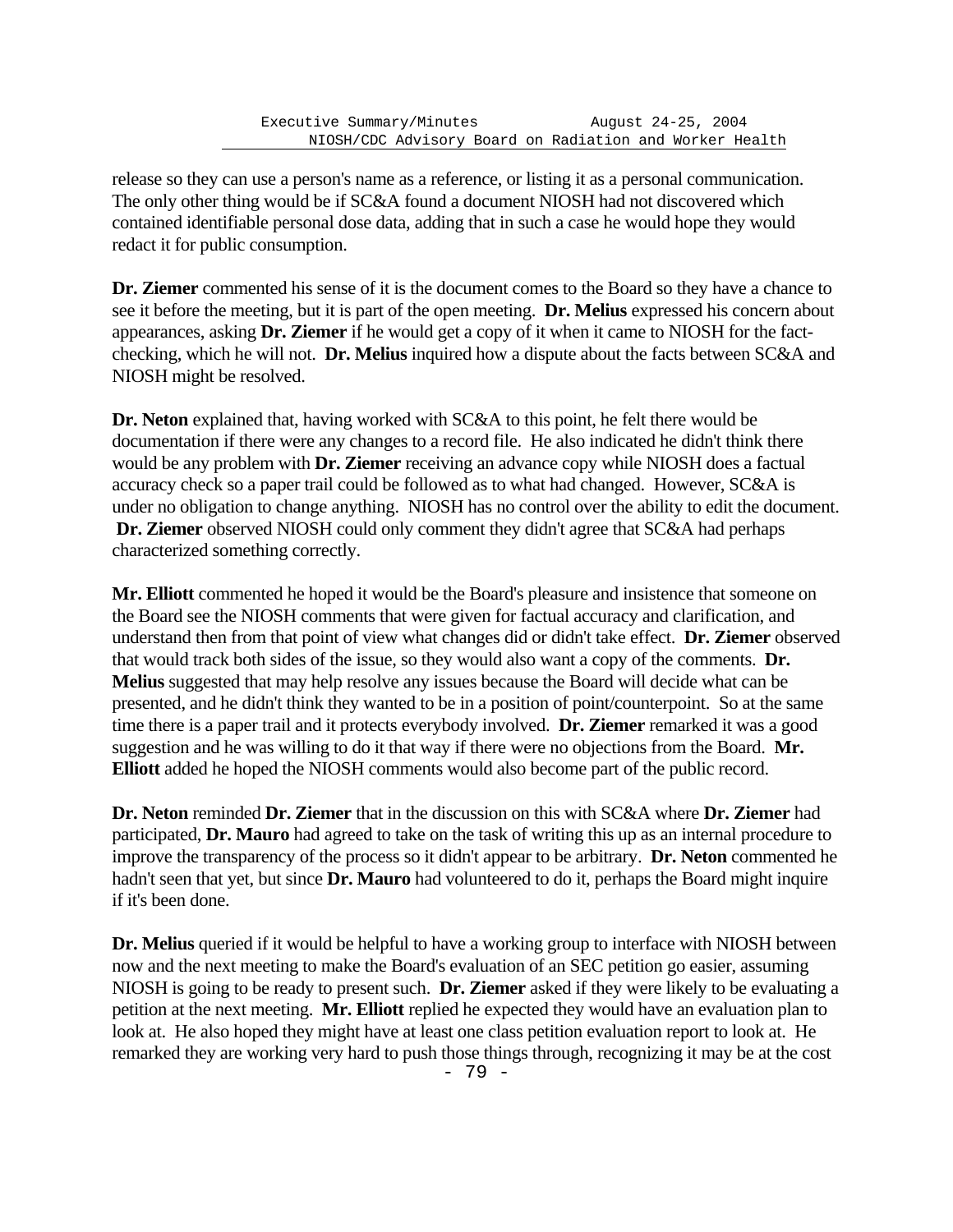release so they can use a person's name as a reference, or listing it as a personal communication. The only other thing would be if SC&A found a document NIOSH had not discovered which contained identifiable personal dose data, adding that in such a case he would hope they would redact it for public consumption.

**Dr. Ziemer** commented his sense of it is the document comes to the Board so they have a chance to see it before the meeting, but it is part of the open meeting. **Dr. Melius** expressed his concern about appearances, asking **Dr. Ziemer** if he would get a copy of it when it came to NIOSH for the fact-checking, which he will not. **Dr. Melius** inquired how a dispute about the facts between SC&A and NIOSH might be resolved.

**Dr. Neton** explained that, having worked with SC&A to this point, he felt there would be documentation if there were any changes to a record file. He also indicated he didn't think there would be any problem with **Dr. Ziemer** receiving an advance copy while NIOSH does a factual accuracy check so a paper trail could be followed as to what had changed. However, SC&A is under no obligation to change anything. NIOSH has no control over the ability to edit the document. **Dr. Ziemer** observed NIOSH could only comment they didn't agree that SC&A had perhaps characterized something correctly.

**Mr. Elliott** commented he hoped it would be the Board's pleasure and insistence that someone on the Board see the NIOSH comments that were given for factual accuracy and clarification, and understand then from that point of view what changes did or didn't take effect. **Dr. Ziemer** observed that would track both sides of the issue, so they would also want a copy of the comments. **Dr. Melius** suggested that may help resolve any issues because the Board will decide what can be presented, and he didn't think they wanted to be in a position of point/counterpoint. So at the same time there is a paper trail and it protects everybody involved. **Dr. Ziemer** remarked it was a good suggestion and he was willing to do it that way if there were no objections from the Board. **Mr. Elliott** added he hoped the NIOSH comments would also become part of the public record.

**Dr. Neton** reminded **Dr. Ziemer** that in the discussion on this with SC&A where **Dr. Ziemer** had participated, **Dr. Mauro** had agreed to take on the task of writing this up as an internal procedure to improve the transparency of the process so it didn't appear to be arbitrary. **Dr. Neton** commented he hadn't seen that yet, but since **Dr. Mauro** had volunteered to do it, perhaps the Board might inquire if it's been done.

**Dr. Melius** queried if it would be helpful to have a working group to interface with NIOSH between now and the next meeting to make the Board's evaluation of an SEC petition go easier, assuming NIOSH is going to be ready to present such. **Dr. Ziemer** asked if they were likely to be evaluating a petition at the next meeting. **Mr. Elliott** replied he expected they would have an evaluation plan to look at. He also hoped they might have at least one class petition evaluation report to look at. He remarked they are working very hard to push those things through, recognizing it may be at the cost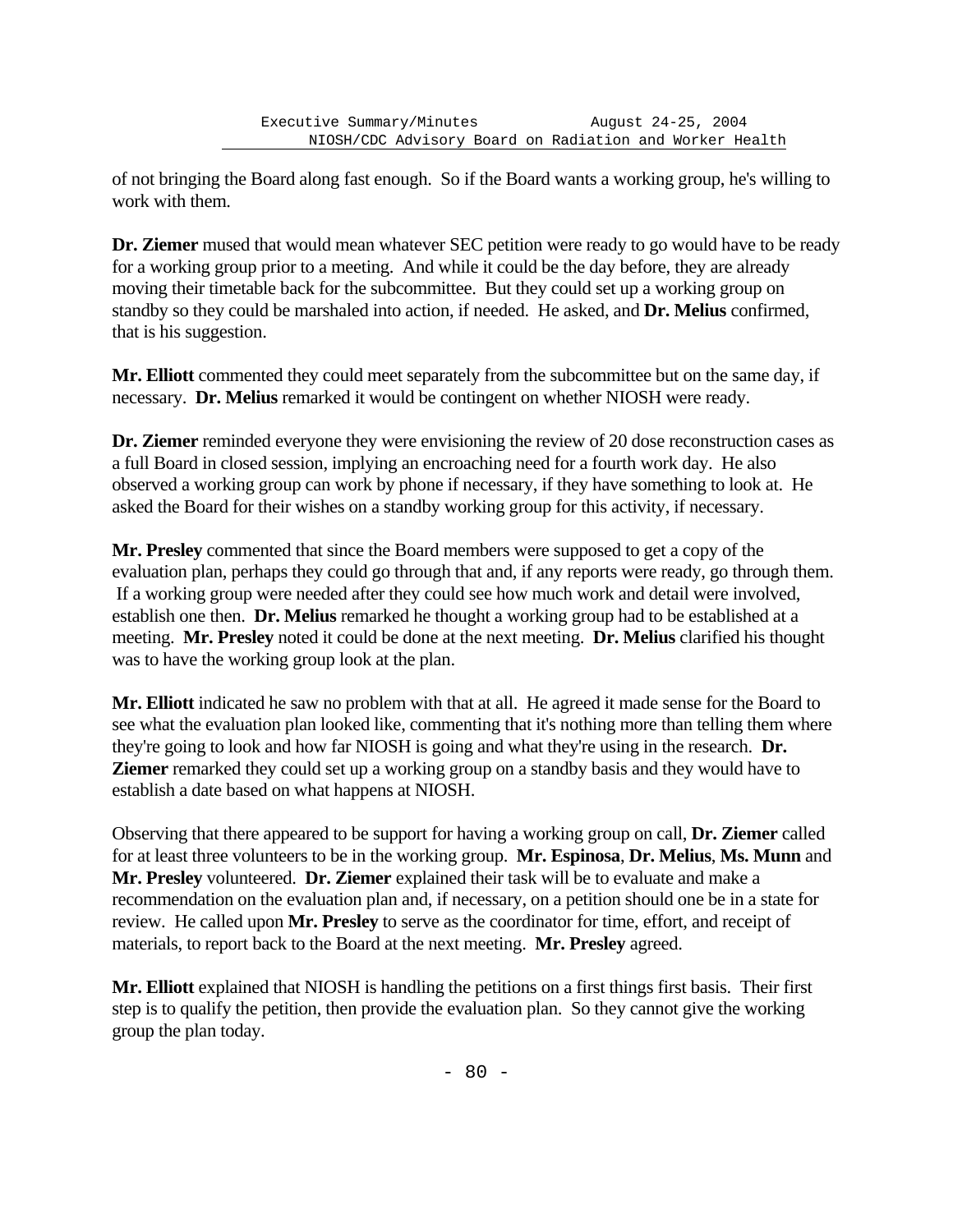of not bringing the Board along fast enough. So if the Board wants a working group, he's willing to work with them.

**Dr. Ziemer** mused that would mean whatever SEC petition were ready to go would have to be ready for a working group prior to a meeting. And while it could be the day before, they are already moving their timetable back for the subcommittee. But they could set up a working group on standby so they could be marshaled into action, if needed. He asked, and **Dr. Melius** confirmed, that is his suggestion.

**Mr. Elliott** commented they could meet separately from the subcommittee but on the same day, if necessary. **Dr. Melius** remarked it would be contingent on whether NIOSH were ready.

**Dr. Ziemer** reminded everyone they were envisioning the review of 20 dose reconstruction cases as a full Board in closed session, implying an encroaching need for a fourth work day. He also observed a working group can work by phone if necessary, if they have something to look at. He asked the Board for their wishes on a standby working group for this activity, if necessary.

**Mr. Presley** commented that since the Board members were supposed to get a copy of the evaluation plan, perhaps they could go through that and, if any reports were ready, go through them. If a working group were needed after they could see how much work and detail were involved, establish one then. **Dr. Melius** remarked he thought a working group had to be established at a meeting. **Mr. Presley** noted it could be done at the next meeting. **Dr. Melius** clarified his thought was to have the working group look at the plan.

**Mr. Elliott** indicated he saw no problem with that at all. He agreed it made sense for the Board to see what the evaluation plan looked like, commenting that it's nothing more than telling them where they're going to look and how far NIOSH is going and what they're using in the research. **Dr. Ziemer** remarked they could set up a working group on a standby basis and they would have to establish a date based on what happens at NIOSH.

Observing that there appeared to be support for having a working group on call, **Dr. Ziemer** called for at least three volunteers to be in the working group. **Mr. Espinosa**, **Dr. Melius**, **Ms. Munn** and **Mr. Presley** volunteered. **Dr. Ziemer** explained their task will be to evaluate and make a recommendation on the evaluation plan and, if necessary, on a petition should one be in a state for review. He called upon **Mr. Presley** to serve as the coordinator for time, effort, and receipt of materials, to report back to the Board at the next meeting. **Mr. Presley** agreed.

**Mr. Elliott** explained that NIOSH is handling the petitions on a first things first basis. Their first step is to qualify the petition, then provide the evaluation plan. So they cannot give the working group the plan today.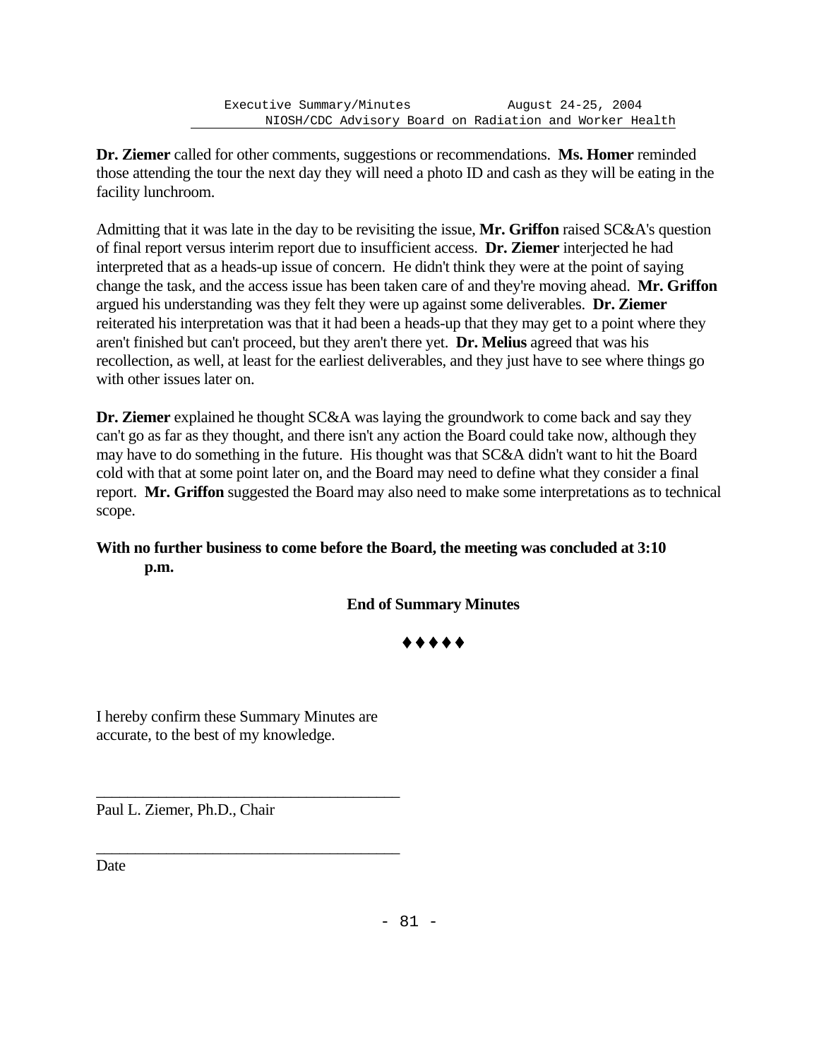**Dr. Ziemer** called for other comments, suggestions or recommendations. **Ms. Homer** reminded those attending the tour the next day they will need a photo ID and cash as they will be eating in the facility lunchroom.

Admitting that it was late in the day to be revisiting the issue, **Mr. Griffon** raised SC&A's question of final report versus interim report due to insufficient access. **Dr. Ziemer** interjected he had interpreted that as a heads-up issue of concern. He didn't think they were at the point of saying change the task, and the access issue has been taken care of and they're moving ahead. **Mr. Griffon** argued his understanding was they felt they were up against some deliverables. **Dr. Ziemer** reiterated his interpretation was that it had been a heads-up that they may get to a point where they aren't finished but can't proceed, but they aren't there yet. **Dr. Melius** agreed that was his recollection, as well, at least for the earliest deliverables, and they just have to see where things go with other issues later on.

**Dr. Ziemer** explained he thought SC&A was laying the groundwork to come back and say they can't go as far as they thought, and there isn't any action the Board could take now, although they may have to do something in the future. His thought was that SC&A didn't want to hit the Board cold with that at some point later on, and the Board may need to define what they consider a final report. **Mr. Griffon** suggested the Board may also need to make some interpretations as to technical scope.

**With no further business to come before the Board, the meeting was concluded at 3:10 p.m.**

**End of Summary Minutes**

♦♦♦♦♦

I hereby confirm these Summary Minutes are accurate, to the best of my knowledge.

\_\_\_\_\_\_\_\_\_\_\_\_\_\_\_\_\_\_\_\_\_\_\_\_\_\_\_\_\_\_\_\_\_\_\_\_\_\_

Paul L. Ziemer, Ph.D., Chair

\_\_\_\_\_\_\_\_\_\_\_\_\_\_\_\_\_\_\_\_\_\_\_\_\_\_\_\_\_\_\_\_\_\_\_\_\_\_

Date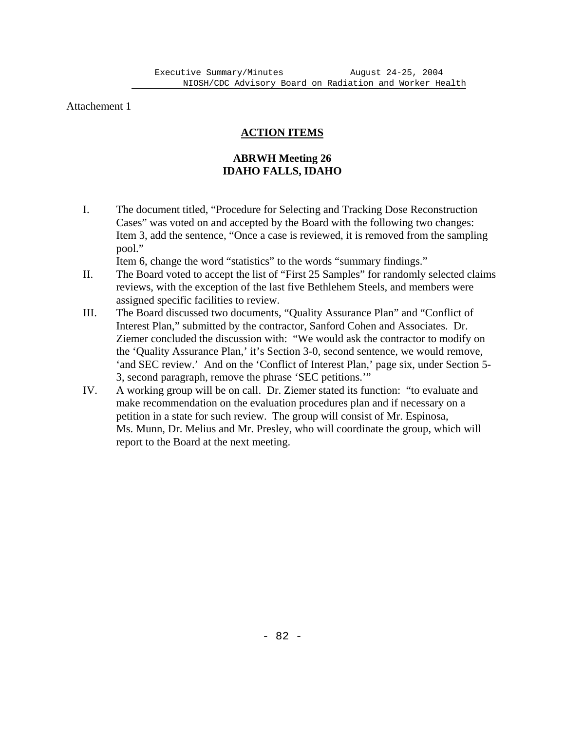Attachement 1

## ACTION ITEMS

### ABRWH Meeting 26
### IDAHO FALLS, IDAHO

I. The document titled, “Procedure for Selecting and Tracking Dose Reconstruction Cases” was voted on and accepted by the Board with the following two changes: Item 3, add the sentence, “Once a case is reviewed, it is removed from the sampling pool.”
   Item 6, change the word “statistics” to the words “summary findings.”

II. The Board voted to accept the list of “First 25 Samples” for randomly selected claims reviews, with the exception of the last five Bethlehem Steels, and members were assigned specific facilities to review.

III. The Board discussed two documents, “Quality Assurance Plan” and “Conflict of Interest Plan,” submitted by the contractor, Sanford Cohen and Associates. Dr. Ziemer concluded the discussion with: “We would ask the contractor to modify on the ‘Quality Assurance Plan,’ it’s Section 3-0, second sentence, we would remove, ‘and SEC review.’ And on the ‘Conflict of Interest Plan,’ page six, under Section 5-3, second paragraph, remove the phrase ‘SEC petitions.’”

IV. A working group will be on call. Dr. Ziemer stated its function: “to evaluate and make recommendation on the evaluation procedures plan and if necessary on a petition in a state for such review. The group will consist of Mr. Espinosa, Ms. Munn, Dr. Melius and Mr. Presley, who will coordinate the group, which will report to the Board at the next meeting.